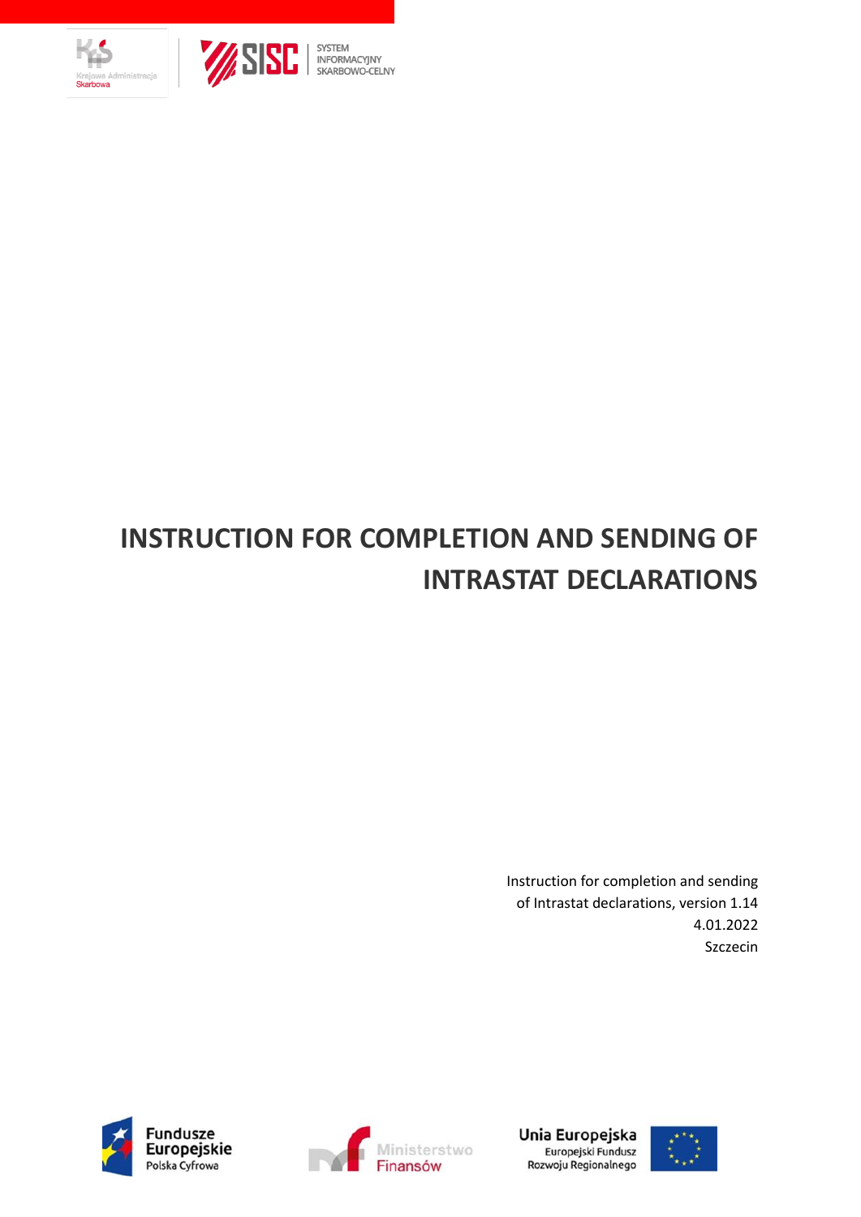# INSTRUCTION FOR COMPLETION AND SENDING OF INTRASTAT DECLARATIONS

Instruction for completion and sending of Intrastat declarations, version 1.14

4.01.2022

Szczecin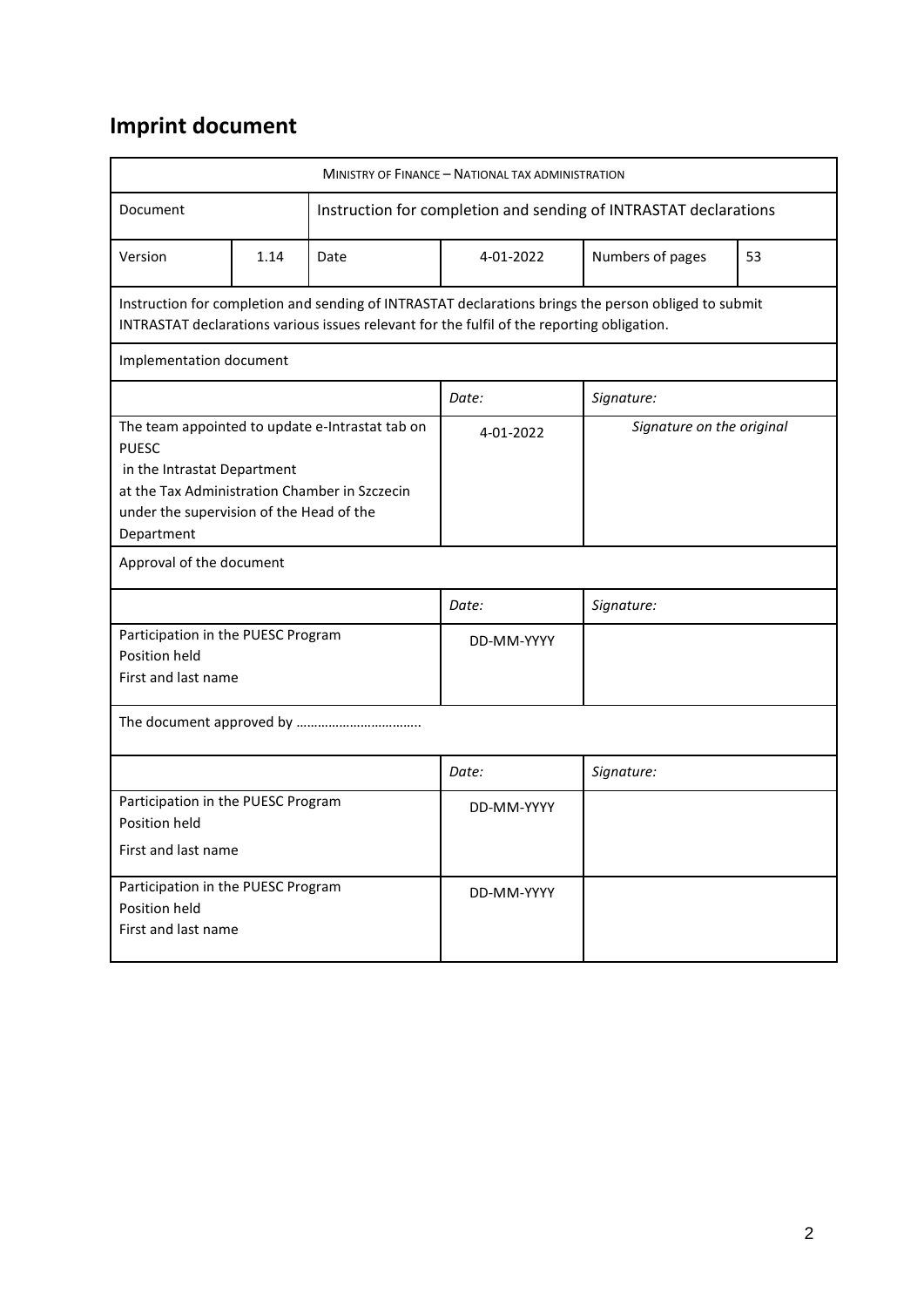# Imprint document

| MINISTRY OF FINANCE – NATIONAL TAX ADMINISTRATION | | | | | |
|---|---|---|---|---|---|
| Document | | Instruction for completion and sending of INTRASTAT declarations | | | |
| Version | 1.14 | Date | 4-01-2022 | Numbers of pages | 53 |
| Instruction for completion and sending of INTRASTAT declarations brings the person obliged to submit INTRASTAT declarations various issues relevant for the fulfil of the reporting obligation. | | | | | |
| Implementation document | | | | | |
| | | | *Date:* | *Signature:* | |
| The team appointed to update e-Intrastat tab on PUESC in the Intrastat Department at the Tax Administration Chamber in Szczecin under the supervision of the Head of the Department | | | 4-01-2022 | *Signature on the original* | |
| Approval of the document | | | | | |
| | | | *Date:* | *Signature:* | |
| Participation in the PUESC Program<br>Position held<br>First and last name | | | DD-MM-YYYY | | |
| The document approved by …………………………… | | | | | |
| | | | *Date:* | *Signature:* | |
| Participation in the PUESC Program<br>Position held<br>First and last name | | | DD-MM-YYYY | | |
| Participation in the PUESC Program<br>Position held<br>First and last name | | | DD-MM-YYYY | | |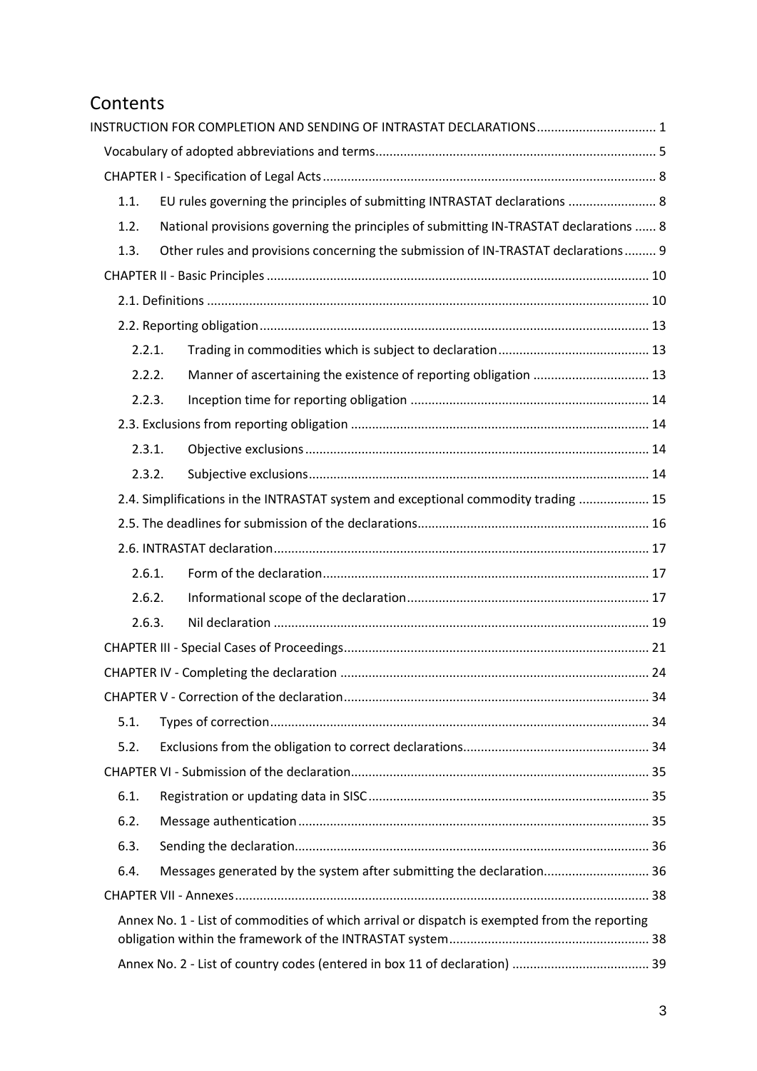# Contents

INSTRUCTION FOR COMPLETION AND SENDING OF INTRASTAT DECLARATIONS .................................. 1

- Vocabulary of adopted abbreviations and terms ................................................................................ 5
- CHAPTER I - Specification of Legal Acts ............................................................................................ 8
  - 1.1. EU rules governing the principles of submitting INTRASTAT declarations ......................... 8
  - 1.2. National provisions governing the principles of submitting IN-TRASTAT declarations ...... 8
  - 1.3. Other rules and provisions concerning the submission of IN-TRASTAT declarations ......... 9
- CHAPTER II - Basic Principles ............................................................................................................ 10
  - 2.1. Definitions ............................................................................................................................. 10
  - 2.2. Reporting obligation .............................................................................................................. 13
    - 2.2.1. Trading in commodities which is subject to declaration ........................................... 13
    - 2.2.2. Manner of ascertaining the existence of reporting obligation ................................. 13
    - 2.2.3. Inception time for reporting obligation .................................................................... 14
  - 2.3. Exclusions from reporting obligation .................................................................................... 14
    - 2.3.1. Objective exclusions ................................................................................................. 14
    - 2.3.2. Subjective exclusions ................................................................................................ 14
  - 2.4. Simplifications in the INTRASTAT system and exceptional commodity trading .................... 15
  - 2.5. The deadlines for submission of the declarations .................................................................. 16
  - 2.6. INTRASTAT declaration .......................................................................................................... 17
    - 2.6.1. Form of the declaration ............................................................................................ 17
    - 2.6.2. Informational scope of the declaration .................................................................... 17
    - 2.6.3. Nil declaration .......................................................................................................... 19
- CHAPTER III - Special Cases of Proceedings ...................................................................................... 21
- CHAPTER IV - Completing the declaration ........................................................................................ 24
- CHAPTER V - Correction of the declaration ....................................................................................... 34
  - 5.1. Types of correction ........................................................................................................... 34
  - 5.2. Exclusions from the obligation to correct declarations ..................................................... 34
- CHAPTER VI - Submission of the declaration ..................................................................................... 35
  - 6.1. Registration or updating data in SISC ................................................................................ 35
  - 6.2. Message authentication ................................................................................................... 35
  - 6.3. Sending the declaration .................................................................................................... 36
  - 6.4. Messages generated by the system after submitting the declaration ............................. 36
- CHAPTER VII - Annexes ....................................................................................................................... 38
  - Annex No. 1 - List of commodities of which arrival or dispatch is exempted from the reporting obligation within the framework of the INTRASTAT system ......................................................... 38
  - Annex No. 2 - List of country codes (entered in box 11 of declaration) ....................................... 39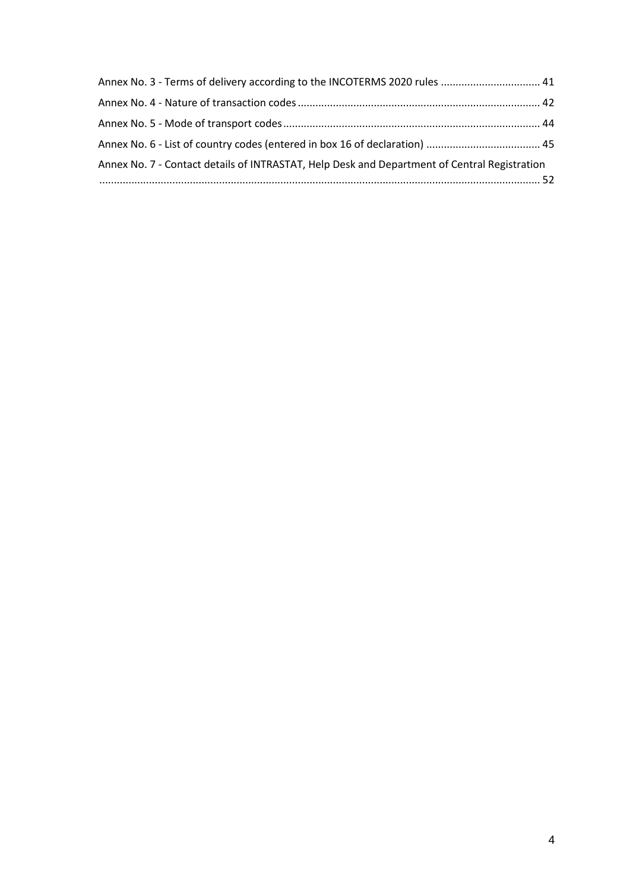Annex No. 3 - Terms of delivery according to the INCOTERMS 2020 rules .................................. 41

Annex No. 4 - Nature of transaction codes ................................................................................... 42

Annex No. 5 - Mode of transport codes ........................................................................................ 44

Annex No. 6 - List of country codes (entered in box 16 of declaration) ....................................... 45

Annex No. 7 - Contact details of INTRASTAT, Help Desk and Department of Central Registration ..................................................................................................................................................... 52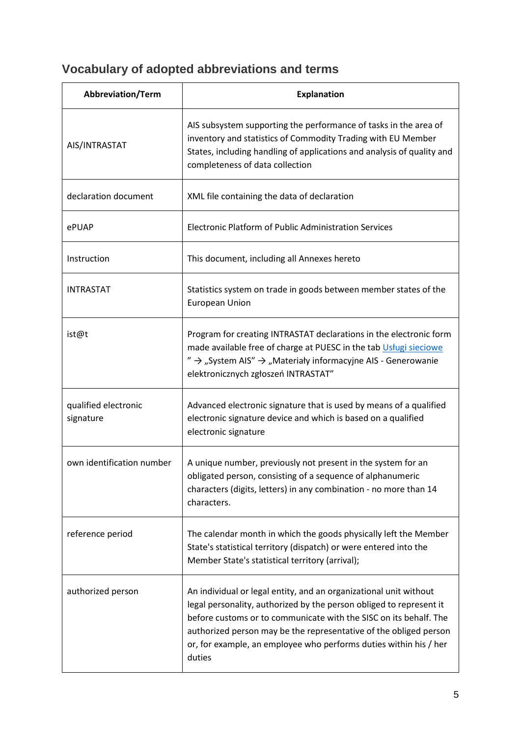## Vocabulary of adopted abbreviations and terms

| Abbreviation/Term | Explanation |
|---|---|
| AIS/INTRASTAT | AIS subsystem supporting the performance of tasks in the area of inventory and statistics of Commodity Trading with EU Member States, including handling of applications and analysis of quality and completeness of data collection |
| declaration document | XML file containing the data of declaration |
| ePUAP | Electronic Platform of Public Administration Services |
| Instruction | This document, including all Annexes hereto |
| INTRASTAT | Statistics system on trade in goods between member states of the European Union |
| ist@t | Program for creating INTRASTAT declarations in the electronic form made available free of charge at PUESC in the tab Usługi sieciowe " → „System AIS" → „Materiały informacyjne AIS - Generowanie elektronicznych zgłoszeń INTRASTAT" |
| qualified electronic signature | Advanced electronic signature that is used by means of a qualified electronic signature device and which is based on a qualified electronic signature |
| own identification number | A unique number, previously not present in the system for an obligated person, consisting of a sequence of alphanumeric characters (digits, letters) in any combination - no more than 14 characters. |
| reference period | The calendar month in which the goods physically left the Member State's statistical territory (dispatch) or were entered into the Member State's statistical territory (arrival); |
| authorized person | An individual or legal entity, and an organizational unit without legal personality, authorized by the person obliged to represent it before customs or to communicate with the SISC on its behalf. The authorized person may be the representative of the obliged person or, for example, an employee who performs duties within his / her duties |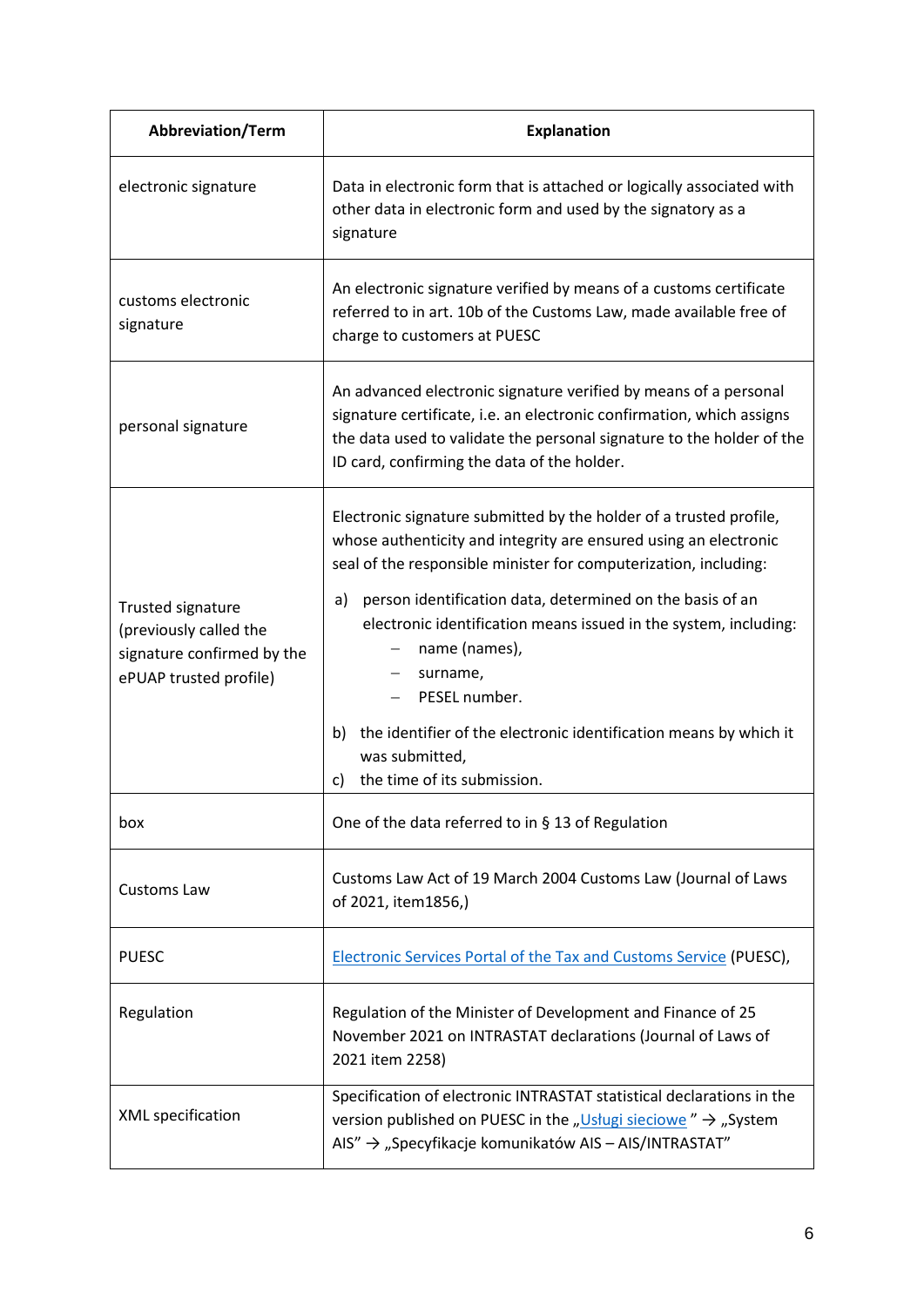| Abbreviation/Term | Explanation |
|---|---|
| electronic signature | Data in electronic form that is attached or logically associated with other data in electronic form and used by the signatory as a signature |
| customs electronic signature | An electronic signature verified by means of a customs certificate referred to in art. 10b of the Customs Law, made available free of charge to customers at PUESC |
| personal signature | An advanced electronic signature verified by means of a personal signature certificate, i.e. an electronic confirmation, which assigns the data used to validate the personal signature to the holder of the ID card, confirming the data of the holder. |
| Trusted signature (previously called the signature confirmed by the ePUAP trusted profile) | Electronic signature submitted by the holder of a trusted profile, whose authenticity and integrity are ensured using an electronic seal of the responsible minister for computerization, including:<br>a) person identification data, determined on the basis of an electronic identification means issued in the system, including:<br>– name (names),<br>– surname,<br>– PESEL number.<br>b) the identifier of the electronic identification means by which it was submitted,<br>c) the time of its submission. |
| box | One of the data referred to in § 13 of Regulation |
| Customs Law | Customs Law Act of 19 March 2004 Customs Law (Journal of Laws of 2021, item1856,) |
| PUESC | Electronic Services Portal of the Tax and Customs Service (PUESC), |
| Regulation | Regulation of the Minister of Development and Finance of 25 November 2021 on INTRASTAT declarations (Journal of Laws of 2021 item 2258) |
| XML specification | Specification of electronic INTRASTAT statistical declarations in the version published on PUESC in the „Usługi sieciowe " → „System AIS" → „Specyfikacje komunikatów AIS – AIS/INTRASTAT" |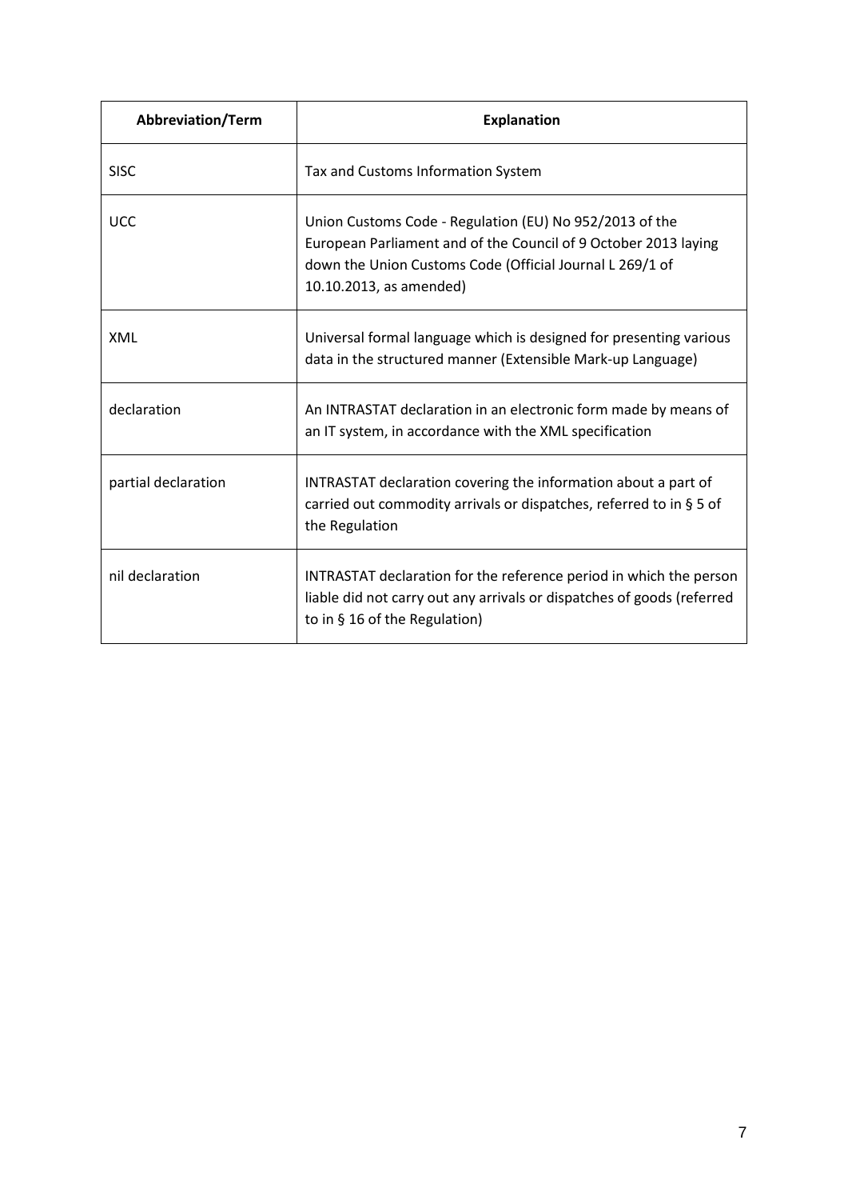| Abbreviation/Term | Explanation |
| --- | --- |
| SISC | Tax and Customs Information System |
| UCC | Union Customs Code - Regulation (EU) No 952/2013 of the European Parliament and of the Council of 9 October 2013 laying down the Union Customs Code (Official Journal L 269/1 of 10.10.2013, as amended) |
| XML | Universal formal language which is designed for presenting various data in the structured manner (Extensible Mark-up Language) |
| declaration | An INTRASTAT declaration in an electronic form made by means of an IT system, in accordance with the XML specification |
| partial declaration | INTRASTAT declaration covering the information about a part of carried out commodity arrivals or dispatches, referred to in § 5 of the Regulation |
| nil declaration | INTRASTAT declaration for the reference period in which the person liable did not carry out any arrivals or dispatches of goods (referred to in § 16 of the Regulation) |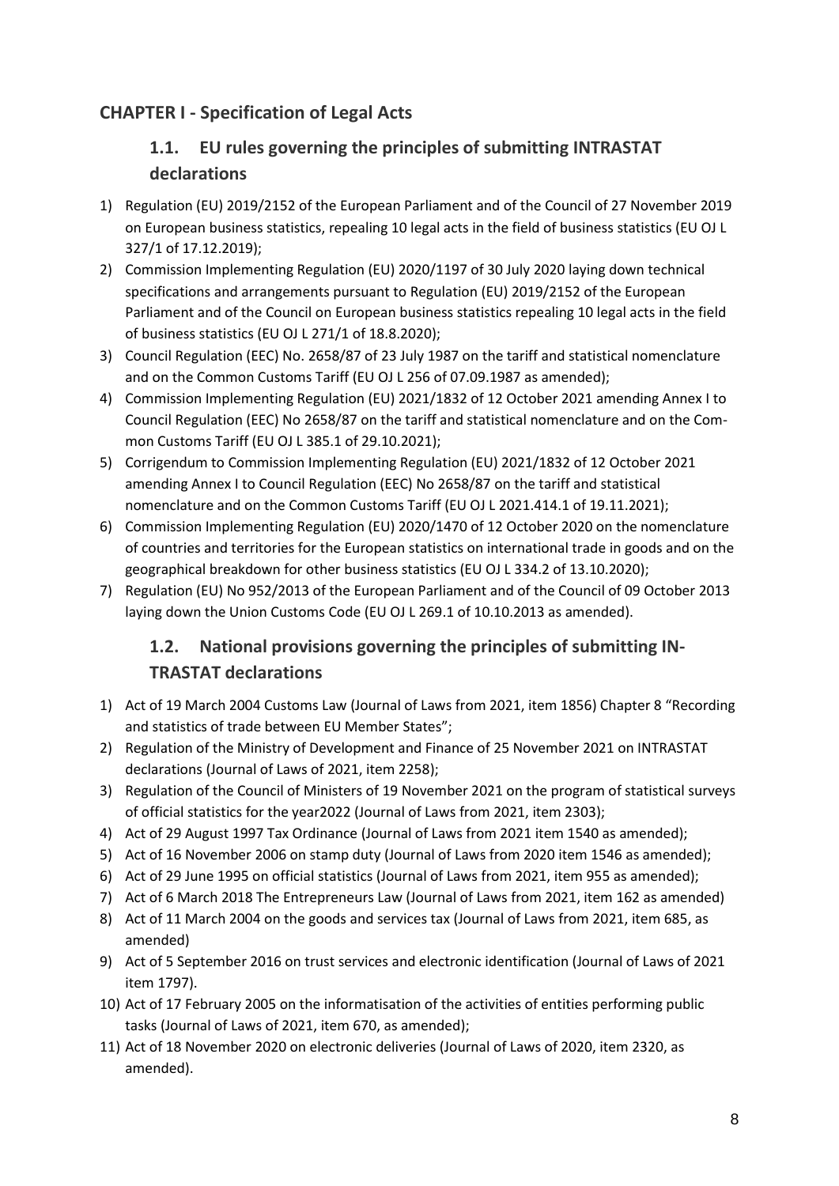## CHAPTER I - Specification of Legal Acts

### 1.1. EU rules governing the principles of submitting INTRASTAT declarations

1) Regulation (EU) 2019/2152 of the European Parliament and of the Council of 27 November 2019 on European business statistics, repealing 10 legal acts in the field of business statistics (EU OJ L 327/1 of 17.12.2019);
2) Commission Implementing Regulation (EU) 2020/1197 of 30 July 2020 laying down technical specifications and arrangements pursuant to Regulation (EU) 2019/2152 of the European Parliament and of the Council on European business statistics repealing 10 legal acts in the field of business statistics (EU OJ L 271/1 of 18.8.2020);
3) Council Regulation (EEC) No. 2658/87 of 23 July 1987 on the tariff and statistical nomenclature and on the Common Customs Tariff (EU OJ L 256 of 07.09.1987 as amended);
4) Commission Implementing Regulation (EU) 2021/1832 of 12 October 2021 amending Annex I to Council Regulation (EEC) No 2658/87 on the tariff and statistical nomenclature and on the Common Customs Tariff (EU OJ L 385.1 of 29.10.2021);
5) Corrigendum to Commission Implementing Regulation (EU) 2021/1832 of 12 October 2021 amending Annex I to Council Regulation (EEC) No 2658/87 on the tariff and statistical nomenclature and on the Common Customs Tariff (EU OJ L 2021.414.1 of 19.11.2021);
6) Commission Implementing Regulation (EU) 2020/1470 of 12 October 2020 on the nomenclature of countries and territories for the European statistics on international trade in goods and on the geographical breakdown for other business statistics (EU OJ L 334.2 of 13.10.2020);
7) Regulation (EU) No 952/2013 of the European Parliament and of the Council of 09 October 2013 laying down the Union Customs Code (EU OJ L 269.1 of 10.10.2013 as amended).

### 1.2. National provisions governing the principles of submitting INTRASTAT declarations

1) Act of 19 March 2004 Customs Law (Journal of Laws from 2021, item 1856) Chapter 8 "Recording and statistics of trade between EU Member States";
2) Regulation of the Ministry of Development and Finance of 25 November 2021 on INTRASTAT declarations (Journal of Laws of 2021, item 2258);
3) Regulation of the Council of Ministers of 19 November 2021 on the program of statistical surveys of official statistics for the year2022 (Journal of Laws from 2021, item 2303);
4) Act of 29 August 1997 Tax Ordinance (Journal of Laws from 2021 item 1540 as amended);
5) Act of 16 November 2006 on stamp duty (Journal of Laws from 2020 item 1546 as amended);
6) Act of 29 June 1995 on official statistics (Journal of Laws from 2021, item 955 as amended);
7) Act of 6 March 2018 The Entrepreneurs Law (Journal of Laws from 2021, item 162 as amended)
8) Act of 11 March 2004 on the goods and services tax (Journal of Laws from 2021, item 685, as amended)
9) Act of 5 September 2016 on trust services and electronic identification (Journal of Laws of 2021 item 1797).
10) Act of 17 February 2005 on the informatisation of the activities of entities performing public tasks (Journal of Laws of 2021, item 670, as amended);
11) Act of 18 November 2020 on electronic deliveries (Journal of Laws of 2020, item 2320, as amended).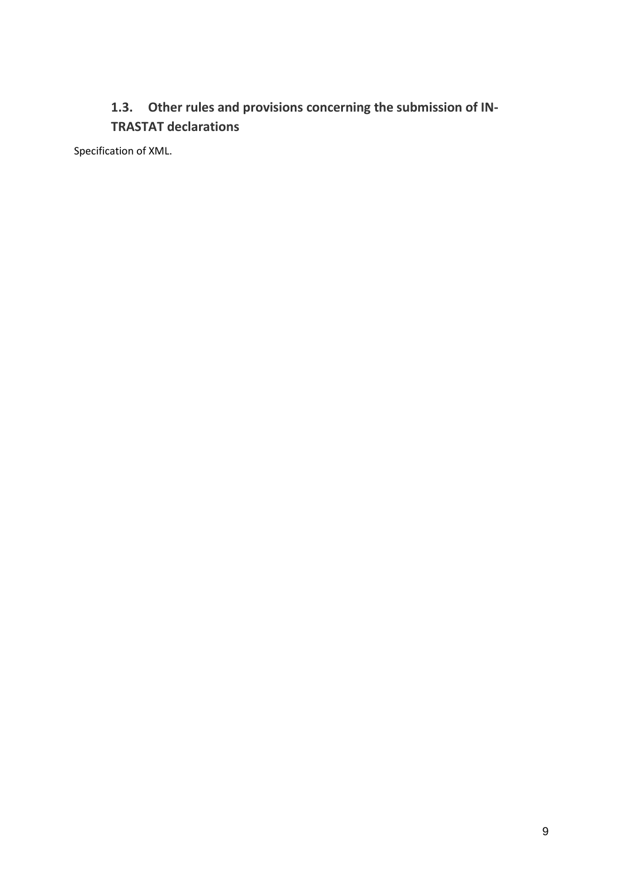## 1.3. Other rules and provisions concerning the submission of INTRASTAT declarations

Specification of XML.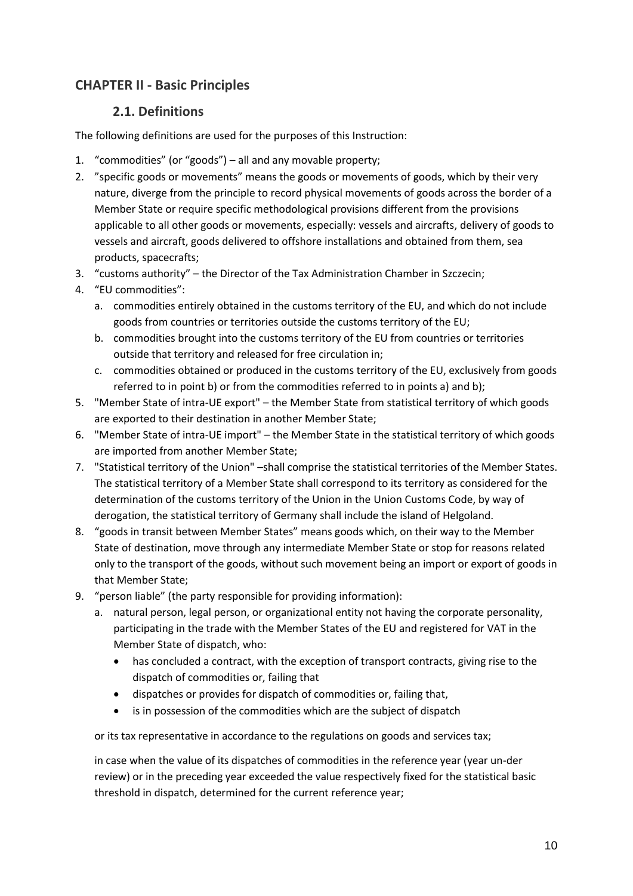## CHAPTER II - Basic Principles

### 2.1. Definitions

The following definitions are used for the purposes of this Instruction:

1. "commodities" (or "goods") – all and any movable property;
2. "specific goods or movements" means the goods or movements of goods, which by their very nature, diverge from the principle to record physical movements of goods across the border of a Member State or require specific methodological provisions different from the provisions applicable to all other goods or movements, especially: vessels and aircrafts, delivery of goods to vessels and aircraft, goods delivered to offshore installations and obtained from them, sea products, spacecrafts;
3. "customs authority" – the Director of the Tax Administration Chamber in Szczecin;
4. "EU commodities":
   a. commodities entirely obtained in the customs territory of the EU, and which do not include goods from countries or territories outside the customs territory of the EU;
   b. commodities brought into the customs territory of the EU from countries or territories outside that territory and released for free circulation in;
   c. commodities obtained or produced in the customs territory of the EU, exclusively from goods referred to in point b) or from the commodities referred to in points a) and b);
5. "Member State of intra-UE export" – the Member State from statistical territory of which goods are exported to their destination in another Member State;
6. "Member State of intra-UE import" – the Member State in the statistical territory of which goods are imported from another Member State;
7. "Statistical territory of the Union" –shall comprise the statistical territories of the Member States. The statistical territory of a Member State shall correspond to its territory as considered for the determination of the customs territory of the Union in the Union Customs Code, by way of derogation, the statistical territory of Germany shall include the island of Helgoland.
8. "goods in transit between Member States" means goods which, on their way to the Member State of destination, move through any intermediate Member State or stop for reasons related only to the transport of the goods, without such movement being an import or export of goods in that Member State;
9. "person liable" (the party responsible for providing information):
   a. natural person, legal person, or organizational entity not having the corporate personality, participating in the trade with the Member States of the EU and registered for VAT in the Member State of dispatch, who:
      - has concluded a contract, with the exception of transport contracts, giving rise to the dispatch of commodities or, failing that
      - dispatches or provides for dispatch of commodities or, failing that,
      - is in possession of the commodities which are the subject of dispatch

   or its tax representative in accordance to the regulations on goods and services tax;

   in case when the value of its dispatches of commodities in the reference year (year un-der review) or in the preceding year exceeded the value respectively fixed for the statistical basic threshold in dispatch, determined for the current reference year;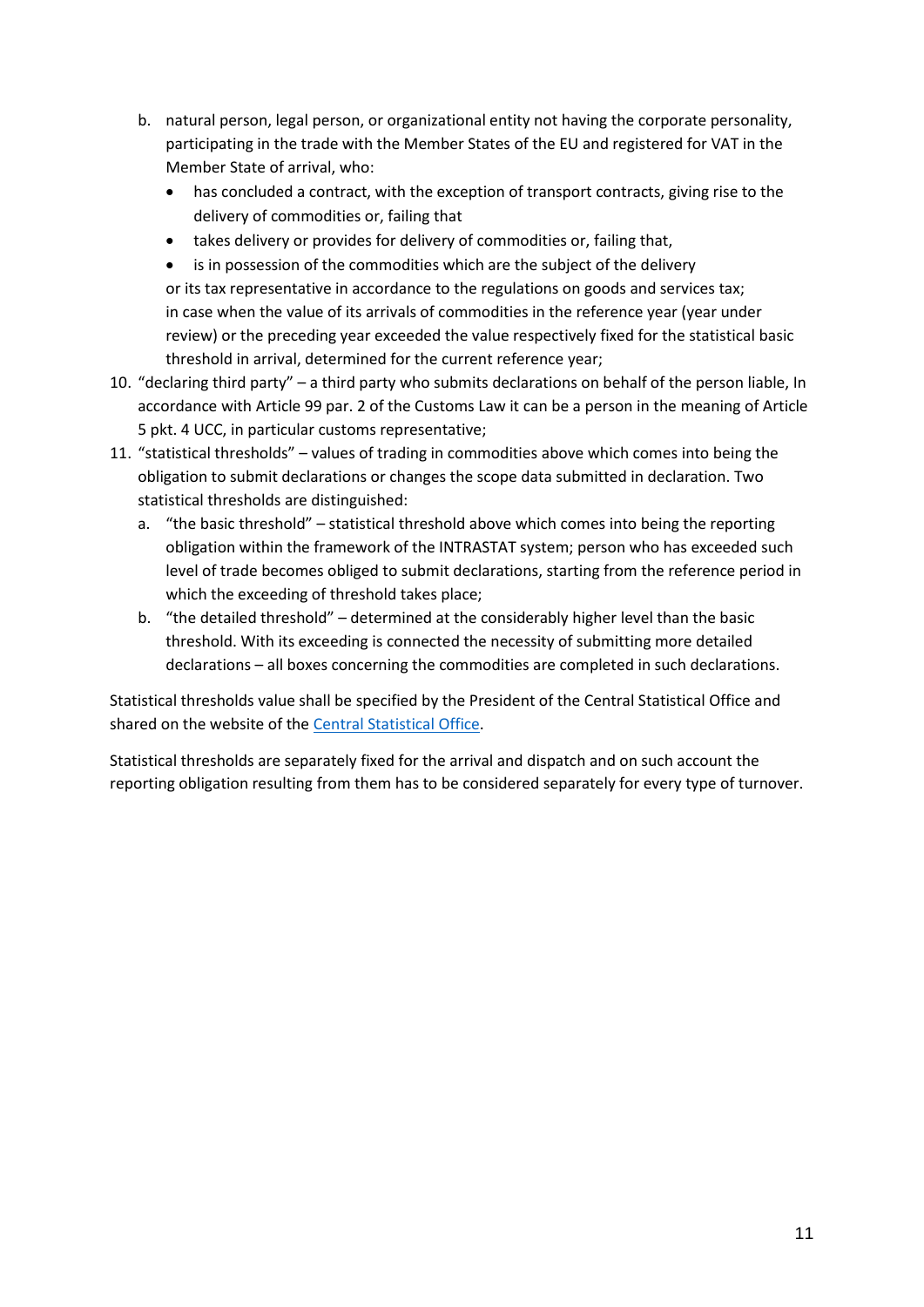b. natural person, legal person, or organizational entity not having the corporate personality, participating in the trade with the Member States of the EU and registered for VAT in the Member State of arrival, who:
      - has concluded a contract, with the exception of transport contracts, giving rise to the delivery of commodities or, failing that
      - takes delivery or provides for delivery of commodities or, failing that,
      - is in possession of the commodities which are the subject of the delivery

      or its tax representative in accordance to the regulations on goods and services tax; in case when the value of its arrivals of commodities in the reference year (year under review) or the preceding year exceeded the value respectively fixed for the statistical basic threshold in arrival, determined for the current reference year;
10. "declaring third party" – a third party who submits declarations on behalf of the person liable, In accordance with Article 99 par. 2 of the Customs Law it can be a person in the meaning of Article 5 pkt. 4 UCC, in particular customs representative;
11. "statistical thresholds" – values of trading in commodities above which comes into being the obligation to submit declarations or changes the scope data submitted in declaration. Two statistical thresholds are distinguished:
    a. "the basic threshold" – statistical threshold above which comes into being the reporting obligation within the framework of the INTRASTAT system; person who has exceeded such level of trade becomes obliged to submit declarations, starting from the reference period in which the exceeding of threshold takes place;
    b. "the detailed threshold" – determined at the considerably higher level than the basic threshold. With its exceeding is connected the necessity of submitting more detailed declarations – all boxes concerning the commodities are completed in such declarations.

Statistical thresholds value shall be specified by the President of the Central Statistical Office and shared on the website of the Central Statistical Office.

Statistical thresholds are separately fixed for the arrival and dispatch and on such account the reporting obligation resulting from them has to be considered separately for every type of turnover.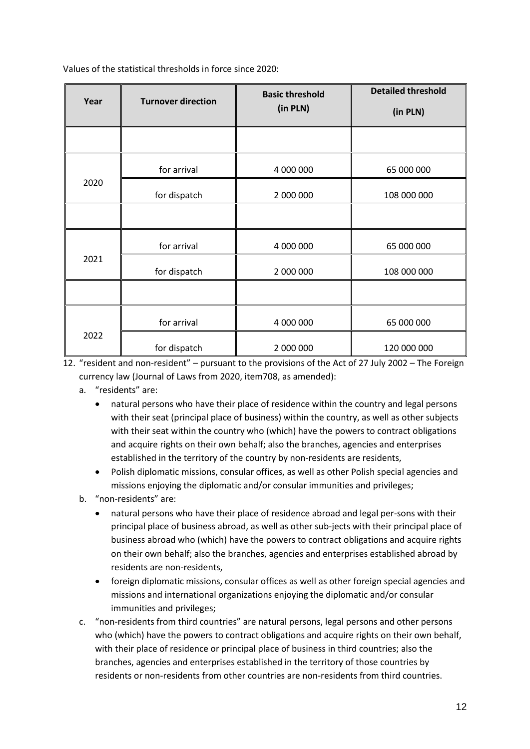Values of the statistical thresholds in force since 2020:

| Year | Turnover direction | Basic threshold (in PLN) | Detailed threshold (in PLN) |
|---|---|---|---|
| | | | |
| 2020 | for arrival | 4 000 000 | 65 000 000 |
| | for dispatch | 2 000 000 | 108 000 000 |
| | | | |
| 2021 | for arrival | 4 000 000 | 65 000 000 |
| | for dispatch | 2 000 000 | 108 000 000 |
| | | | |
| 2022 | for arrival | 4 000 000 | 65 000 000 |
| | for dispatch | 2 000 000 | 120 000 000 |

12. "resident and non-resident" – pursuant to the provisions of the Act of 27 July 2002 – The Foreign currency law (Journal of Laws from 2020, item708, as amended):
    a. "residents" are:
       - natural persons who have their place of residence within the country and legal persons with their seat (principal place of business) within the country, as well as other subjects with their seat within the country who (which) have the powers to contract obligations and acquire rights on their own behalf; also the branches, agencies and enterprises established in the territory of the country by non-residents are residents,
       - Polish diplomatic missions, consular offices, as well as other Polish special agencies and missions enjoying the diplomatic and/or consular immunities and privileges;
    b. "non-residents" are:
       - natural persons who have their place of residence abroad and legal per-sons with their principal place of business abroad, as well as other sub-jects with their principal place of business abroad who (which) have the powers to contract obligations and acquire rights on their own behalf; also the branches, agencies and enterprises established abroad by residents are non-residents,
       - foreign diplomatic missions, consular offices as well as other foreign special agencies and missions and international organizations enjoying the diplomatic and/or consular immunities and privileges;
    c. "non-residents from third countries" are natural persons, legal persons and other persons who (which) have the powers to contract obligations and acquire rights on their own behalf, with their place of residence or principal place of business in third countries; also the branches, agencies and enterprises established in the territory of those countries by residents or non-residents from other countries are non-residents from third countries.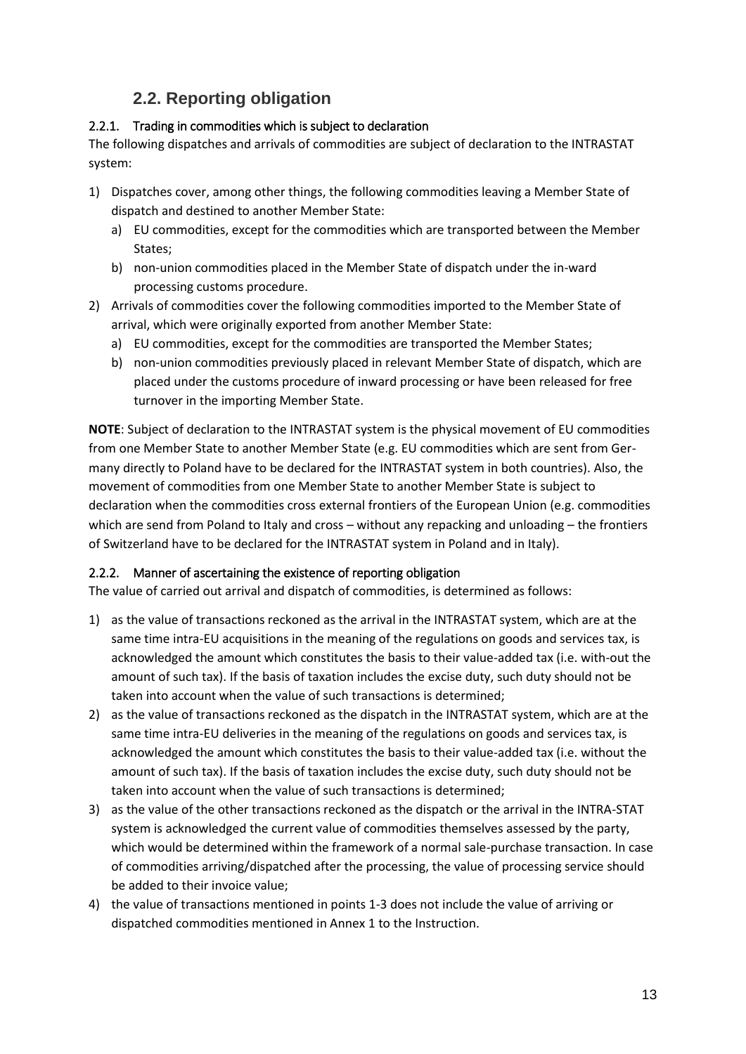## 2.2. Reporting obligation

### 2.2.1. Trading in commodities which is subject to declaration

The following dispatches and arrivals of commodities are subject of declaration to the INTRASTAT system:

1) Dispatches cover, among other things, the following commodities leaving a Member State of dispatch and destined to another Member State:
   a) EU commodities, except for the commodities which are transported between the Member States;
   b) non-union commodities placed in the Member State of dispatch under the in-ward processing customs procedure.
2) Arrivals of commodities cover the following commodities imported to the Member State of arrival, which were originally exported from another Member State:
   a) EU commodities, except for the commodities are transported the Member States;
   b) non-union commodities previously placed in relevant Member State of dispatch, which are placed under the customs procedure of inward processing or have been released for free turnover in the importing Member State.

**NOTE**: Subject of declaration to the INTRASTAT system is the physical movement of EU commodities from one Member State to another Member State (e.g. EU commodities which are sent from Germany directly to Poland have to be declared for the INTRASTAT system in both countries). Also, the movement of commodities from one Member State to another Member State is subject to declaration when the commodities cross external frontiers of the European Union (e.g. commodities which are send from Poland to Italy and cross – without any repacking and unloading – the frontiers of Switzerland have to be declared for the INTRASTAT system in Poland and in Italy).

### 2.2.2. Manner of ascertaining the existence of reporting obligation

The value of carried out arrival and dispatch of commodities, is determined as follows:

1) as the value of transactions reckoned as the arrival in the INTRASTAT system, which are at the same time intra-EU acquisitions in the meaning of the regulations on goods and services tax, is acknowledged the amount which constitutes the basis to their value-added tax (i.e. with-out the amount of such tax). If the basis of taxation includes the excise duty, such duty should not be taken into account when the value of such transactions is determined;
2) as the value of transactions reckoned as the dispatch in the INTRASTAT system, which are at the same time intra-EU deliveries in the meaning of the regulations on goods and services tax, is acknowledged the amount which constitutes the basis to their value-added tax (i.e. without the amount of such tax). If the basis of taxation includes the excise duty, such duty should not be taken into account when the value of such transactions is determined;
3) as the value of the other transactions reckoned as the dispatch or the arrival in the INTRA-STAT system is acknowledged the current value of commodities themselves assessed by the party, which would be determined within the framework of a normal sale-purchase transaction. In case of commodities arriving/dispatched after the processing, the value of processing service should be added to their invoice value;
4) the value of transactions mentioned in points 1-3 does not include the value of arriving or dispatched commodities mentioned in Annex 1 to the Instruction.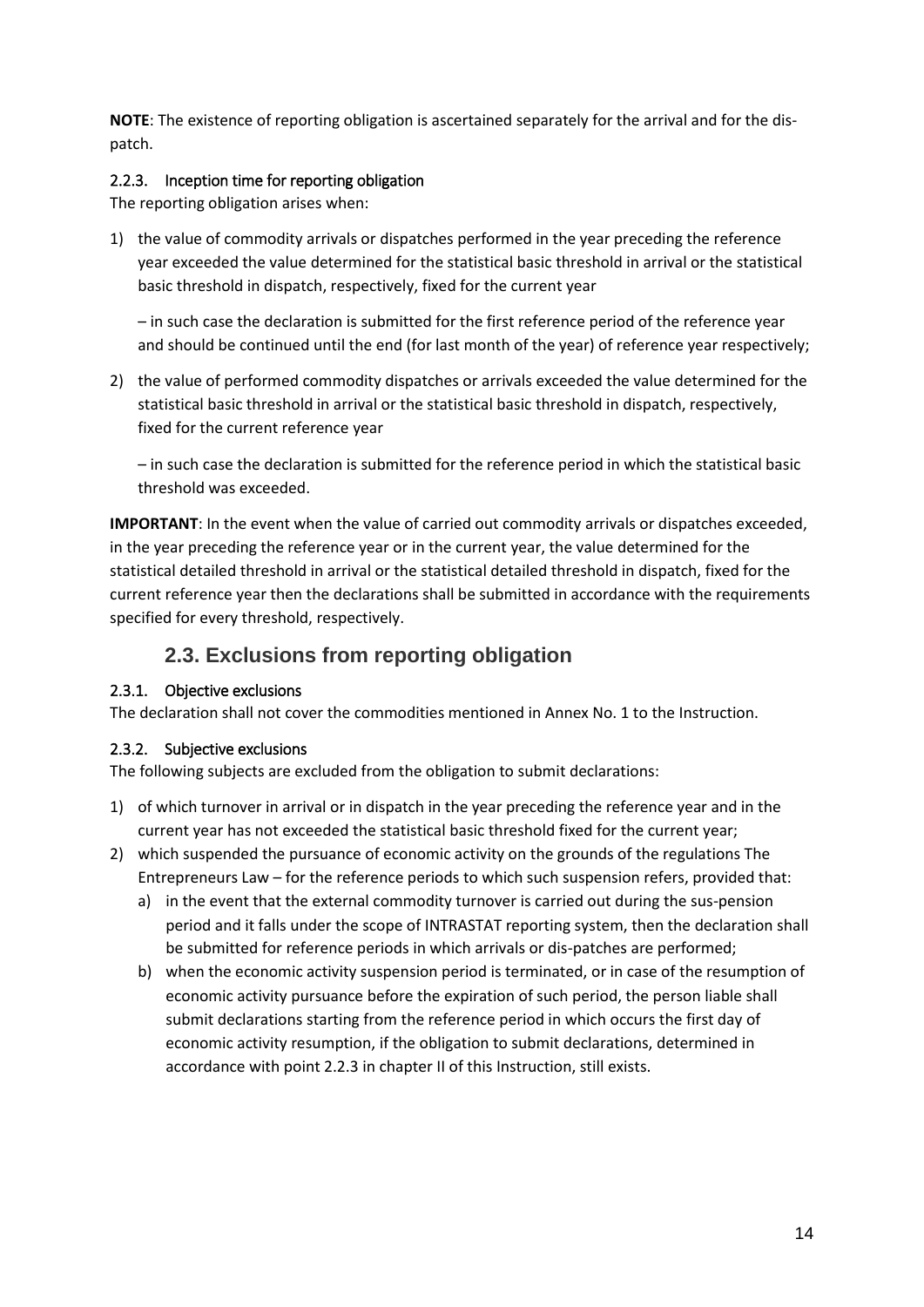**NOTE**: The existence of reporting obligation is ascertained separately for the arrival and for the dispatch.

#### 2.2.3. Inception time for reporting obligation

The reporting obligation arises when:

1) the value of commodity arrivals or dispatches performed in the year preceding the reference year exceeded the value determined for the statistical basic threshold in arrival or the statistical basic threshold in dispatch, respectively, fixed for the current year

   – in such case the declaration is submitted for the first reference period of the reference year and should be continued until the end (for last month of the year) of reference year respectively;

2) the value of performed commodity dispatches or arrivals exceeded the value determined for the statistical basic threshold in arrival or the statistical basic threshold in dispatch, respectively, fixed for the current reference year

   – in such case the declaration is submitted for the reference period in which the statistical basic threshold was exceeded.

**IMPORTANT**: In the event when the value of carried out commodity arrivals or dispatches exceeded, in the year preceding the reference year or in the current year, the value determined for the statistical detailed threshold in arrival or the statistical detailed threshold in dispatch, fixed for the current reference year then the declarations shall be submitted in accordance with the requirements specified for every threshold, respectively.

## 2.3. Exclusions from reporting obligation

#### 2.3.1. Objective exclusions

The declaration shall not cover the commodities mentioned in Annex No. 1 to the Instruction.

#### 2.3.2. Subjective exclusions

The following subjects are excluded from the obligation to submit declarations:

1) of which turnover in arrival or in dispatch in the year preceding the reference year and in the current year has not exceeded the statistical basic threshold fixed for the current year;
2) which suspended the pursuance of economic activity on the grounds of the regulations The Entrepreneurs Law – for the reference periods to which such suspension refers, provided that:
   a) in the event that the external commodity turnover is carried out during the sus-pension period and it falls under the scope of INTRASTAT reporting system, then the declaration shall be submitted for reference periods in which arrivals or dis-patches are performed;
   b) when the economic activity suspension period is terminated, or in case of the resumption of economic activity pursuance before the expiration of such period, the person liable shall submit declarations starting from the reference period in which occurs the first day of economic activity resumption, if the obligation to submit declarations, determined in accordance with point 2.2.3 in chapter II of this Instruction, still exists.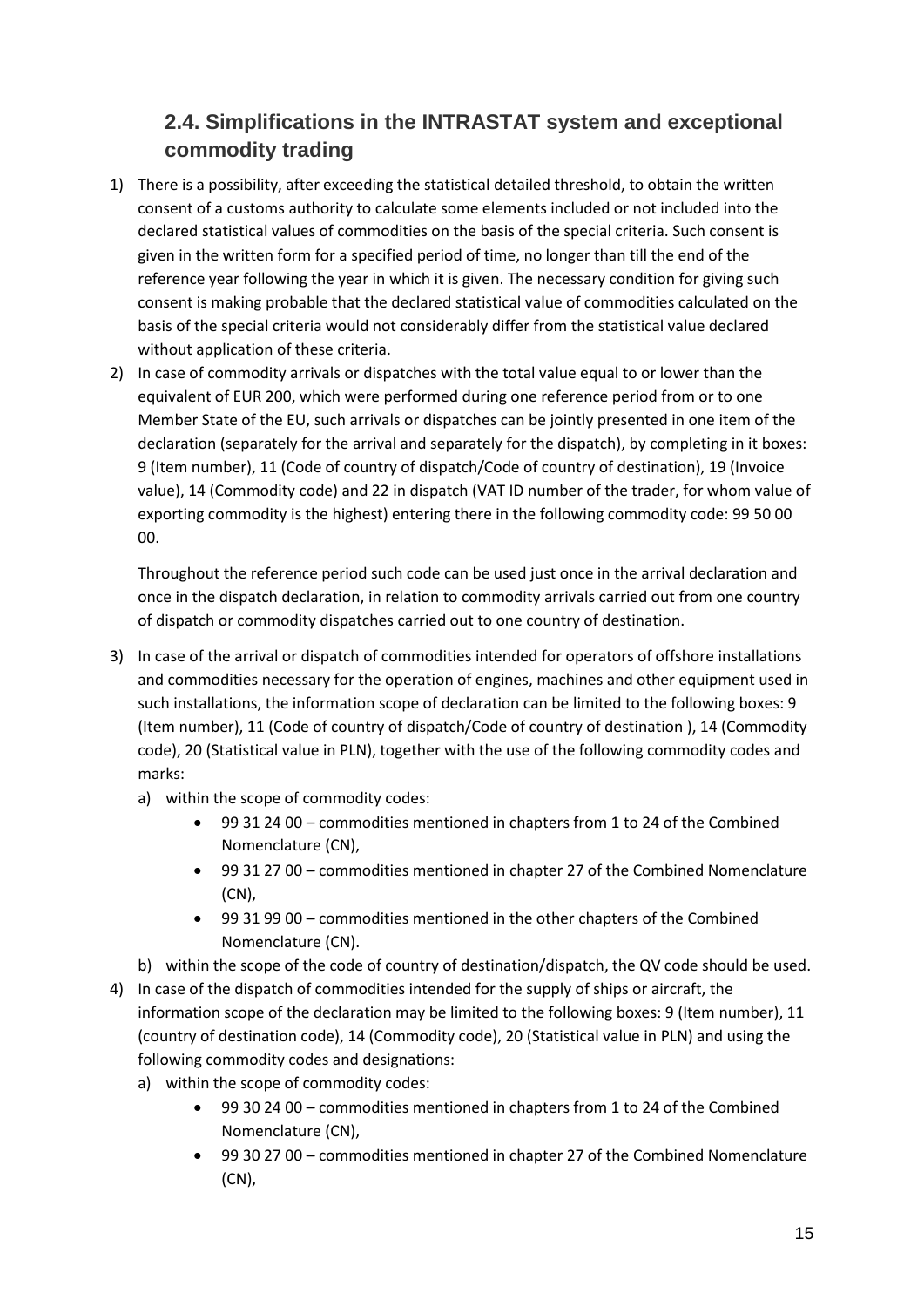## 2.4. Simplifications in the INTRASTAT system and exceptional commodity trading

1) There is a possibility, after exceeding the statistical detailed threshold, to obtain the written consent of a customs authority to calculate some elements included or not included into the declared statistical values of commodities on the basis of the special criteria. Such consent is given in the written form for a specified period of time, no longer than till the end of the reference year following the year in which it is given. The necessary condition for giving such consent is making probable that the declared statistical value of commodities calculated on the basis of the special criteria would not considerably differ from the statistical value declared without application of these criteria.

2) In case of commodity arrivals or dispatches with the total value equal to or lower than the equivalent of EUR 200, which were performed during one reference period from or to one Member State of the EU, such arrivals or dispatches can be jointly presented in one item of the declaration (separately for the arrival and separately for the dispatch), by completing in it boxes: 9 (Item number), 11 (Code of country of dispatch/Code of country of destination), 19 (Invoice value), 14 (Commodity code) and 22 in dispatch (VAT ID number of the trader, for whom value of exporting commodity is the highest) entering there in the following commodity code: 99 50 00 00.

   Throughout the reference period such code can be used just once in the arrival declaration and once in the dispatch declaration, in relation to commodity arrivals carried out from one country of dispatch or commodity dispatches carried out to one country of destination.

3) In case of the arrival or dispatch of commodities intended for operators of offshore installations and commodities necessary for the operation of engines, machines and other equipment used in such installations, the information scope of declaration can be limited to the following boxes: 9 (Item number), 11 (Code of country of dispatch/Code of country of destination ), 14 (Commodity code), 20 (Statistical value in PLN), together with the use of the following commodity codes and marks:
   a) within the scope of commodity codes:
      - 99 31 24 00 – commodities mentioned in chapters from 1 to 24 of the Combined Nomenclature (CN),
      - 99 31 27 00 – commodities mentioned in chapter 27 of the Combined Nomenclature (CN),
      - 99 31 99 00 – commodities mentioned in the other chapters of the Combined Nomenclature (CN).
   b) within the scope of the code of country of destination/dispatch, the QV code should be used.

4) In case of the dispatch of commodities intended for the supply of ships or aircraft, the information scope of the declaration may be limited to the following boxes: 9 (Item number), 11 (country of destination code), 14 (Commodity code), 20 (Statistical value in PLN) and using the following commodity codes and designations:
   a) within the scope of commodity codes:
      - 99 30 24 00 – commodities mentioned in chapters from 1 to 24 of the Combined Nomenclature (CN),
      - 99 30 27 00 – commodities mentioned in chapter 27 of the Combined Nomenclature (CN),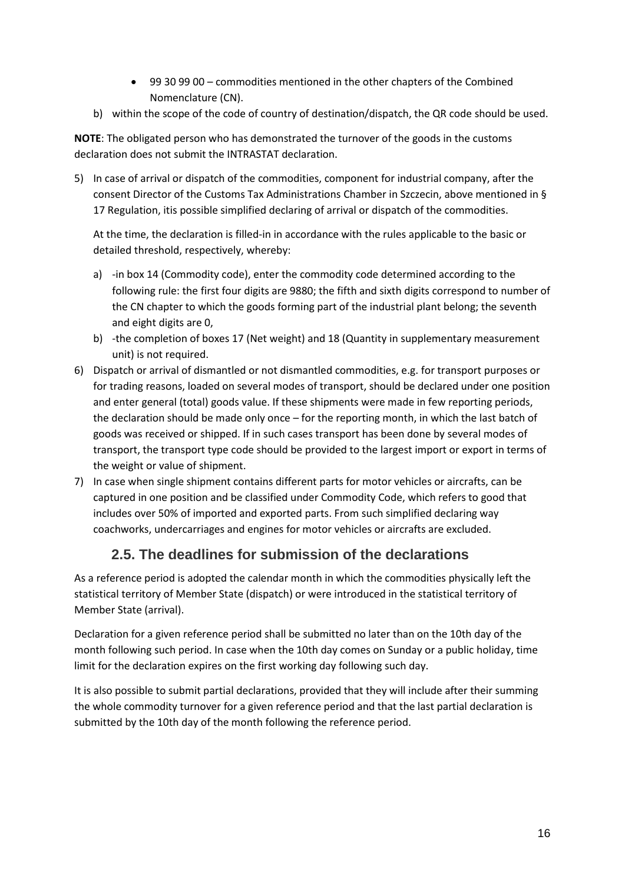- 99 30 99 00 – commodities mentioned in the other chapters of the Combined Nomenclature (CN).

b) within the scope of the code of country of destination/dispatch, the QR code should be used.

**NOTE**: The obligated person who has demonstrated the turnover of the goods in the customs declaration does not submit the INTRASTAT declaration.

5) In case of arrival or dispatch of the commodities, component for industrial company, after the consent Director of the Customs Tax Administrations Chamber in Szczecin, above mentioned in § 17 Regulation, itis possible simplified declaring of arrival or dispatch of the commodities.

   At the time, the declaration is filled-in in accordance with the rules applicable to the basic or detailed threshold, respectively, whereby:

   a) -in box 14 (Commodity code), enter the commodity code determined according to the following rule: the first four digits are 9880; the fifth and sixth digits correspond to number of the CN chapter to which the goods forming part of the industrial plant belong; the seventh and eight digits are 0,
   b) -the completion of boxes 17 (Net weight) and 18 (Quantity in supplementary measurement unit) is not required.

6) Dispatch or arrival of dismantled or not dismantled commodities, e.g. for transport purposes or for trading reasons, loaded on several modes of transport, should be declared under one position and enter general (total) goods value. If these shipments were made in few reporting periods, the declaration should be made only once – for the reporting month, in which the last batch of goods was received or shipped. If in such cases transport has been done by several modes of transport, the transport type code should be provided to the largest import or export in terms of the weight or value of shipment.
7) In case when single shipment contains different parts for motor vehicles or aircrafts, can be captured in one position and be classified under Commodity Code, which refers to good that includes over 50% of imported and exported parts. From such simplified declaring way coachworks, undercarriages and engines for motor vehicles or aircrafts are excluded.

## 2.5. The deadlines for submission of the declarations

As a reference period is adopted the calendar month in which the commodities physically left the statistical territory of Member State (dispatch) or were introduced in the statistical territory of Member State (arrival).

Declaration for a given reference period shall be submitted no later than on the 10th day of the month following such period. In case when the 10th day comes on Sunday or a public holiday, time limit for the declaration expires on the first working day following such day.

It is also possible to submit partial declarations, provided that they will include after their summing the whole commodity turnover for a given reference period and that the last partial declaration is submitted by the 10th day of the month following the reference period.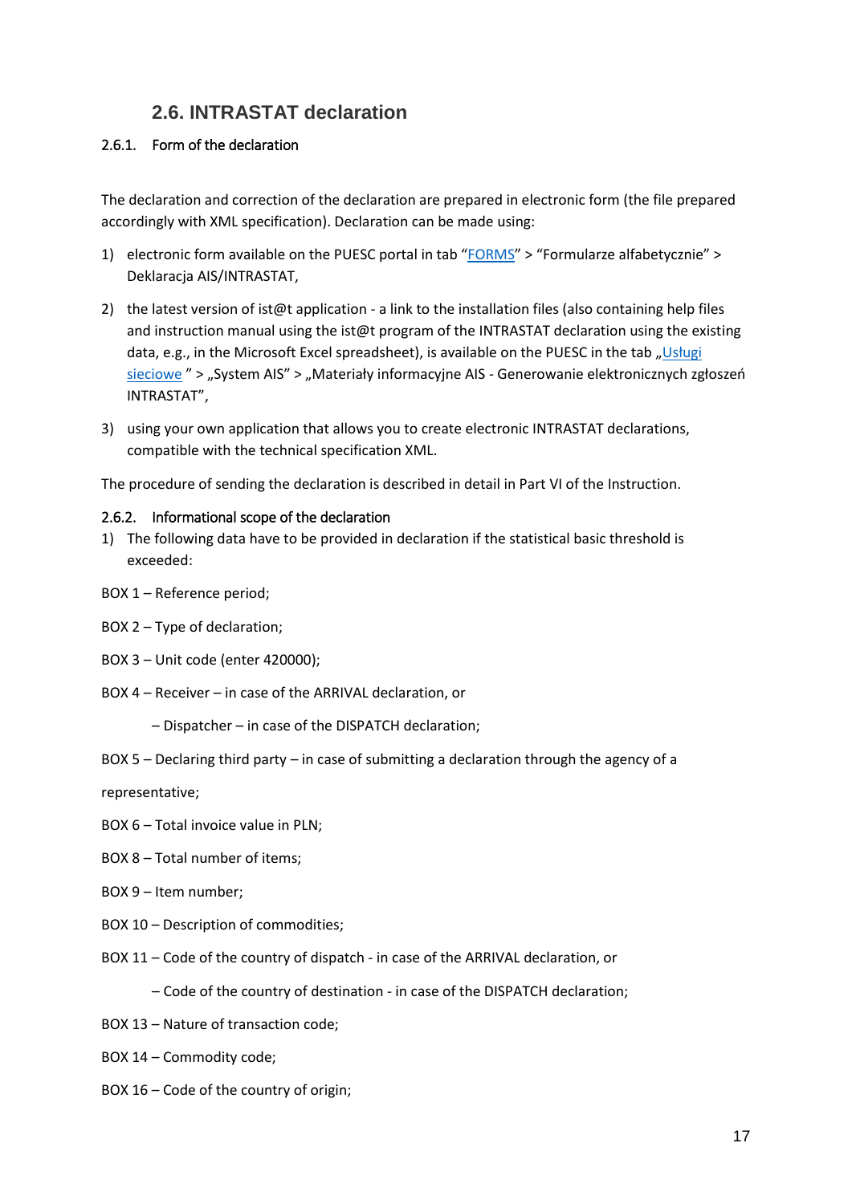## 2.6. INTRASTAT declaration

### 2.6.1. Form of the declaration

The declaration and correction of the declaration are prepared in electronic form (the file prepared accordingly with XML specification). Declaration can be made using:

1) electronic form available on the PUESC portal in tab "FORMS" > "Formularze alfabetycznie" > Deklaracja AIS/INTRASTAT,
2) the latest version of ist@t application - a link to the installation files (also containing help files and instruction manual using the ist@t program of the INTRASTAT declaration using the existing data, e.g., in the Microsoft Excel spreadsheet), is available on the PUESC in the tab „Usługi sieciowe" > „System AIS" > „Materiały informacyjne AIS - Generowanie elektronicznych zgłoszeń INTRASTAT",
3) using your own application that allows you to create electronic INTRASTAT declarations, compatible with the technical specification XML.

The procedure of sending the declaration is described in detail in Part VI of the Instruction.

### 2.6.2. Informational scope of the declaration

1) The following data have to be provided in declaration if the statistical basic threshold is exceeded:

BOX 1 – Reference period;

BOX 2 – Type of declaration;

BOX 3 – Unit code (enter 420000);

BOX 4 – Receiver – in case of the ARRIVAL declaration, or

– Dispatcher – in case of the DISPATCH declaration;

BOX 5 – Declaring third party – in case of submitting a declaration through the agency of a representative;

BOX 6 – Total invoice value in PLN;

BOX 8 – Total number of items;

BOX 9 – Item number;

BOX 10 – Description of commodities;

BOX 11 – Code of the country of dispatch - in case of the ARRIVAL declaration, or

– Code of the country of destination - in case of the DISPATCH declaration;

BOX 13 – Nature of transaction code;

BOX 14 – Commodity code;

BOX 16 – Code of the country of origin;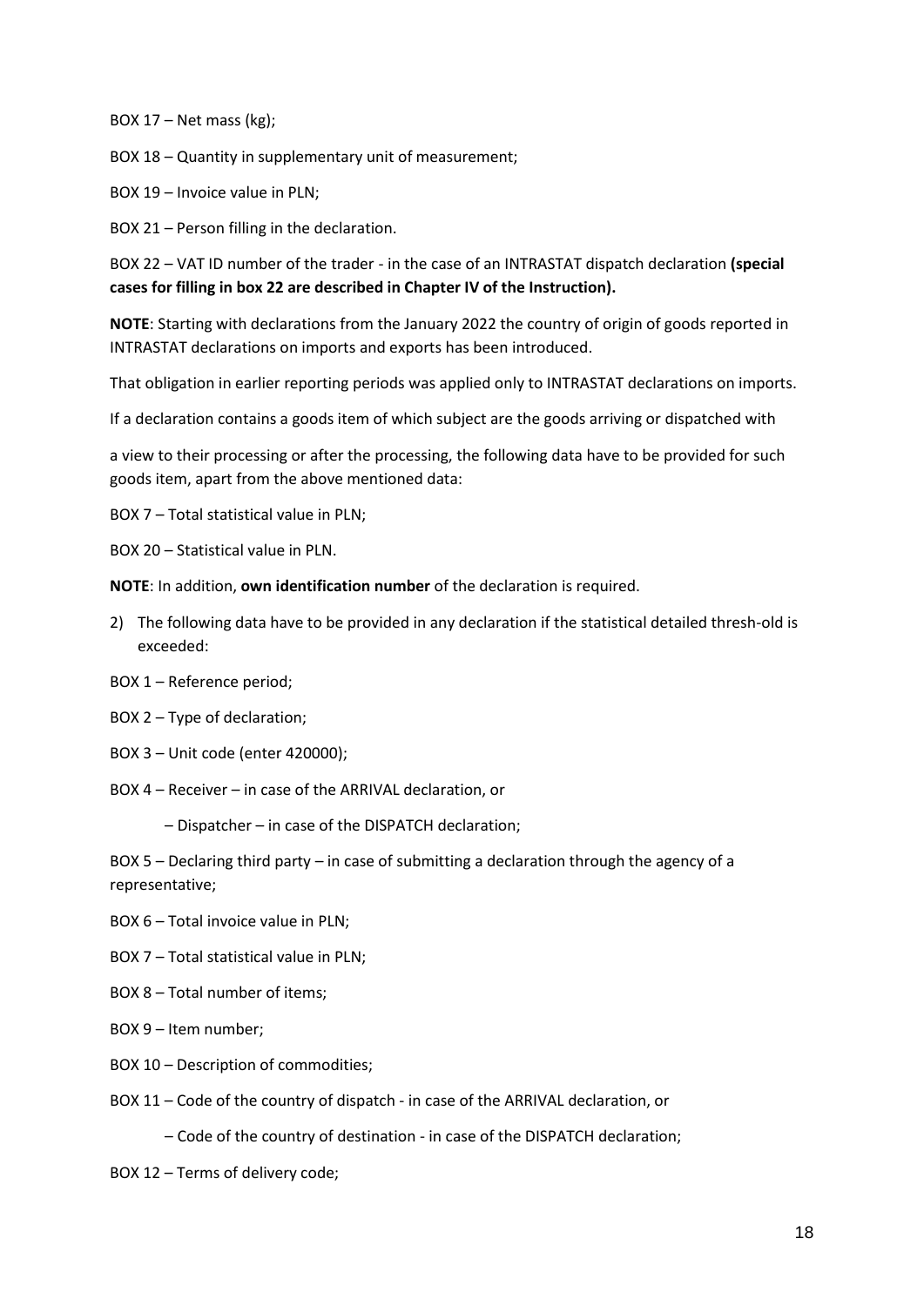BOX 17 – Net mass (kg);

BOX 18 – Quantity in supplementary unit of measurement;

BOX 19 – Invoice value in PLN;

BOX 21 – Person filling in the declaration.

BOX 22 – VAT ID number of the trader - in the case of an INTRASTAT dispatch declaration **(special cases for filling in box 22 are described in Chapter IV of the Instruction).**

**NOTE**: Starting with declarations from the January 2022 the country of origin of goods reported in INTRASTAT declarations on imports and exports has been introduced.

That obligation in earlier reporting periods was applied only to INTRASTAT declarations on imports.

If a declaration contains a goods item of which subject are the goods arriving or dispatched with

a view to their processing or after the processing, the following data have to be provided for such goods item, apart from the above mentioned data:

BOX 7 – Total statistical value in PLN;

BOX 20 – Statistical value in PLN.

**NOTE**: In addition, **own identification number** of the declaration is required.

2) The following data have to be provided in any declaration if the statistical detailed thresh-old is exceeded:

BOX 1 – Reference period;

BOX 2 – Type of declaration;

BOX 3 – Unit code (enter 420000);

BOX 4 – Receiver – in case of the ARRIVAL declaration, or

– Dispatcher – in case of the DISPATCH declaration;

BOX 5 – Declaring third party – in case of submitting a declaration through the agency of a representative;

BOX 6 – Total invoice value in PLN;

BOX 7 – Total statistical value in PLN;

BOX 8 – Total number of items;

BOX 9 – Item number;

BOX 10 – Description of commodities;

BOX 11 – Code of the country of dispatch - in case of the ARRIVAL declaration, or

– Code of the country of destination - in case of the DISPATCH declaration;

BOX 12 – Terms of delivery code;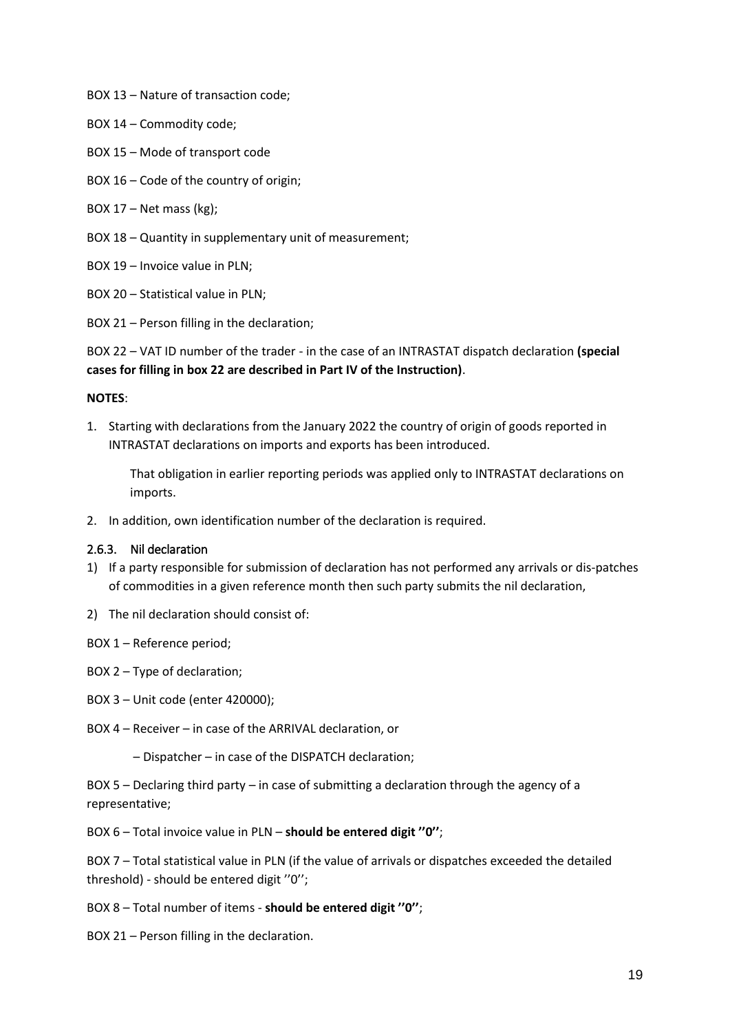BOX 13 – Nature of transaction code;

BOX 14 – Commodity code;

BOX 15 – Mode of transport code

BOX 16 – Code of the country of origin;

BOX 17 – Net mass (kg);

BOX 18 – Quantity in supplementary unit of measurement;

BOX 19 – Invoice value in PLN;

BOX 20 – Statistical value in PLN;

BOX 21 – Person filling in the declaration;

BOX 22 – VAT ID number of the trader - in the case of an INTRASTAT dispatch declaration **(special cases for filling in box 22 are described in Part IV of the Instruction)**.

**NOTES**:

1. Starting with declarations from the January 2022 the country of origin of goods reported in INTRASTAT declarations on imports and exports has been introduced.

   That obligation in earlier reporting periods was applied only to INTRASTAT declarations on imports.

2. In addition, own identification number of the declaration is required.

### 2.6.3. Nil declaration

1) If a party responsible for submission of declaration has not performed any arrivals or dis-patches of commodities in a given reference month then such party submits the nil declaration,
2) The nil declaration should consist of:

BOX 1 – Reference period;

BOX 2 – Type of declaration;

BOX 3 – Unit code (enter 420000);

BOX 4 – Receiver – in case of the ARRIVAL declaration, or

– Dispatcher – in case of the DISPATCH declaration;

BOX 5 – Declaring third party – in case of submitting a declaration through the agency of a representative;

BOX 6 – Total invoice value in PLN – **should be entered digit ''0''**;

BOX 7 – Total statistical value in PLN (if the value of arrivals or dispatches exceeded the detailed threshold) - should be entered digit ''0'';

BOX 8 – Total number of items - **should be entered digit ''0''**;

BOX 21 – Person filling in the declaration.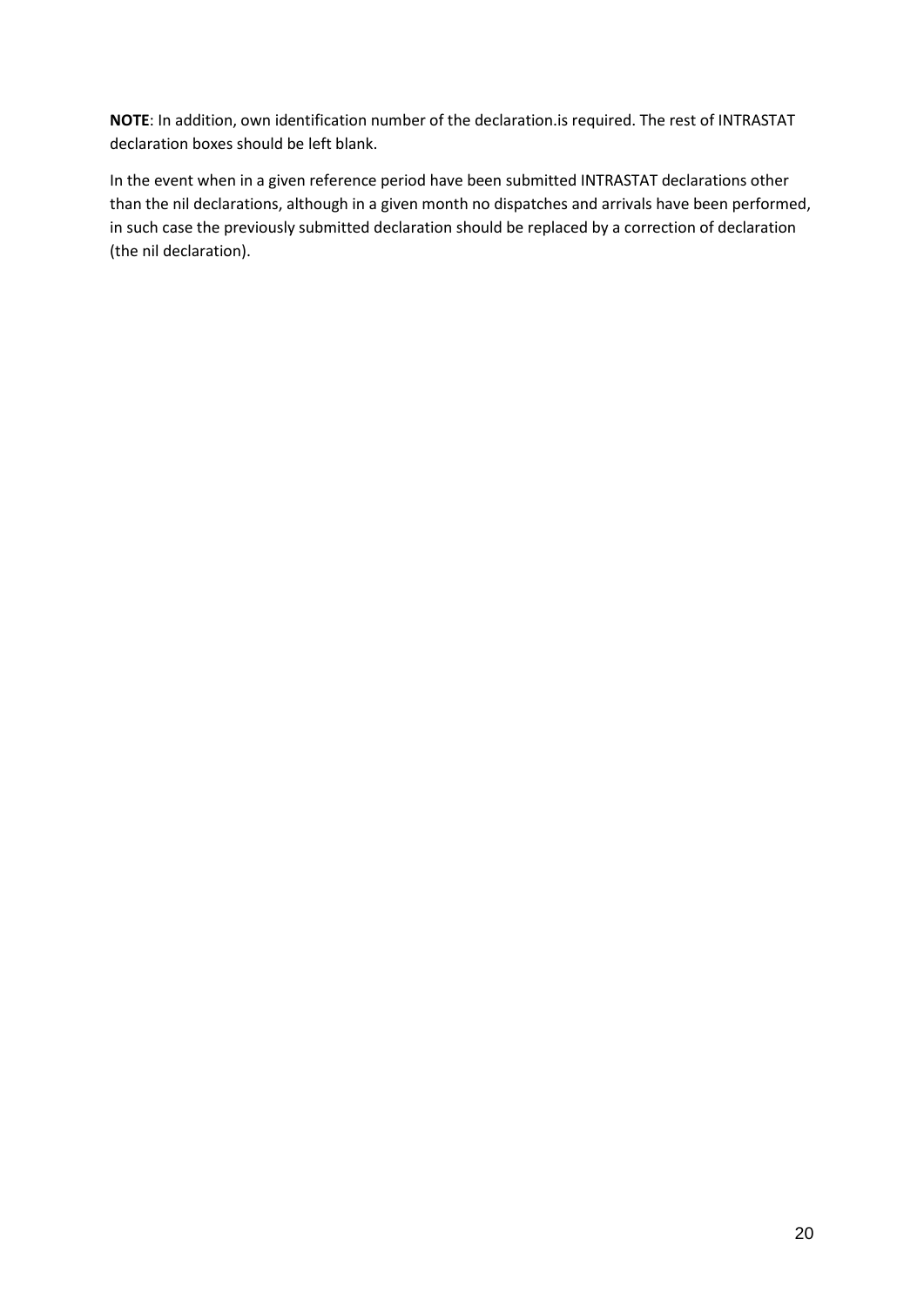**NOTE**: In addition, own identification number of the declaration.is required. The rest of INTRASTAT declaration boxes should be left blank.

In the event when in a given reference period have been submitted INTRASTAT declarations other than the nil declarations, although in a given month no dispatches and arrivals have been performed, in such case the previously submitted declaration should be replaced by a correction of declaration (the nil declaration).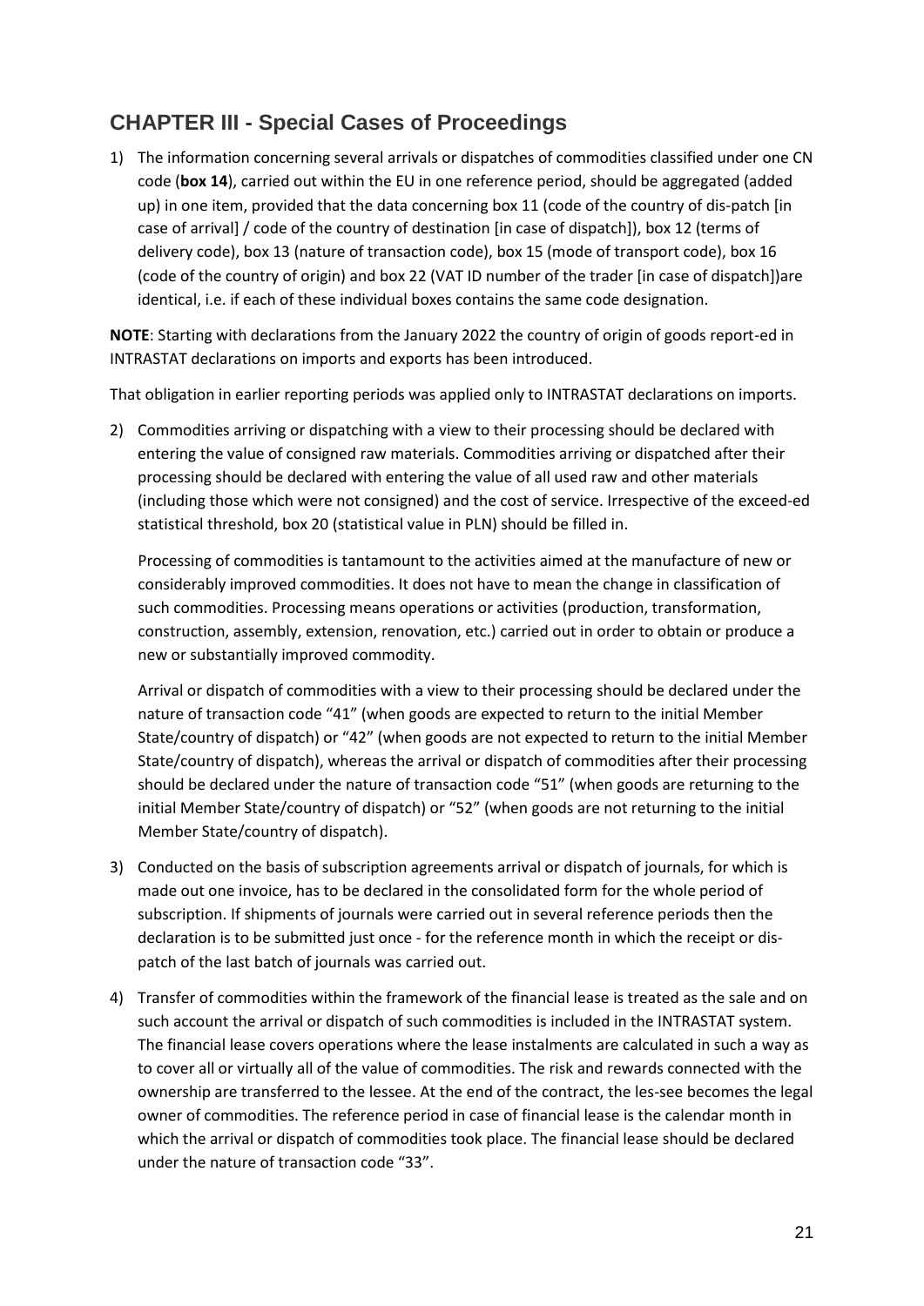## CHAPTER III - Special Cases of Proceedings

1) The information concerning several arrivals or dispatches of commodities classified under one CN code (**box 14**), carried out within the EU in one reference period, should be aggregated (added up) in one item, provided that the data concerning box 11 (code of the country of dis-patch [in case of arrival] / code of the country of destination [in case of dispatch]), box 12 (terms of delivery code), box 13 (nature of transaction code), box 15 (mode of transport code), box 16 (code of the country of origin) and box 22 (VAT ID number of the trader [in case of dispatch])are identical, i.e. if each of these individual boxes contains the same code designation.

**NOTE**: Starting with declarations from the January 2022 the country of origin of goods report-ed in INTRASTAT declarations on imports and exports has been introduced.

That obligation in earlier reporting periods was applied only to INTRASTAT declarations on imports.

2) Commodities arriving or dispatching with a view to their processing should be declared with entering the value of consigned raw materials. Commodities arriving or dispatched after their processing should be declared with entering the value of all used raw and other materials (including those which were not consigned) and the cost of service. Irrespective of the exceed-ed statistical threshold, box 20 (statistical value in PLN) should be filled in.

   Processing of commodities is tantamount to the activities aimed at the manufacture of new or considerably improved commodities. It does not have to mean the change in classification of such commodities. Processing means operations or activities (production, transformation, construction, assembly, extension, renovation, etc.) carried out in order to obtain or produce a new or substantially improved commodity.

   Arrival or dispatch of commodities with a view to their processing should be declared under the nature of transaction code "41" (when goods are expected to return to the initial Member State/country of dispatch) or "42" (when goods are not expected to return to the initial Member State/country of dispatch), whereas the arrival or dispatch of commodities after their processing should be declared under the nature of transaction code "51" (when goods are returning to the initial Member State/country of dispatch) or "52" (when goods are not returning to the initial Member State/country of dispatch).

3) Conducted on the basis of subscription agreements arrival or dispatch of journals, for which is made out one invoice, has to be declared in the consolidated form for the whole period of subscription. If shipments of journals were carried out in several reference periods then the declaration is to be submitted just once - for the reference month in which the receipt or dis-patch of the last batch of journals was carried out.

4) Transfer of commodities within the framework of the financial lease is treated as the sale and on such account the arrival or dispatch of such commodities is included in the INTRASTAT system. The financial lease covers operations where the lease instalments are calculated in such a way as to cover all or virtually all of the value of commodities. The risk and rewards connected with the ownership are transferred to the lessee. At the end of the contract, the les-see becomes the legal owner of commodities. The reference period in case of financial lease is the calendar month in which the arrival or dispatch of commodities took place. The financial lease should be declared under the nature of transaction code "33".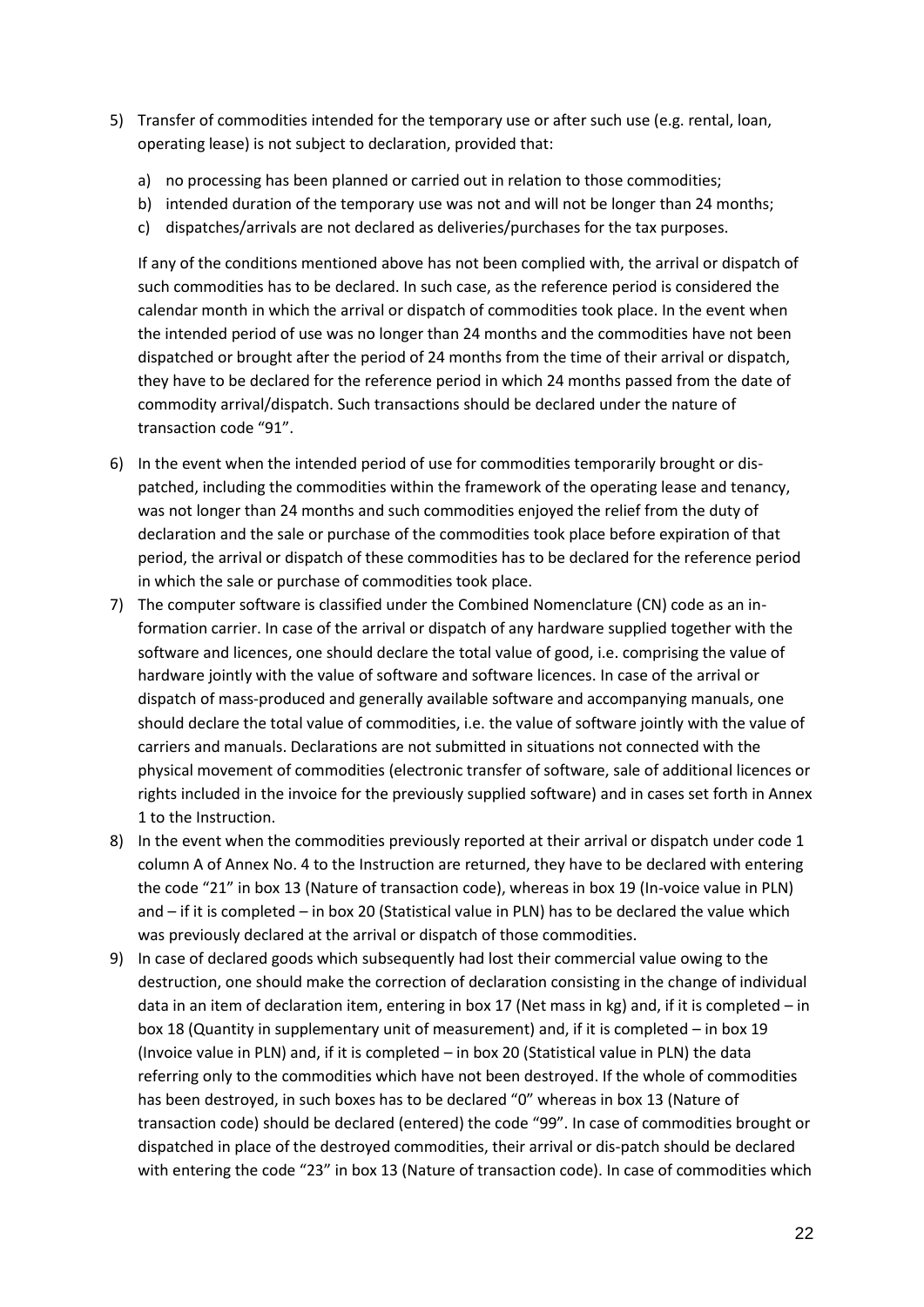5) Transfer of commodities intended for the temporary use or after such use (e.g. rental, loan, operating lease) is not subject to declaration, provided that:

   a) no processing has been planned or carried out in relation to those commodities;
   b) intended duration of the temporary use was not and will not be longer than 24 months;
   c) dispatches/arrivals are not declared as deliveries/purchases for the tax purposes.

   If any of the conditions mentioned above has not been complied with, the arrival or dispatch of such commodities has to be declared. In such case, as the reference period is considered the calendar month in which the arrival or dispatch of commodities took place. In the event when the intended period of use was no longer than 24 months and the commodities have not been dispatched or brought after the period of 24 months from the time of their arrival or dispatch, they have to be declared for the reference period in which 24 months passed from the date of commodity arrival/dispatch. Such transactions should be declared under the nature of transaction code "91".

6) In the event when the intended period of use for commodities temporarily brought or dispatched, including the commodities within the framework of the operating lease and tenancy, was not longer than 24 months and such commodities enjoyed the relief from the duty of declaration and the sale or purchase of the commodities took place before expiration of that period, the arrival or dispatch of these commodities has to be declared for the reference period in which the sale or purchase of commodities took place.

7) The computer software is classified under the Combined Nomenclature (CN) code as an information carrier. In case of the arrival or dispatch of any hardware supplied together with the software and licences, one should declare the total value of good, i.e. comprising the value of hardware jointly with the value of software and software licences. In case of the arrival or dispatch of mass-produced and generally available software and accompanying manuals, one should declare the total value of commodities, i.e. the value of software jointly with the value of carriers and manuals. Declarations are not submitted in situations not connected with the physical movement of commodities (electronic transfer of software, sale of additional licences or rights included in the invoice for the previously supplied software) and in cases set forth in Annex 1 to the Instruction.

8) In the event when the commodities previously reported at their arrival or dispatch under code 1 column A of Annex No. 4 to the Instruction are returned, they have to be declared with entering the code "21" in box 13 (Nature of transaction code), whereas in box 19 (Invoice value in PLN) and – if it is completed – in box 20 (Statistical value in PLN) has to be declared the value which was previously declared at the arrival or dispatch of those commodities.

9) In case of declared goods which subsequently had lost their commercial value owing to the destruction, one should make the correction of declaration consisting in the change of individual data in an item of declaration item, entering in box 17 (Net mass in kg) and, if it is completed – in box 18 (Quantity in supplementary unit of measurement) and, if it is completed – in box 19 (Invoice value in PLN) and, if it is completed – in box 20 (Statistical value in PLN) the data referring only to the commodities which have not been destroyed. If the whole of commodities has been destroyed, in such boxes has to be declared "0" whereas in box 13 (Nature of transaction code) should be declared (entered) the code "99". In case of commodities brought or dispatched in place of the destroyed commodities, their arrival or dispatch should be declared with entering the code "23" in box 13 (Nature of transaction code). In case of commodities which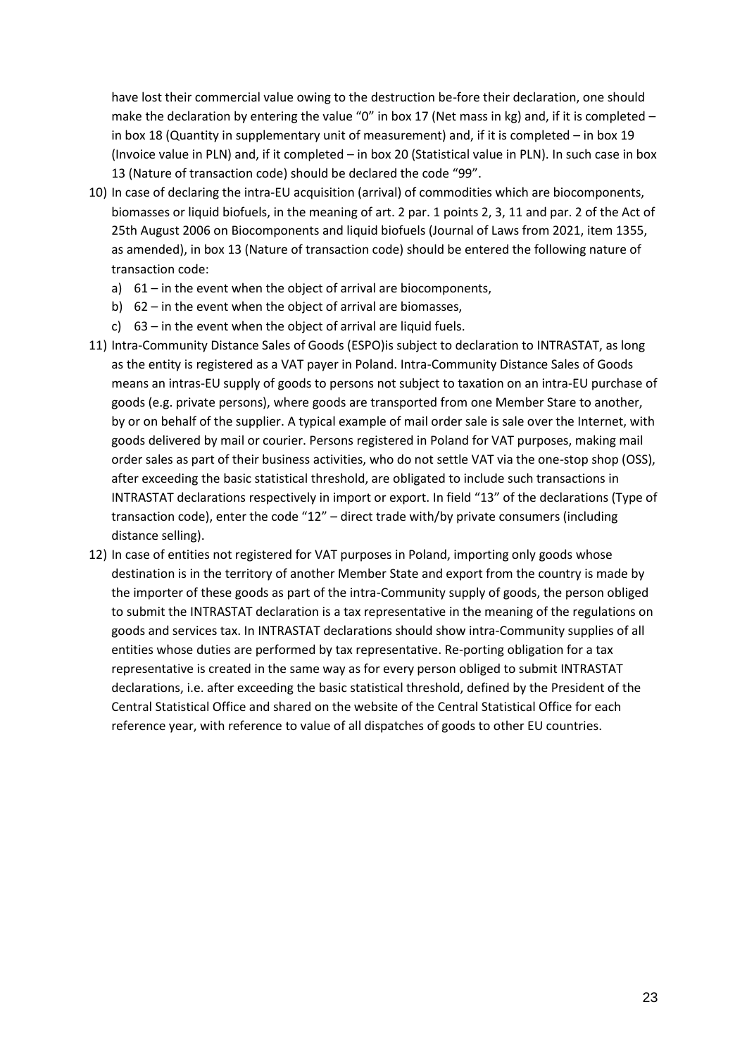have lost their commercial value owing to the destruction be-fore their declaration, one should make the declaration by entering the value "0" in box 17 (Net mass in kg) and, if it is completed – in box 18 (Quantity in supplementary unit of measurement) and, if it is completed – in box 19 (Invoice value in PLN) and, if it completed – in box 20 (Statistical value in PLN). In such case in box 13 (Nature of transaction code) should be declared the code "99".

10) In case of declaring the intra-EU acquisition (arrival) of commodities which are biocomponents, biomasses or liquid biofuels, in the meaning of art. 2 par. 1 points 2, 3, 11 and par. 2 of the Act of 25th August 2006 on Biocomponents and liquid biofuels (Journal of Laws from 2021, item 1355, as amended), in box 13 (Nature of transaction code) should be entered the following nature of transaction code:
    a) 61 – in the event when the object of arrival are biocomponents,
    b) 62 – in the event when the object of arrival are biomasses,
    c) 63 – in the event when the object of arrival are liquid fuels.
11) Intra-Community Distance Sales of Goods (ESPO)is subject to declaration to INTRASTAT, as long as the entity is registered as a VAT payer in Poland. Intra-Community Distance Sales of Goods means an intras-EU supply of goods to persons not subject to taxation on an intra-EU purchase of goods (e.g. private persons), where goods are transported from one Member Stare to another, by or on behalf of the supplier. A typical example of mail order sale is sale over the Internet, with goods delivered by mail or courier. Persons registered in Poland for VAT purposes, making mail order sales as part of their business activities, who do not settle VAT via the one-stop shop (OSS), after exceeding the basic statistical threshold, are obligated to include such transactions in INTRASTAT declarations respectively in import or export. In field "13" of the declarations (Type of transaction code), enter the code "12" – direct trade with/by private consumers (including distance selling).
12) In case of entities not registered for VAT purposes in Poland, importing only goods whose destination is in the territory of another Member State and export from the country is made by the importer of these goods as part of the intra-Community supply of goods, the person obliged to submit the INTRASTAT declaration is a tax representative in the meaning of the regulations on goods and services tax. In INTRASTAT declarations should show intra-Community supplies of all entities whose duties are performed by tax representative. Re-porting obligation for a tax representative is created in the same way as for every person obliged to submit INTRASTAT declarations, i.e. after exceeding the basic statistical threshold, defined by the President of the Central Statistical Office and shared on the website of the Central Statistical Office for each reference year, with reference to value of all dispatches of goods to other EU countries.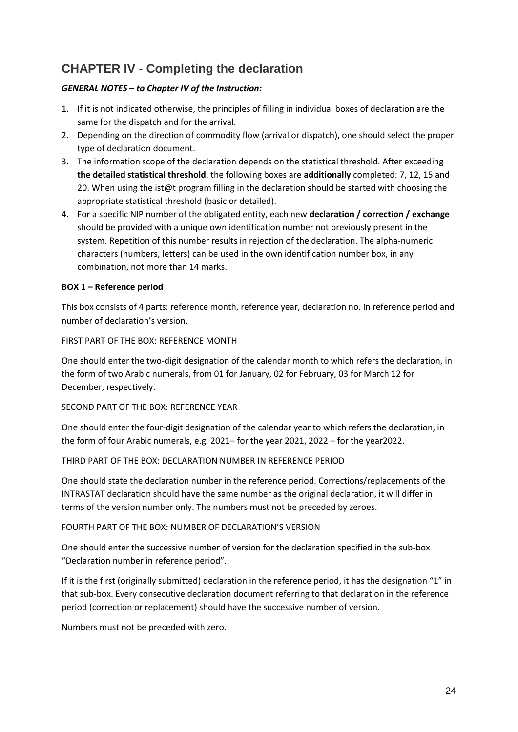# CHAPTER IV - Completing the declaration

***GENERAL NOTES – to Chapter IV of the Instruction:***

1. If it is not indicated otherwise, the principles of filling in individual boxes of declaration are the same for the dispatch and for the arrival.
2. Depending on the direction of commodity flow (arrival or dispatch), one should select the proper type of declaration document.
3. The information scope of the declaration depends on the statistical threshold. After exceeding **the detailed statistical threshold**, the following boxes are **additionally** completed: 7, 12, 15 and 20. When using the ist@t program filling in the declaration should be started with choosing the appropriate statistical threshold (basic or detailed).
4. For a specific NIP number of the obligated entity, each new **declaration / correction / exchange** should be provided with a unique own identification number not previously present in the system. Repetition of this number results in rejection of the declaration. The alpha-numeric characters (numbers, letters) can be used in the own identification number box, in any combination, not more than 14 marks.

**BOX 1 – Reference period**

This box consists of 4 parts: reference month, reference year, declaration no. in reference period and number of declaration's version.

FIRST PART OF THE BOX: REFERENCE MONTH

One should enter the two-digit designation of the calendar month to which refers the declaration, in the form of two Arabic numerals, from 01 for January, 02 for February, 03 for March 12 for December, respectively.

SECOND PART OF THE BOX: REFERENCE YEAR

One should enter the four-digit designation of the calendar year to which refers the declaration, in the form of four Arabic numerals, e.g. 2021– for the year 2021, 2022 – for the year2022.

THIRD PART OF THE BOX: DECLARATION NUMBER IN REFERENCE PERIOD

One should state the declaration number in the reference period. Corrections/replacements of the INTRASTAT declaration should have the same number as the original declaration, it will differ in terms of the version number only. The numbers must not be preceded by zeroes.

FOURTH PART OF THE BOX: NUMBER OF DECLARATION'S VERSION

One should enter the successive number of version for the declaration specified in the sub-box "Declaration number in reference period".

If it is the first (originally submitted) declaration in the reference period, it has the designation "1" in that sub-box. Every consecutive declaration document referring to that declaration in the reference period (correction or replacement) should have the successive number of version.

Numbers must not be preceded with zero.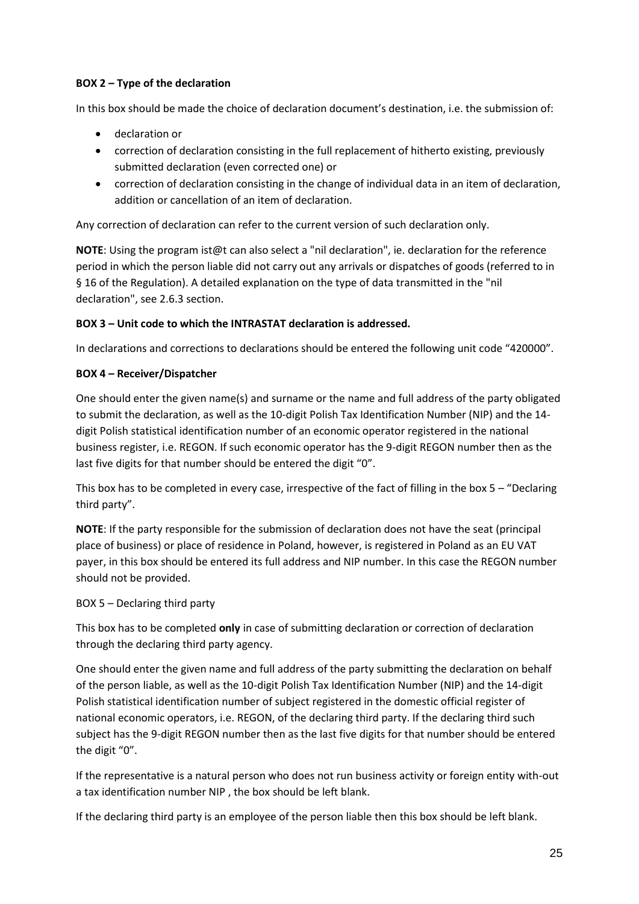**BOX 2 – Type of the declaration**

In this box should be made the choice of declaration document's destination, i.e. the submission of:

- declaration or
- correction of declaration consisting in the full replacement of hitherto existing, previously submitted declaration (even corrected one) or
- correction of declaration consisting in the change of individual data in an item of declaration, addition or cancellation of an item of declaration.

Any correction of declaration can refer to the current version of such declaration only.

**NOTE**: Using the program ist@t can also select a "nil declaration", ie. declaration for the reference period in which the person liable did not carry out any arrivals or dispatches of goods (referred to in § 16 of the Regulation). A detailed explanation on the type of data transmitted in the "nil declaration", see 2.6.3 section.

**BOX 3 – Unit code to which the INTRASTAT declaration is addressed.**

In declarations and corrections to declarations should be entered the following unit code "420000".

**BOX 4 – Receiver/Dispatcher**

One should enter the given name(s) and surname or the name and full address of the party obligated to submit the declaration, as well as the 10-digit Polish Tax Identification Number (NIP) and the 14-digit Polish statistical identification number of an economic operator registered in the national business register, i.e. REGON. If such economic operator has the 9-digit REGON number then as the last five digits for that number should be entered the digit "0".

This box has to be completed in every case, irrespective of the fact of filling in the box 5 – "Declaring third party".

**NOTE**: If the party responsible for the submission of declaration does not have the seat (principal place of business) or place of residence in Poland, however, is registered in Poland as an EU VAT payer, in this box should be entered its full address and NIP number. In this case the REGON number should not be provided.

BOX 5 – Declaring third party

This box has to be completed **only** in case of submitting declaration or correction of declaration through the declaring third party agency.

One should enter the given name and full address of the party submitting the declaration on behalf of the person liable, as well as the 10-digit Polish Tax Identification Number (NIP) and the 14-digit Polish statistical identification number of subject registered in the domestic official register of national economic operators, i.e. REGON, of the declaring third party. If the declaring third such subject has the 9-digit REGON number then as the last five digits for that number should be entered the digit "0".

If the representative is a natural person who does not run business activity or foreign entity with-out a tax identification number NIP , the box should be left blank.

If the declaring third party is an employee of the person liable then this box should be left blank.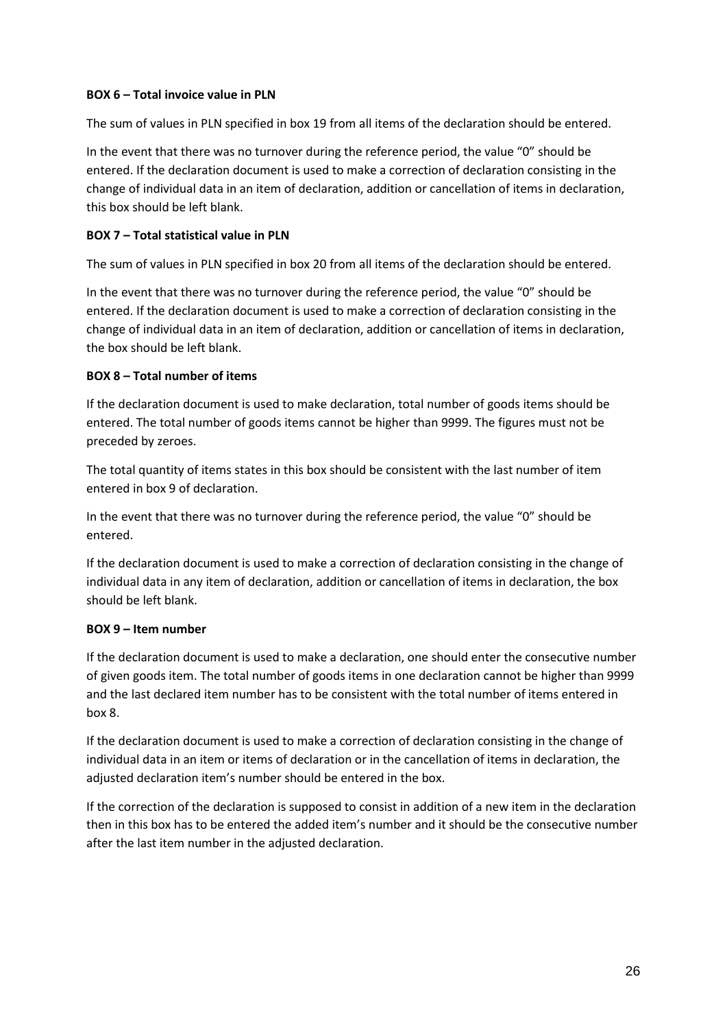**BOX 6 – Total invoice value in PLN**

The sum of values in PLN specified in box 19 from all items of the declaration should be entered.

In the event that there was no turnover during the reference period, the value "0" should be entered. If the declaration document is used to make a correction of declaration consisting in the change of individual data in an item of declaration, addition or cancellation of items in declaration, this box should be left blank.

**BOX 7 – Total statistical value in PLN**

The sum of values in PLN specified in box 20 from all items of the declaration should be entered.

In the event that there was no turnover during the reference period, the value "0" should be entered. If the declaration document is used to make a correction of declaration consisting in the change of individual data in an item of declaration, addition or cancellation of items in declaration, the box should be left blank.

**BOX 8 – Total number of items**

If the declaration document is used to make declaration, total number of goods items should be entered. The total number of goods items cannot be higher than 9999. The figures must not be preceded by zeroes.

The total quantity of items states in this box should be consistent with the last number of item entered in box 9 of declaration.

In the event that there was no turnover during the reference period, the value "0" should be entered.

If the declaration document is used to make a correction of declaration consisting in the change of individual data in any item of declaration, addition or cancellation of items in declaration, the box should be left blank.

**BOX 9 – Item number**

If the declaration document is used to make a declaration, one should enter the consecutive number of given goods item. The total number of goods items in one declaration cannot be higher than 9999 and the last declared item number has to be consistent with the total number of items entered in box 8.

If the declaration document is used to make a correction of declaration consisting in the change of individual data in an item or items of declaration or in the cancellation of items in declaration, the adjusted declaration item's number should be entered in the box.

If the correction of the declaration is supposed to consist in addition of a new item in the declaration then in this box has to be entered the added item's number and it should be the consecutive number after the last item number in the adjusted declaration.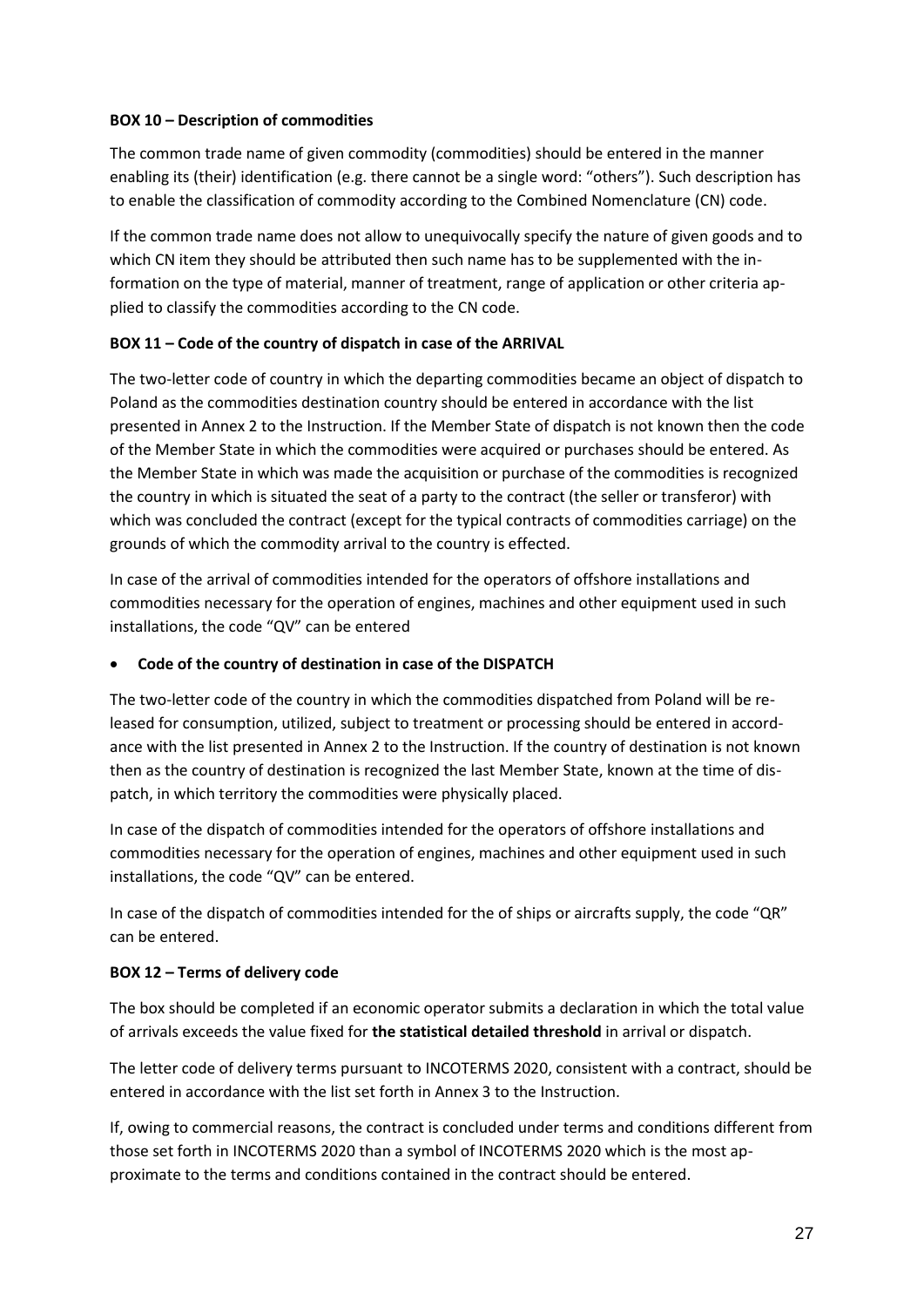**BOX 10 – Description of commodities**

The common trade name of given commodity (commodities) should be entered in the manner enabling its (their) identification (e.g. there cannot be a single word: "others"). Such description has to enable the classification of commodity according to the Combined Nomenclature (CN) code.

If the common trade name does not allow to unequivocally specify the nature of given goods and to which CN item they should be attributed then such name has to be supplemented with the information on the type of material, manner of treatment, range of application or other criteria applied to classify the commodities according to the CN code.

**BOX 11 – Code of the country of dispatch in case of the ARRIVAL**

The two-letter code of country in which the departing commodities became an object of dispatch to Poland as the commodities destination country should be entered in accordance with the list presented in Annex 2 to the Instruction. If the Member State of dispatch is not known then the code of the Member State in which the commodities were acquired or purchases should be entered. As the Member State in which was made the acquisition or purchase of the commodities is recognized the country in which is situated the seat of a party to the contract (the seller or transferor) with which was concluded the contract (except for the typical contracts of commodities carriage) on the grounds of which the commodity arrival to the country is effected.

In case of the arrival of commodities intended for the operators of offshore installations and commodities necessary for the operation of engines, machines and other equipment used in such installations, the code "QV" can be entered

- **Code of the country of destination in case of the DISPATCH**

The two-letter code of the country in which the commodities dispatched from Poland will be released for consumption, utilized, subject to treatment or processing should be entered in accordance with the list presented in Annex 2 to the Instruction. If the country of destination is not known then as the country of destination is recognized the last Member State, known at the time of dispatch, in which territory the commodities were physically placed.

In case of the dispatch of commodities intended for the operators of offshore installations and commodities necessary for the operation of engines, machines and other equipment used in such installations, the code "QV" can be entered.

In case of the dispatch of commodities intended for the of ships or aircrafts supply, the code "QR" can be entered.

**BOX 12 – Terms of delivery code**

The box should be completed if an economic operator submits a declaration in which the total value of arrivals exceeds the value fixed for **the statistical detailed threshold** in arrival or dispatch.

The letter code of delivery terms pursuant to INCOTERMS 2020, consistent with a contract, should be entered in accordance with the list set forth in Annex 3 to the Instruction.

If, owing to commercial reasons, the contract is concluded under terms and conditions different from those set forth in INCOTERMS 2020 than a symbol of INCOTERMS 2020 which is the most approximate to the terms and conditions contained in the contract should be entered.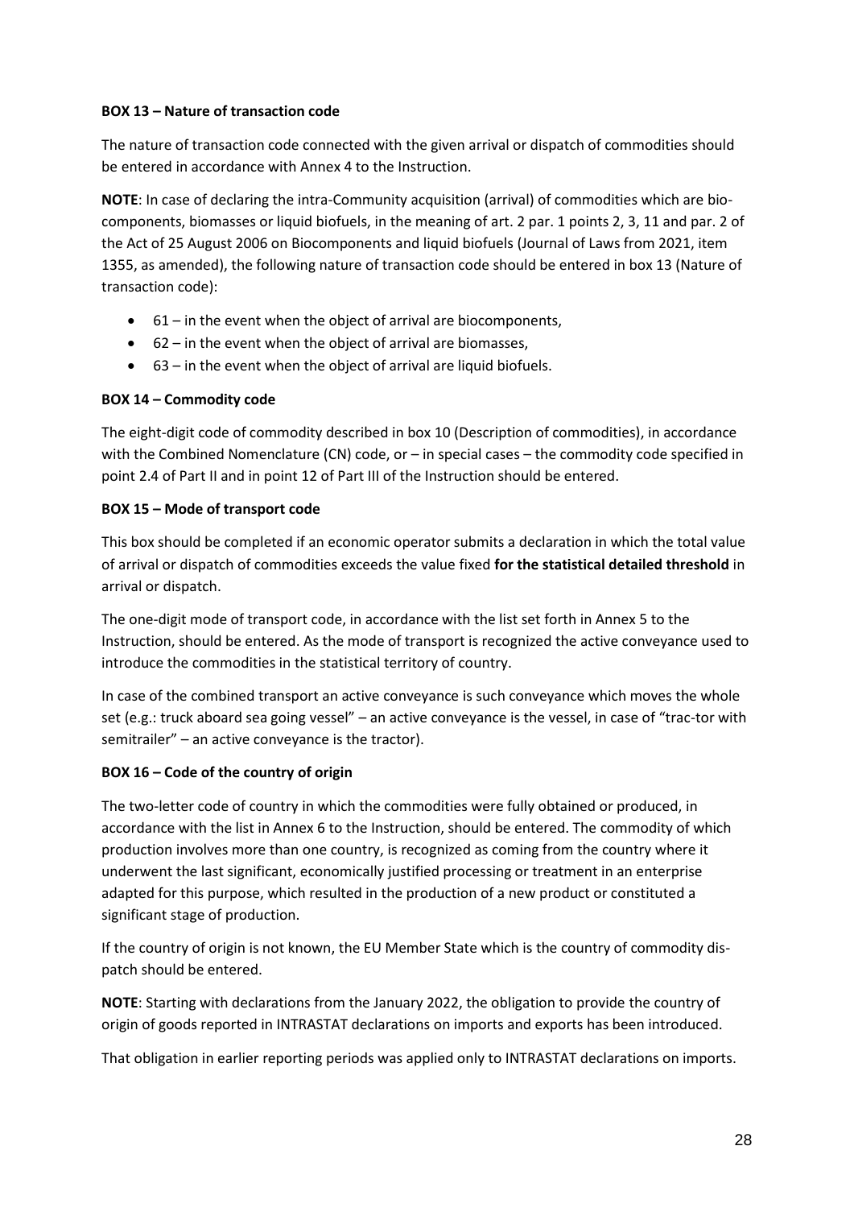**BOX 13 – Nature of transaction code**

The nature of transaction code connected with the given arrival or dispatch of commodities should be entered in accordance with Annex 4 to the Instruction.

**NOTE**: In case of declaring the intra-Community acquisition (arrival) of commodities which are bio-components, biomasses or liquid biofuels, in the meaning of art. 2 par. 1 points 2, 3, 11 and par. 2 of the Act of 25 August 2006 on Biocomponents and liquid biofuels (Journal of Laws from 2021, item 1355, as amended), the following nature of transaction code should be entered in box 13 (Nature of transaction code):

- 61 – in the event when the object of arrival are biocomponents,
- 62 – in the event when the object of arrival are biomasses,
- 63 – in the event when the object of arrival are liquid biofuels.

**BOX 14 – Commodity code**

The eight-digit code of commodity described in box 10 (Description of commodities), in accordance with the Combined Nomenclature (CN) code, or – in special cases – the commodity code specified in point 2.4 of Part II and in point 12 of Part III of the Instruction should be entered.

**BOX 15 – Mode of transport code**

This box should be completed if an economic operator submits a declaration in which the total value of arrival or dispatch of commodities exceeds the value fixed **for the statistical detailed threshold** in arrival or dispatch.

The one-digit mode of transport code, in accordance with the list set forth in Annex 5 to the Instruction, should be entered. As the mode of transport is recognized the active conveyance used to introduce the commodities in the statistical territory of country.

In case of the combined transport an active conveyance is such conveyance which moves the whole set (e.g.: truck aboard sea going vessel" – an active conveyance is the vessel, in case of "trac-tor with semitrailer" – an active conveyance is the tractor).

**BOX 16 – Code of the country of origin**

The two-letter code of country in which the commodities were fully obtained or produced, in accordance with the list in Annex 6 to the Instruction, should be entered. The commodity of which production involves more than one country, is recognized as coming from the country where it underwent the last significant, economically justified processing or treatment in an enterprise adapted for this purpose, which resulted in the production of a new product or constituted a significant stage of production.

If the country of origin is not known, the EU Member State which is the country of commodity dis-patch should be entered.

**NOTE**: Starting with declarations from the January 2022, the obligation to provide the country of origin of goods reported in INTRASTAT declarations on imports and exports has been introduced.

That obligation in earlier reporting periods was applied only to INTRASTAT declarations on imports.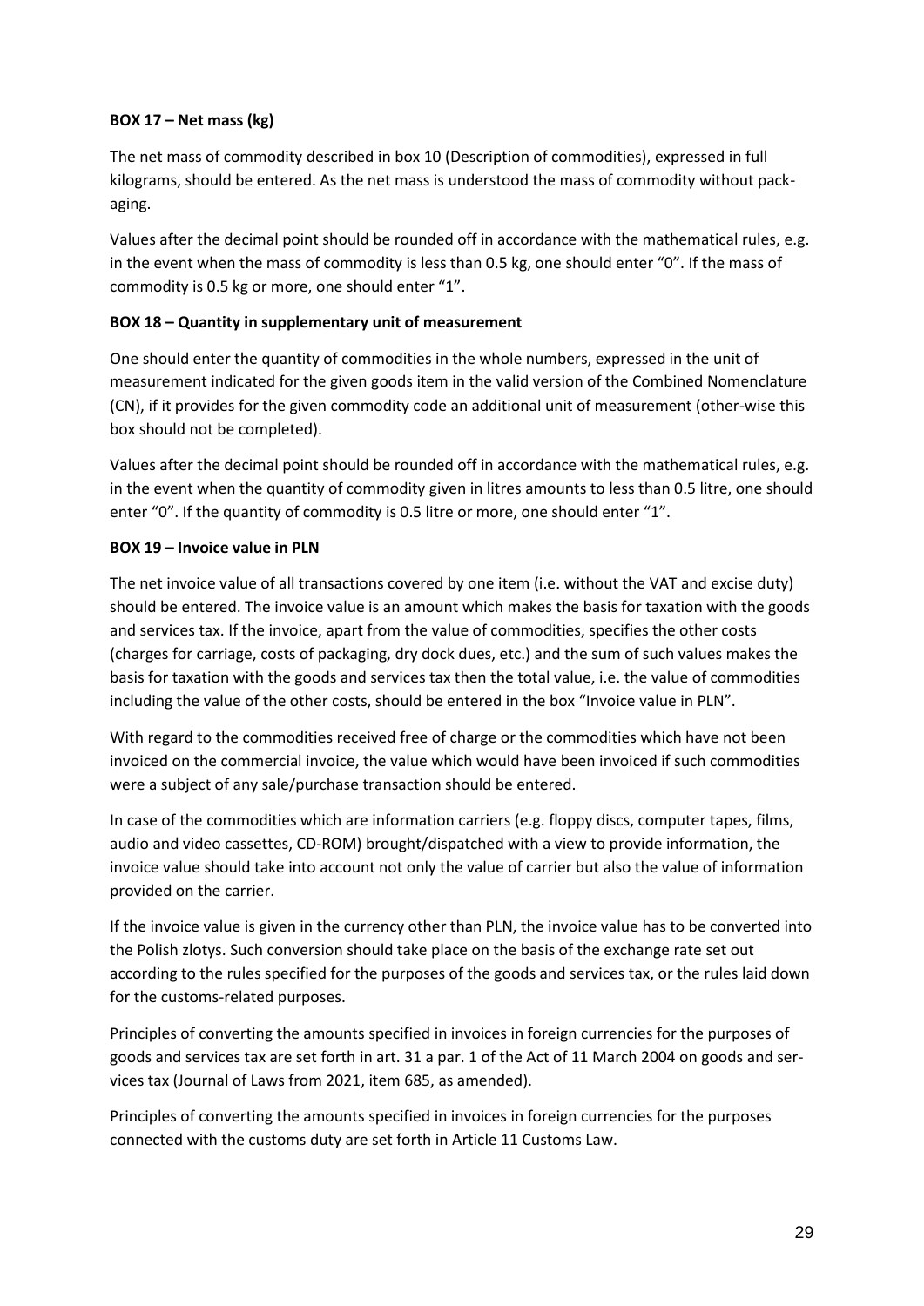**BOX 17 – Net mass (kg)**

The net mass of commodity described in box 10 (Description of commodities), expressed in full kilograms, should be entered. As the net mass is understood the mass of commodity without packaging.

Values after the decimal point should be rounded off in accordance with the mathematical rules, e.g. in the event when the mass of commodity is less than 0.5 kg, one should enter "0". If the mass of commodity is 0.5 kg or more, one should enter "1".

**BOX 18 – Quantity in supplementary unit of measurement**

One should enter the quantity of commodities in the whole numbers, expressed in the unit of measurement indicated for the given goods item in the valid version of the Combined Nomenclature (CN), if it provides for the given commodity code an additional unit of measurement (other-wise this box should not be completed).

Values after the decimal point should be rounded off in accordance with the mathematical rules, e.g. in the event when the quantity of commodity given in litres amounts to less than 0.5 litre, one should enter "0". If the quantity of commodity is 0.5 litre or more, one should enter "1".

**BOX 19 – Invoice value in PLN**

The net invoice value of all transactions covered by one item (i.e. without the VAT and excise duty) should be entered. The invoice value is an amount which makes the basis for taxation with the goods and services tax. If the invoice, apart from the value of commodities, specifies the other costs (charges for carriage, costs of packaging, dry dock dues, etc.) and the sum of such values makes the basis for taxation with the goods and services tax then the total value, i.e. the value of commodities including the value of the other costs, should be entered in the box "Invoice value in PLN".

With regard to the commodities received free of charge or the commodities which have not been invoiced on the commercial invoice, the value which would have been invoiced if such commodities were a subject of any sale/purchase transaction should be entered.

In case of the commodities which are information carriers (e.g. floppy discs, computer tapes, films, audio and video cassettes, CD-ROM) brought/dispatched with a view to provide information, the invoice value should take into account not only the value of carrier but also the value of information provided on the carrier.

If the invoice value is given in the currency other than PLN, the invoice value has to be converted into the Polish zlotys. Such conversion should take place on the basis of the exchange rate set out according to the rules specified for the purposes of the goods and services tax, or the rules laid down for the customs-related purposes.

Principles of converting the amounts specified in invoices in foreign currencies for the purposes of goods and services tax are set forth in art. 31 a par. 1 of the Act of 11 March 2004 on goods and services tax (Journal of Laws from 2021, item 685, as amended).

Principles of converting the amounts specified in invoices in foreign currencies for the purposes connected with the customs duty are set forth in Article 11 Customs Law.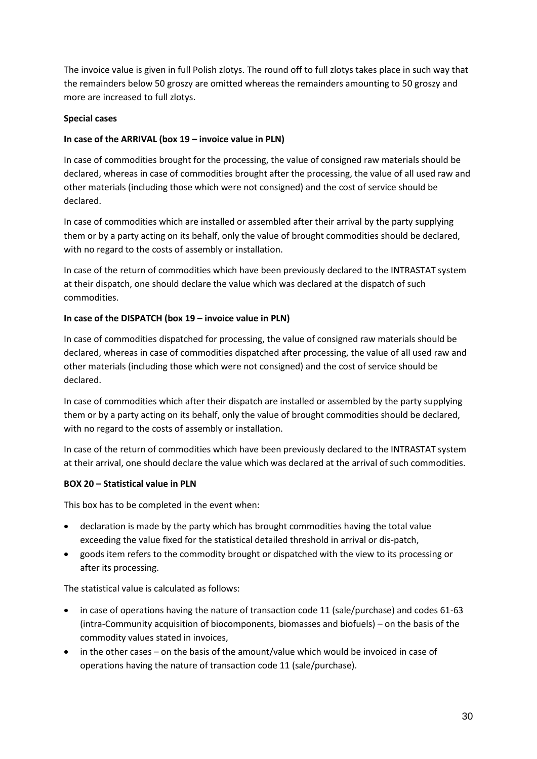The invoice value is given in full Polish zlotys. The round off to full zlotys takes place in such way that the remainders below 50 groszy are omitted whereas the remainders amounting to 50 groszy and more are increased to full zlotys.

**Special cases**

**In case of the ARRIVAL (box 19 – invoice value in PLN)**

In case of commodities brought for the processing, the value of consigned raw materials should be declared, whereas in case of commodities brought after the processing, the value of all used raw and other materials (including those which were not consigned) and the cost of service should be declared.

In case of commodities which are installed or assembled after their arrival by the party supplying them or by a party acting on its behalf, only the value of brought commodities should be declared, with no regard to the costs of assembly or installation.

In case of the return of commodities which have been previously declared to the INTRASTAT system at their dispatch, one should declare the value which was declared at the dispatch of such commodities.

**In case of the DISPATCH (box 19 – invoice value in PLN)**

In case of commodities dispatched for processing, the value of consigned raw materials should be declared, whereas in case of commodities dispatched after processing, the value of all used raw and other materials (including those which were not consigned) and the cost of service should be declared.

In case of commodities which after their dispatch are installed or assembled by the party supplying them or by a party acting on its behalf, only the value of brought commodities should be declared, with no regard to the costs of assembly or installation.

In case of the return of commodities which have been previously declared to the INTRASTAT system at their arrival, one should declare the value which was declared at the arrival of such commodities.

**BOX 20 – Statistical value in PLN**

This box has to be completed in the event when:

- declaration is made by the party which has brought commodities having the total value exceeding the value fixed for the statistical detailed threshold in arrival or dis-patch,
- goods item refers to the commodity brought or dispatched with the view to its processing or after its processing.

The statistical value is calculated as follows:

- in case of operations having the nature of transaction code 11 (sale/purchase) and codes 61-63 (intra-Community acquisition of biocomponents, biomasses and biofuels) – on the basis of the commodity values stated in invoices,
- in the other cases – on the basis of the amount/value which would be invoiced in case of operations having the nature of transaction code 11 (sale/purchase).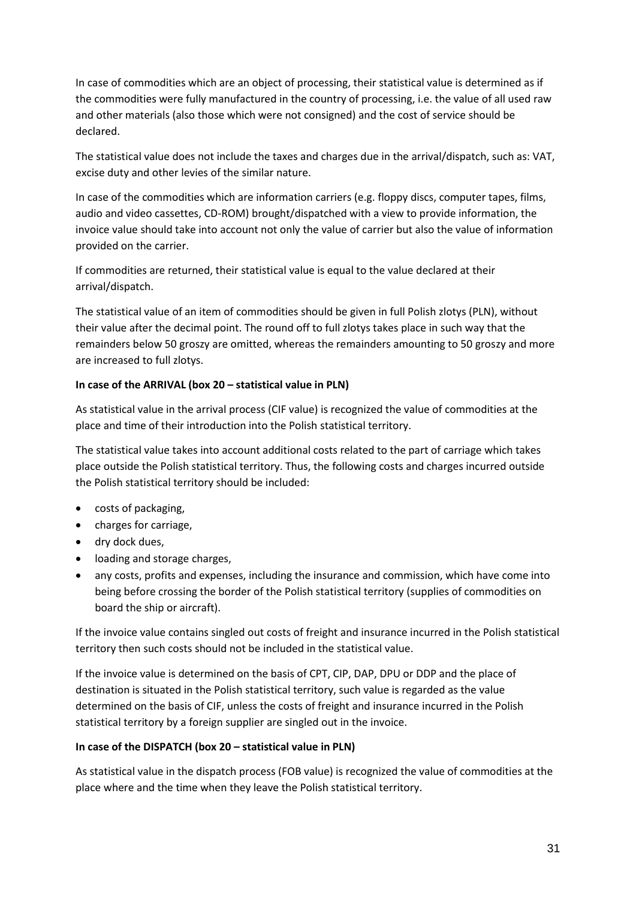In case of commodities which are an object of processing, their statistical value is determined as if the commodities were fully manufactured in the country of processing, i.e. the value of all used raw and other materials (also those which were not consigned) and the cost of service should be declared.

The statistical value does not include the taxes and charges due in the arrival/dispatch, such as: VAT, excise duty and other levies of the similar nature.

In case of the commodities which are information carriers (e.g. floppy discs, computer tapes, films, audio and video cassettes, CD-ROM) brought/dispatched with a view to provide information, the invoice value should take into account not only the value of carrier but also the value of information provided on the carrier.

If commodities are returned, their statistical value is equal to the value declared at their arrival/dispatch.

The statistical value of an item of commodities should be given in full Polish zlotys (PLN), without their value after the decimal point. The round off to full zlotys takes place in such way that the remainders below 50 groszy are omitted, whereas the remainders amounting to 50 groszy and more are increased to full zlotys.

**In case of the ARRIVAL (box 20 – statistical value in PLN)**

As statistical value in the arrival process (CIF value) is recognized the value of commodities at the place and time of their introduction into the Polish statistical territory.

The statistical value takes into account additional costs related to the part of carriage which takes place outside the Polish statistical territory. Thus, the following costs and charges incurred outside the Polish statistical territory should be included:

- costs of packaging,
- charges for carriage,
- dry dock dues,
- loading and storage charges,
- any costs, profits and expenses, including the insurance and commission, which have come into being before crossing the border of the Polish statistical territory (supplies of commodities on board the ship or aircraft).

If the invoice value contains singled out costs of freight and insurance incurred in the Polish statistical territory then such costs should not be included in the statistical value.

If the invoice value is determined on the basis of CPT, CIP, DAP, DPU or DDP and the place of destination is situated in the Polish statistical territory, such value is regarded as the value determined on the basis of CIF, unless the costs of freight and insurance incurred in the Polish statistical territory by a foreign supplier are singled out in the invoice.

**In case of the DISPATCH (box 20 – statistical value in PLN)**

As statistical value in the dispatch process (FOB value) is recognized the value of commodities at the place where and the time when they leave the Polish statistical territory.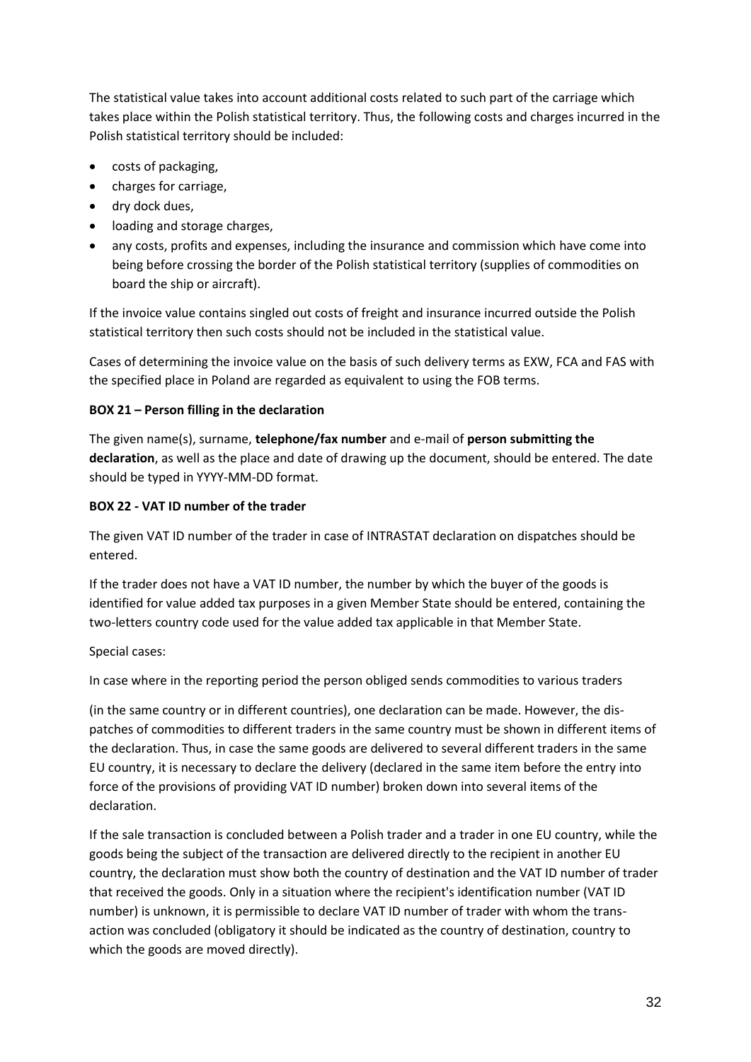The statistical value takes into account additional costs related to such part of the carriage which takes place within the Polish statistical territory. Thus, the following costs and charges incurred in the Polish statistical territory should be included:

- costs of packaging,
- charges for carriage,
- dry dock dues,
- loading and storage charges,
- any costs, profits and expenses, including the insurance and commission which have come into being before crossing the border of the Polish statistical territory (supplies of commodities on board the ship or aircraft).

If the invoice value contains singled out costs of freight and insurance incurred outside the Polish statistical territory then such costs should not be included in the statistical value.

Cases of determining the invoice value on the basis of such delivery terms as EXW, FCA and FAS with the specified place in Poland are regarded as equivalent to using the FOB terms.

**BOX 21 – Person filling in the declaration**

The given name(s), surname, **telephone/fax number** and e-mail of **person submitting the declaration**, as well as the place and date of drawing up the document, should be entered. The date should be typed in YYYY-MM-DD format.

**BOX 22 - VAT ID number of the trader**

The given VAT ID number of the trader in case of INTRASTAT declaration on dispatches should be entered.

If the trader does not have a VAT ID number, the number by which the buyer of the goods is identified for value added tax purposes in a given Member State should be entered, containing the two-letters country code used for the value added tax applicable in that Member State.

Special cases:

In case where in the reporting period the person obliged sends commodities to various traders

(in the same country or in different countries), one declaration can be made. However, the dispatches of commodities to different traders in the same country must be shown in different items of the declaration. Thus, in case the same goods are delivered to several different traders in the same EU country, it is necessary to declare the delivery (declared in the same item before the entry into force of the provisions of providing VAT ID number) broken down into several items of the declaration.

If the sale transaction is concluded between a Polish trader and a trader in one EU country, while the goods being the subject of the transaction are delivered directly to the recipient in another EU country, the declaration must show both the country of destination and the VAT ID number of trader that received the goods. Only in a situation where the recipient's identification number (VAT ID number) is unknown, it is permissible to declare VAT ID number of trader with whom the transaction was concluded (obligatory it should be indicated as the country of destination, country to which the goods are moved directly).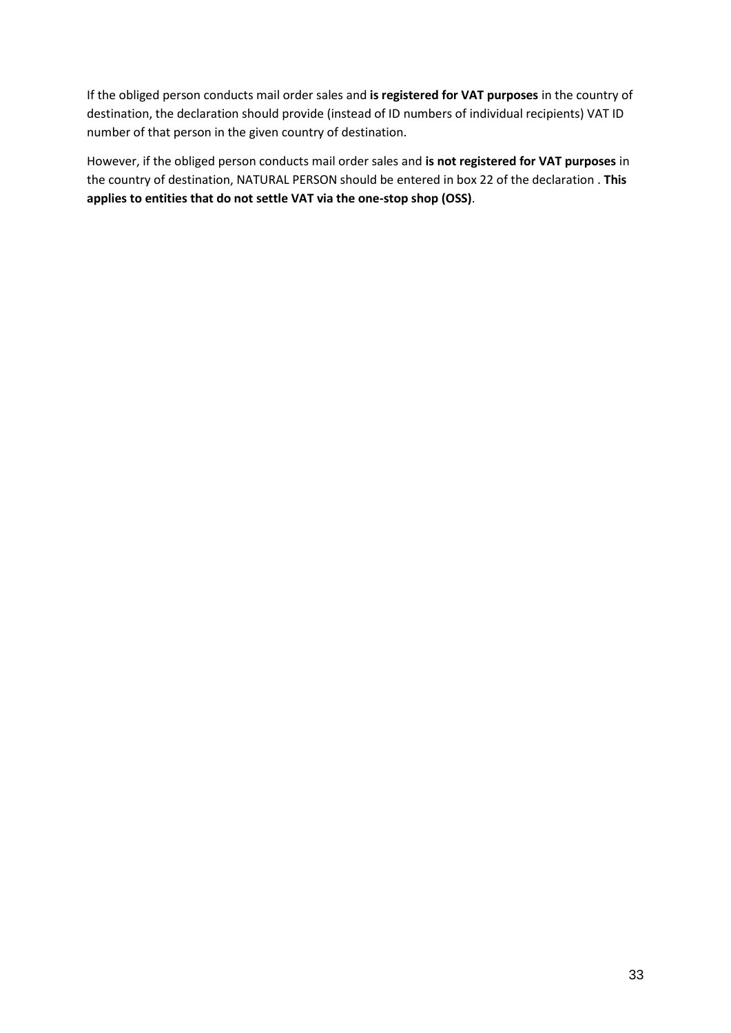If the obliged person conducts mail order sales and **is registered for VAT purposes** in the country of destination, the declaration should provide (instead of ID numbers of individual recipients) VAT ID number of that person in the given country of destination.

However, if the obliged person conducts mail order sales and **is not registered for VAT purposes** in the country of destination, NATURAL PERSON should be entered in box 22 of the declaration . **This applies to entities that do not settle VAT via the one-stop shop (OSS)**.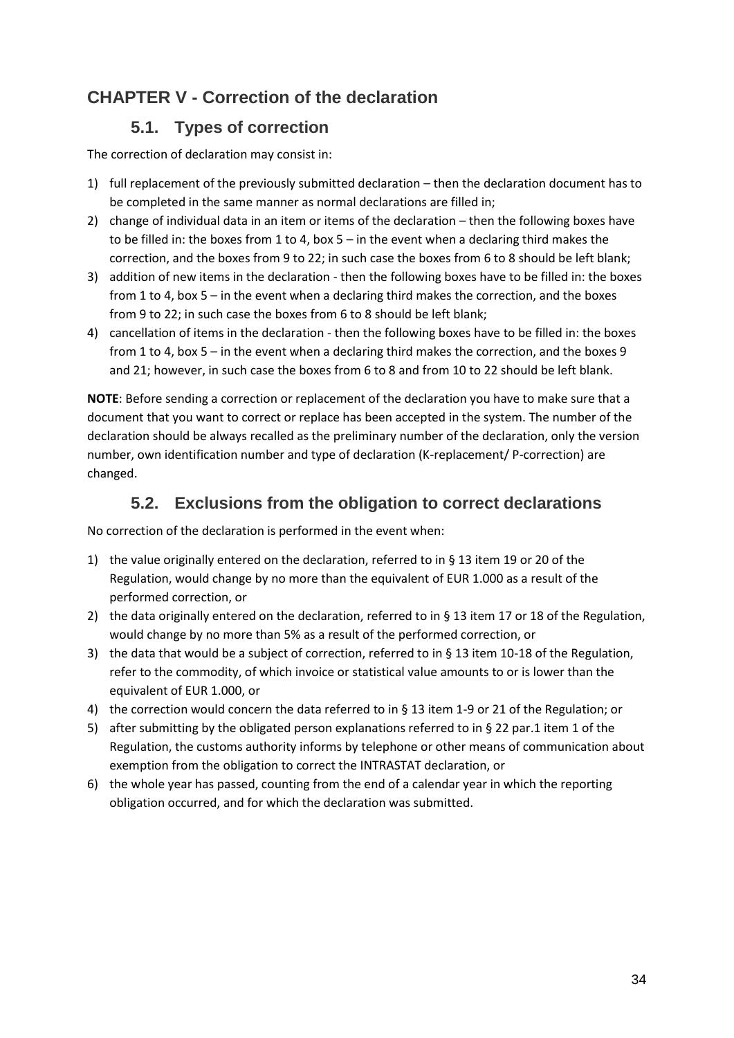# CHAPTER V - Correction of the declaration

## 5.1. Types of correction

The correction of declaration may consist in:

1) full replacement of the previously submitted declaration – then the declaration document has to be completed in the same manner as normal declarations are filled in;
2) change of individual data in an item or items of the declaration – then the following boxes have to be filled in: the boxes from 1 to 4, box 5 – in the event when a declaring third makes the correction, and the boxes from 9 to 22; in such case the boxes from 6 to 8 should be left blank;
3) addition of new items in the declaration - then the following boxes have to be filled in: the boxes from 1 to 4, box 5 – in the event when a declaring third makes the correction, and the boxes from 9 to 22; in such case the boxes from 6 to 8 should be left blank;
4) cancellation of items in the declaration - then the following boxes have to be filled in: the boxes from 1 to 4, box 5 – in the event when a declaring third makes the correction, and the boxes 9 and 21; however, in such case the boxes from 6 to 8 and from 10 to 22 should be left blank.

**NOTE**: Before sending a correction or replacement of the declaration you have to make sure that a document that you want to correct or replace has been accepted in the system. The number of the declaration should be always recalled as the preliminary number of the declaration, only the version number, own identification number and type of declaration (K-replacement/ P-correction) are changed.

## 5.2. Exclusions from the obligation to correct declarations

No correction of the declaration is performed in the event when:

1) the value originally entered on the declaration, referred to in § 13 item 19 or 20 of the Regulation, would change by no more than the equivalent of EUR 1.000 as a result of the performed correction, or
2) the data originally entered on the declaration, referred to in § 13 item 17 or 18 of the Regulation, would change by no more than 5% as a result of the performed correction, or
3) the data that would be a subject of correction, referred to in § 13 item 10-18 of the Regulation, refer to the commodity, of which invoice or statistical value amounts to or is lower than the equivalent of EUR 1.000, or
4) the correction would concern the data referred to in § 13 item 1-9 or 21 of the Regulation; or
5) after submitting by the obligated person explanations referred to in § 22 par.1 item 1 of the Regulation, the customs authority informs by telephone or other means of communication about exemption from the obligation to correct the INTRASTAT declaration, or
6) the whole year has passed, counting from the end of a calendar year in which the reporting obligation occurred, and for which the declaration was submitted.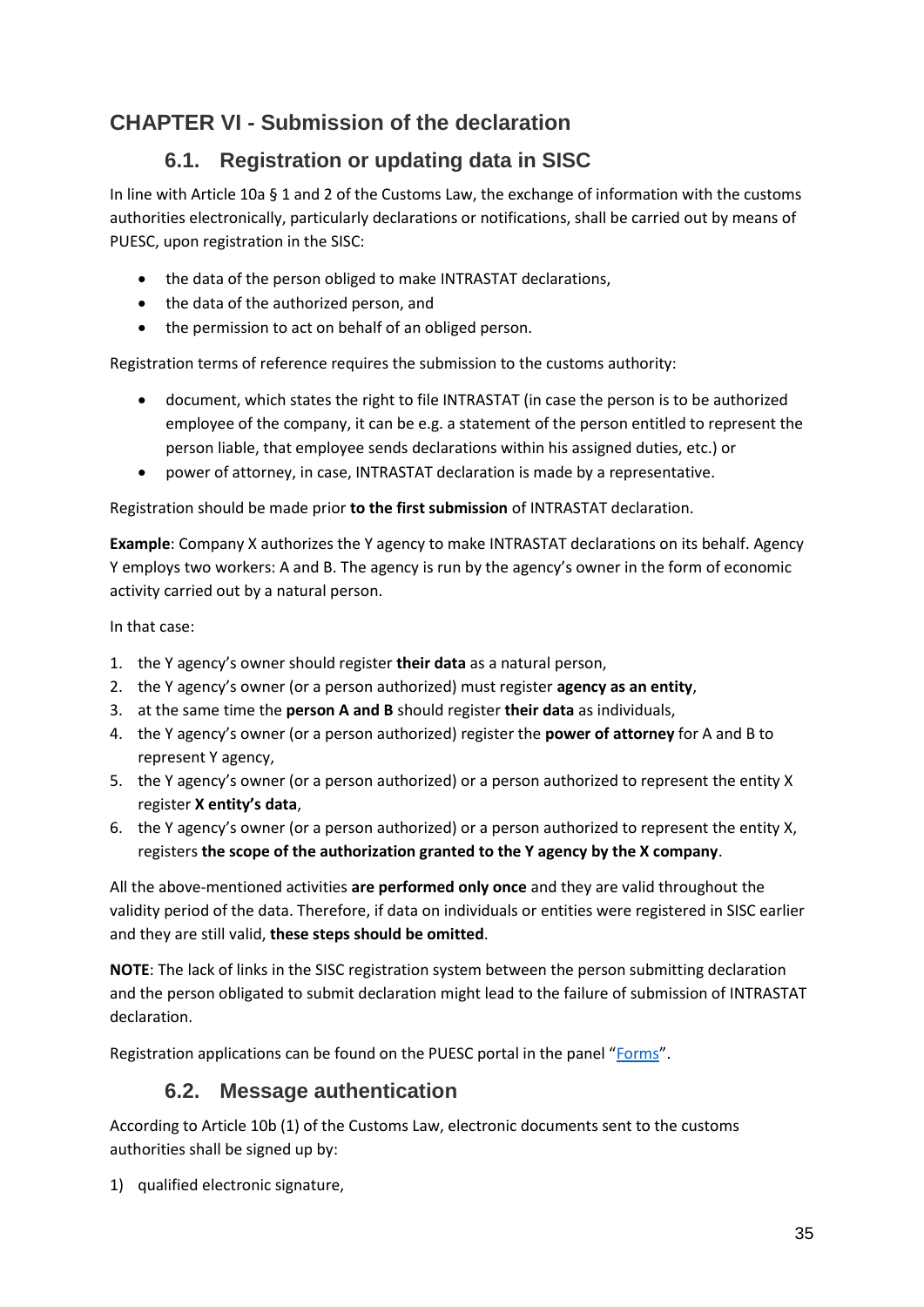# CHAPTER VI - Submission of the declaration

## 6.1. Registration or updating data in SISC

In line with Article 10a § 1 and 2 of the Customs Law, the exchange of information with the customs authorities electronically, particularly declarations or notifications, shall be carried out by means of PUESC, upon registration in the SISC:

- the data of the person obliged to make INTRASTAT declarations,
- the data of the authorized person, and
- the permission to act on behalf of an obliged person.

Registration terms of reference requires the submission to the customs authority:

- document, which states the right to file INTRASTAT (in case the person is to be authorized employee of the company, it can be e.g. a statement of the person entitled to represent the person liable, that employee sends declarations within his assigned duties, etc.) or
- power of attorney, in case, INTRASTAT declaration is made by a representative.

Registration should be made prior **to the first submission** of INTRASTAT declaration.

**Example**: Company X authorizes the Y agency to make INTRASTAT declarations on its behalf. Agency Y employs two workers: A and B. The agency is run by the agency's owner in the form of economic activity carried out by a natural person.

In that case:

1. the Y agency's owner should register **their data** as a natural person,
2. the Y agency's owner (or a person authorized) must register **agency as an entity**,
3. at the same time the **person A and B** should register **their data** as individuals,
4. the Y agency's owner (or a person authorized) register the **power of attorney** for A and B to represent Y agency,
5. the Y agency's owner (or a person authorized) or a person authorized to represent the entity X register **X entity's data**,
6. the Y agency's owner (or a person authorized) or a person authorized to represent the entity X, registers **the scope of the authorization granted to the Y agency by the X company**.

All the above-mentioned activities **are performed only once** and they are valid throughout the validity period of the data. Therefore, if data on individuals or entities were registered in SISC earlier and they are still valid, **these steps should be omitted**.

**NOTE**: The lack of links in the SISC registration system between the person submitting declaration and the person obligated to submit declaration might lead to the failure of submission of INTRASTAT declaration.

Registration applications can be found on the PUESC portal in the panel "Forms".

## 6.2. Message authentication

According to Article 10b (1) of the Customs Law, electronic documents sent to the customs authorities shall be signed up by:

1) qualified electronic signature,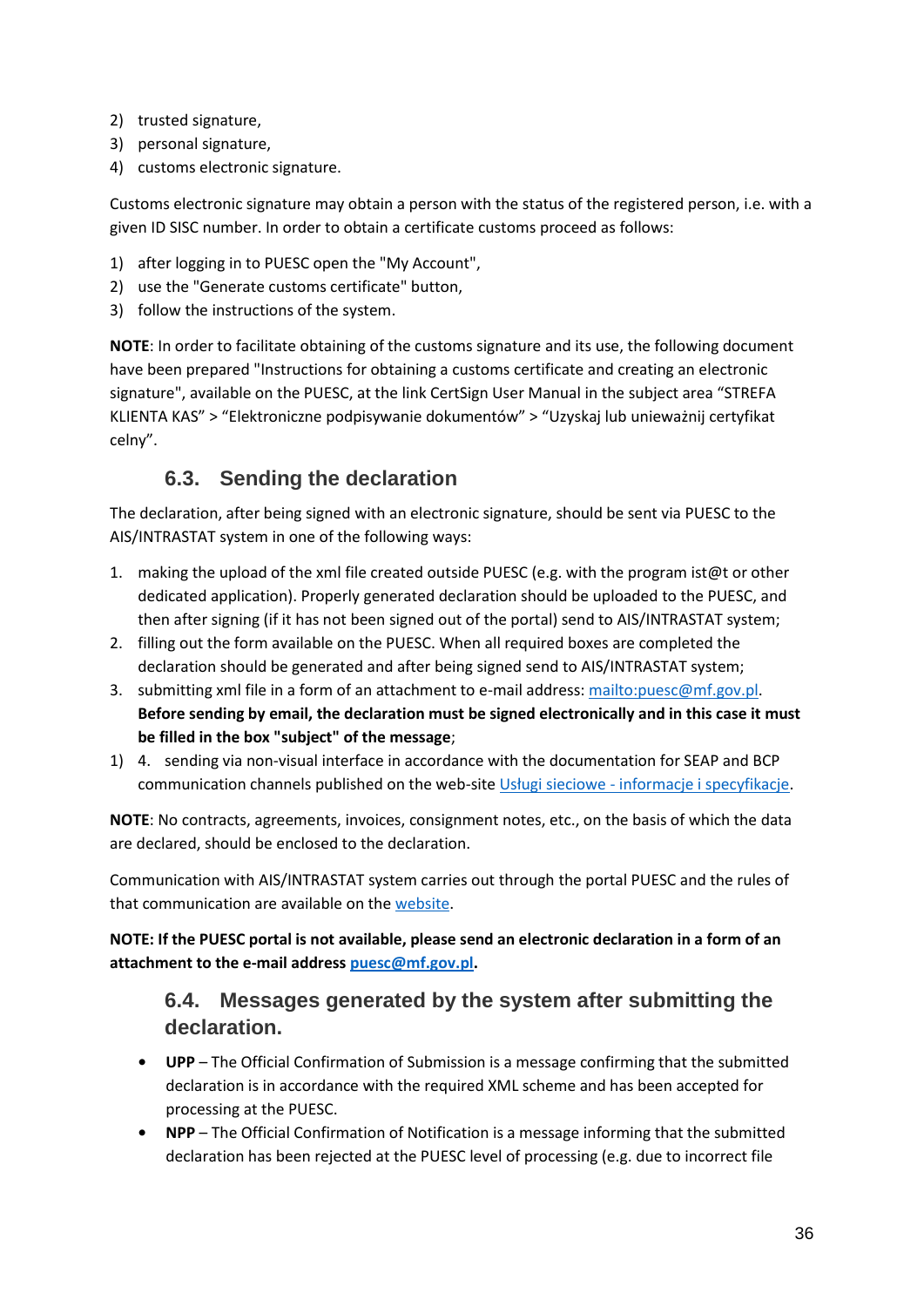2) trusted signature,
3) personal signature,
4) customs electronic signature.

Customs electronic signature may obtain a person with the status of the registered person, i.e. with a given ID SISC number. In order to obtain a certificate customs proceed as follows:

1) after logging in to PUESC open the "My Account",
2) use the "Generate customs certificate" button,
3) follow the instructions of the system.

**NOTE**: In order to facilitate obtaining of the customs signature and its use, the following document have been prepared "Instructions for obtaining a customs certificate and creating an electronic signature", available on the PUESC, at the link CertSign User Manual in the subject area "STREFA KLIENTA KAS" > "Elektroniczne podpisywanie dokumentów" > "Uzyskaj lub unieważnij certyfikat celny".

## 6.3. Sending the declaration

The declaration, after being signed with an electronic signature, should be sent via PUESC to the AIS/INTRASTAT system in one of the following ways:

1. making the upload of the xml file created outside PUESC (e.g. with the program ist@t or other dedicated application). Properly generated declaration should be uploaded to the PUESC, and then after signing (if it has not been signed out of the portal) send to AIS/INTRASTAT system;
2. filling out the form available on the PUESC. When all required boxes are completed the declaration should be generated and after being signed send to AIS/INTRASTAT system;
3. submitting xml file in a form of an attachment to e-mail address: mailto:puesc@mf.gov.pl. **Before sending by email, the declaration must be signed electronically and in this case it must be filled in the box "subject" of the message**;

1) 4. sending via non-visual interface in accordance with the documentation for SEAP and BCP communication channels published on the web-site Usługi sieciowe - informacje i specyfikacje.

**NOTE**: No contracts, agreements, invoices, consignment notes, etc., on the basis of which the data are declared, should be enclosed to the declaration.

Communication with AIS/INTRASTAT system carries out through the portal PUESC and the rules of that communication are available on the website.

**NOTE: If the PUESC portal is not available, please send an electronic declaration in a form of an attachment to the e-mail address puesc@mf.gov.pl.**

## 6.4. Messages generated by the system after submitting the declaration.

- **UPP** – The Official Confirmation of Submission is a message confirming that the submitted declaration is in accordance with the required XML scheme and has been accepted for processing at the PUESC.
- **NPP** – The Official Confirmation of Notification is a message informing that the submitted declaration has been rejected at the PUESC level of processing (e.g. due to incorrect file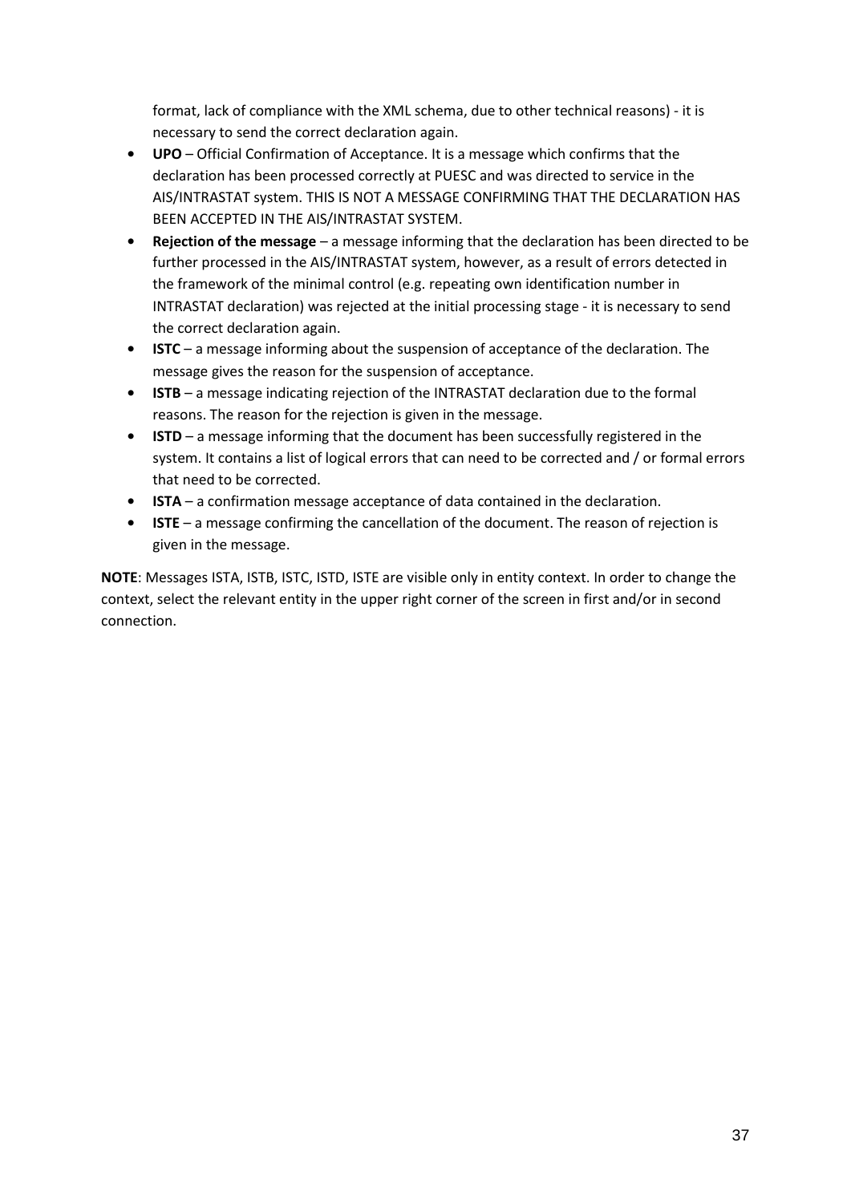format, lack of compliance with the XML schema, due to other technical reasons) - it is necessary to send the correct declaration again.

- **UPO** – Official Confirmation of Acceptance. It is a message which confirms that the declaration has been processed correctly at PUESC and was directed to service in the AIS/INTRASTAT system. THIS IS NOT A MESSAGE CONFIRMING THAT THE DECLARATION HAS BEEN ACCEPTED IN THE AIS/INTRASTAT SYSTEM.
- **Rejection of the message** – a message informing that the declaration has been directed to be further processed in the AIS/INTRASTAT system, however, as a result of errors detected in the framework of the minimal control (e.g. repeating own identification number in INTRASTAT declaration) was rejected at the initial processing stage - it is necessary to send the correct declaration again.
- **ISTC** – a message informing about the suspension of acceptance of the declaration. The message gives the reason for the suspension of acceptance.
- **ISTB** – a message indicating rejection of the INTRASTAT declaration due to the formal reasons. The reason for the rejection is given in the message.
- **ISTD** – a message informing that the document has been successfully registered in the system. It contains a list of logical errors that can need to be corrected and / or formal errors that need to be corrected.
- **ISTA** – a confirmation message acceptance of data contained in the declaration.
- **ISTE** – a message confirming the cancellation of the document. The reason of rejection is given in the message.

**NOTE**: Messages ISTA, ISTB, ISTC, ISTD, ISTE are visible only in entity context. In order to change the context, select the relevant entity in the upper right corner of the screen in first and/or in second connection.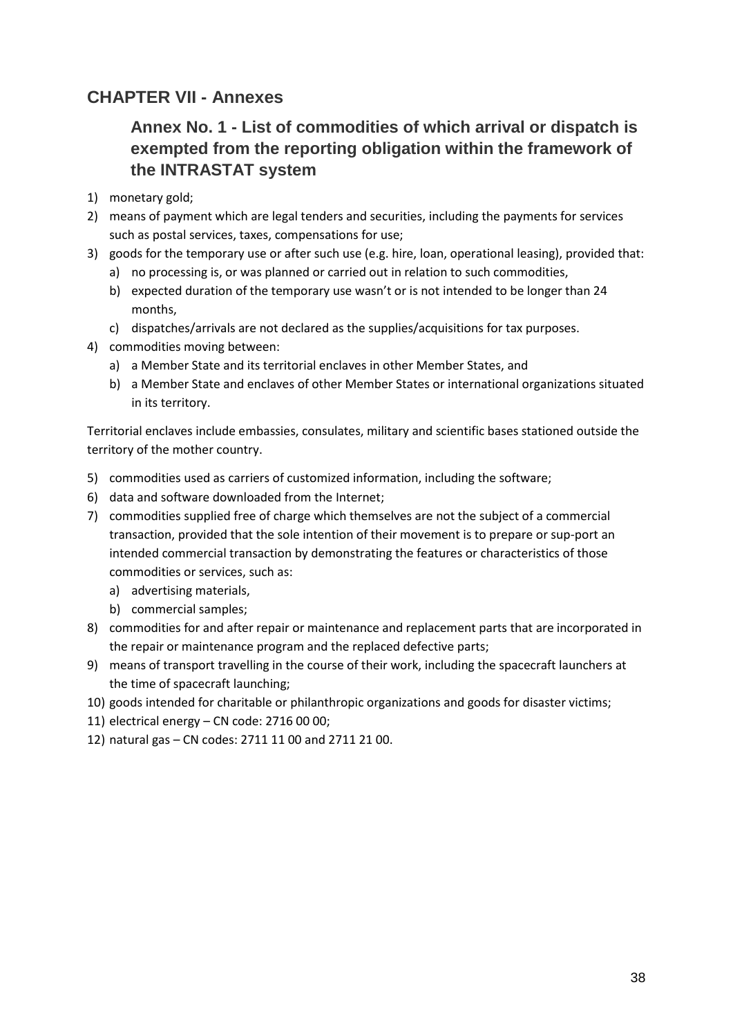# CHAPTER VII - Annexes

## Annex No. 1 - List of commodities of which arrival or dispatch is exempted from the reporting obligation within the framework of the INTRASTAT system

1) monetary gold;
2) means of payment which are legal tenders and securities, including the payments for services such as postal services, taxes, compensations for use;
3) goods for the temporary use or after such use (e.g. hire, loan, operational leasing), provided that:
   a) no processing is, or was planned or carried out in relation to such commodities,
   b) expected duration of the temporary use wasn't or is not intended to be longer than 24 months,
   c) dispatches/arrivals are not declared as the supplies/acquisitions for tax purposes.
4) commodities moving between:
   a) a Member State and its territorial enclaves in other Member States, and
   b) a Member State and enclaves of other Member States or international organizations situated in its territory.

Territorial enclaves include embassies, consulates, military and scientific bases stationed outside the territory of the mother country.

5) commodities used as carriers of customized information, including the software;
6) data and software downloaded from the Internet;
7) commodities supplied free of charge which themselves are not the subject of a commercial transaction, provided that the sole intention of their movement is to prepare or sup-port an intended commercial transaction by demonstrating the features or characteristics of those commodities or services, such as:
   a) advertising materials,
   b) commercial samples;
8) commodities for and after repair or maintenance and replacement parts that are incorporated in the repair or maintenance program and the replaced defective parts;
9) means of transport travelling in the course of their work, including the spacecraft launchers at the time of spacecraft launching;
10) goods intended for charitable or philanthropic organizations and goods for disaster victims;
11) electrical energy – CN code: 2716 00 00;
12) natural gas – CN codes: 2711 11 00 and 2711 21 00.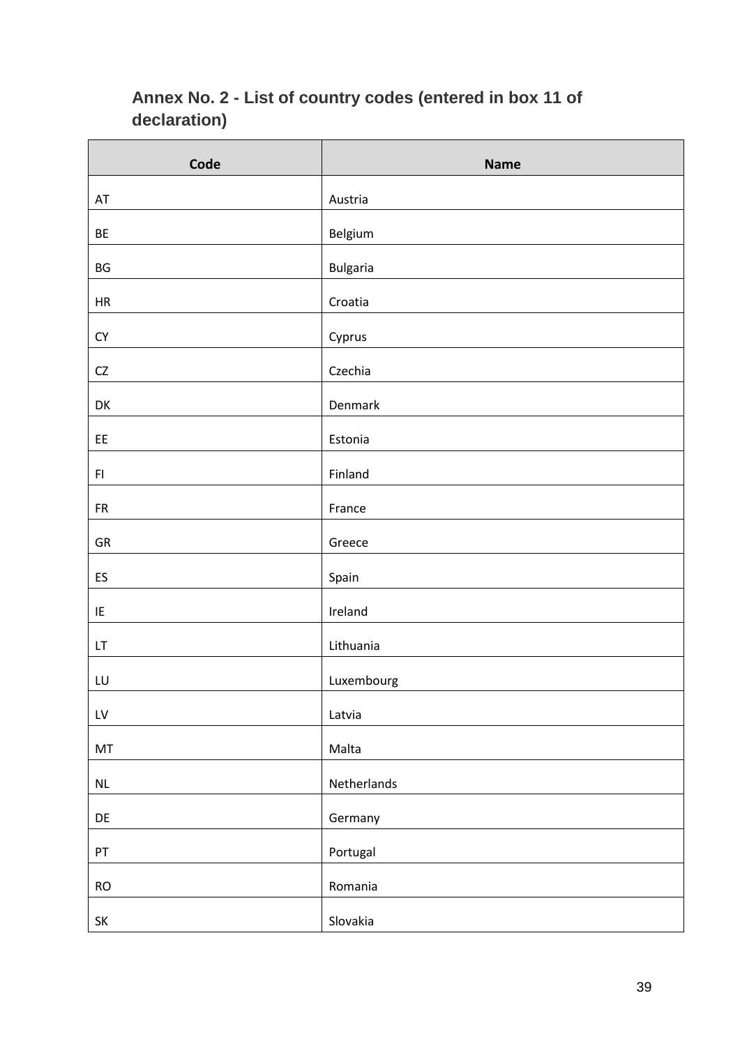## Annex No. 2 - List of country codes (entered in box 11 of declaration)

| Code | Name |
|---|---|
| AT | Austria |
| BE | Belgium |
| BG | Bulgaria |
| HR | Croatia |
| CY | Cyprus |
| CZ | Czechia |
| DK | Denmark |
| EE | Estonia |
| FI | Finland |
| FR | France |
| GR | Greece |
| ES | Spain |
| IE | Ireland |
| LT | Lithuania |
| LU | Luxembourg |
| LV | Latvia |
| MT | Malta |
| NL | Netherlands |
| DE | Germany |
| PT | Portugal |
| RO | Romania |
| SK | Slovakia |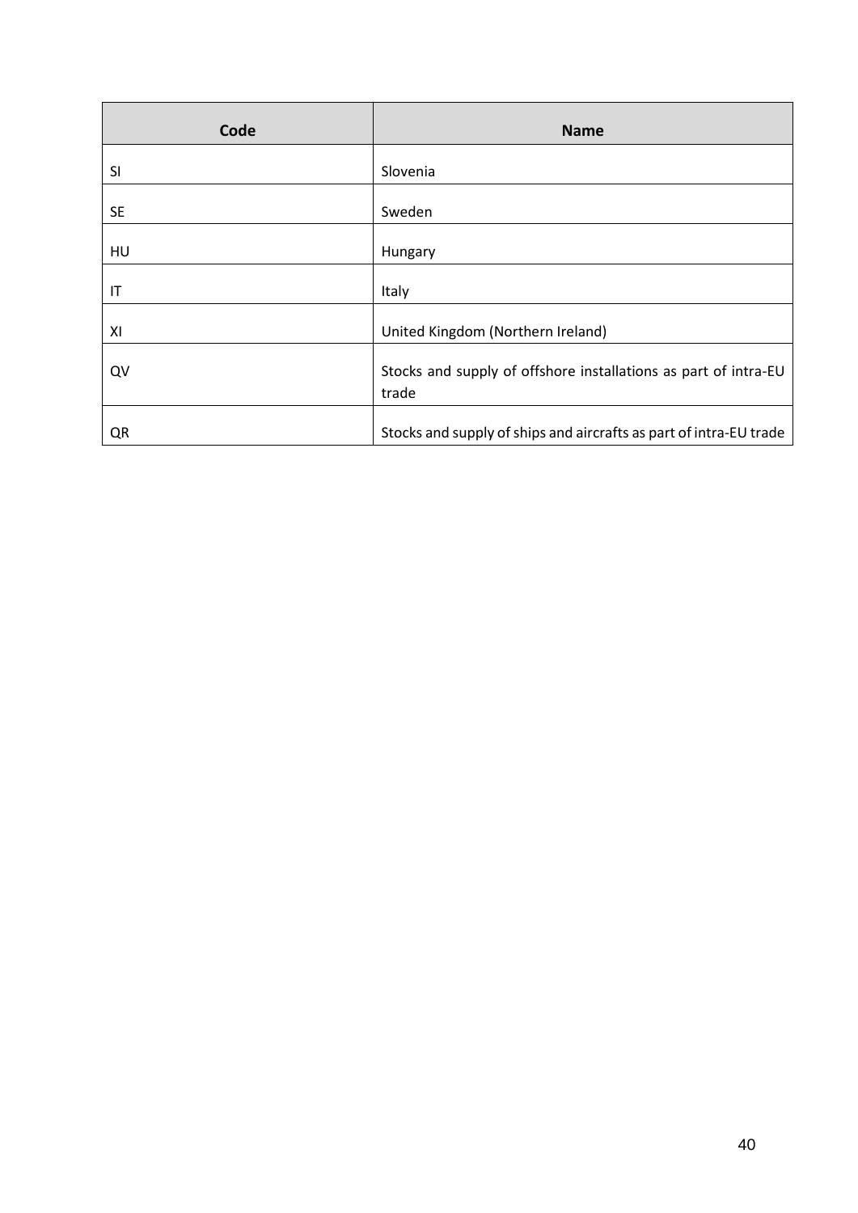| Code | Name |
| --- | --- |
| SI | Slovenia |
| SE | Sweden |
| HU | Hungary |
| IT | Italy |
| XI | United Kingdom (Northern Ireland) |
| QV | Stocks and supply of offshore installations as part of intra-EU trade |
| QR | Stocks and supply of ships and aircrafts as part of intra-EU trade |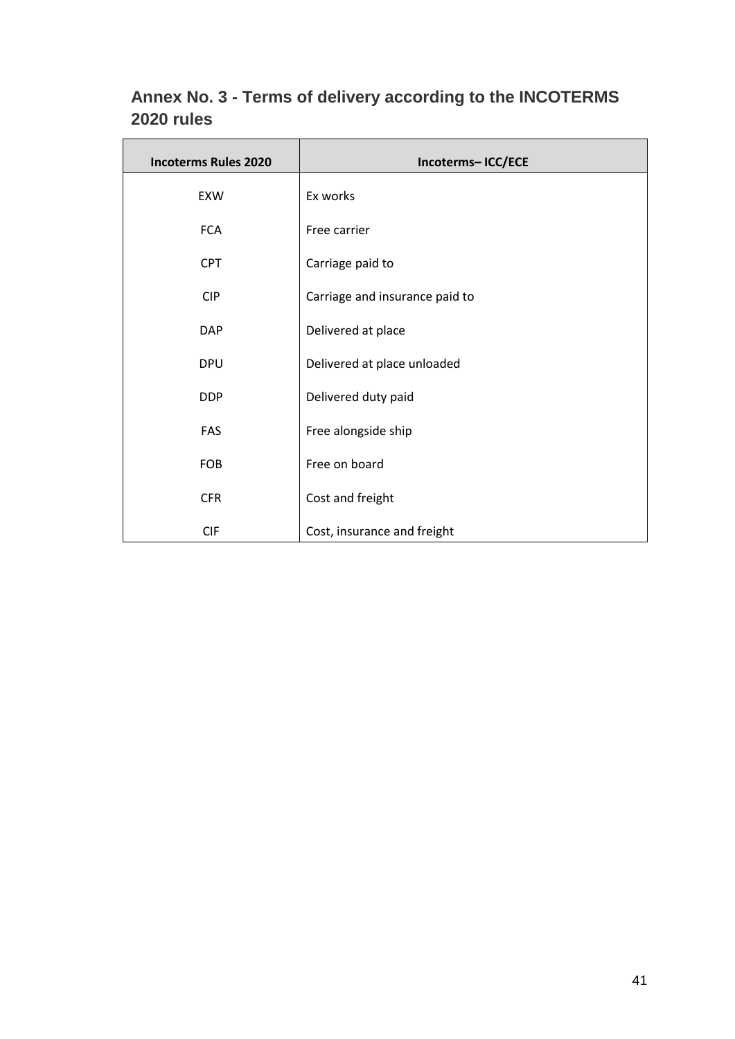## Annex No. 3 - Terms of delivery according to the INCOTERMS 2020 rules

| Incoterms Rules 2020 | Incoterms– ICC/ECE |
|---|---|
| EXW | Ex works |
| FCA | Free carrier |
| CPT | Carriage paid to |
| CIP | Carriage and insurance paid to |
| DAP | Delivered at place |
| DPU | Delivered at place unloaded |
| DDP | Delivered duty paid |
| FAS | Free alongside ship |
| FOB | Free on board |
| CFR | Cost and freight |
| CIF | Cost, insurance and freight |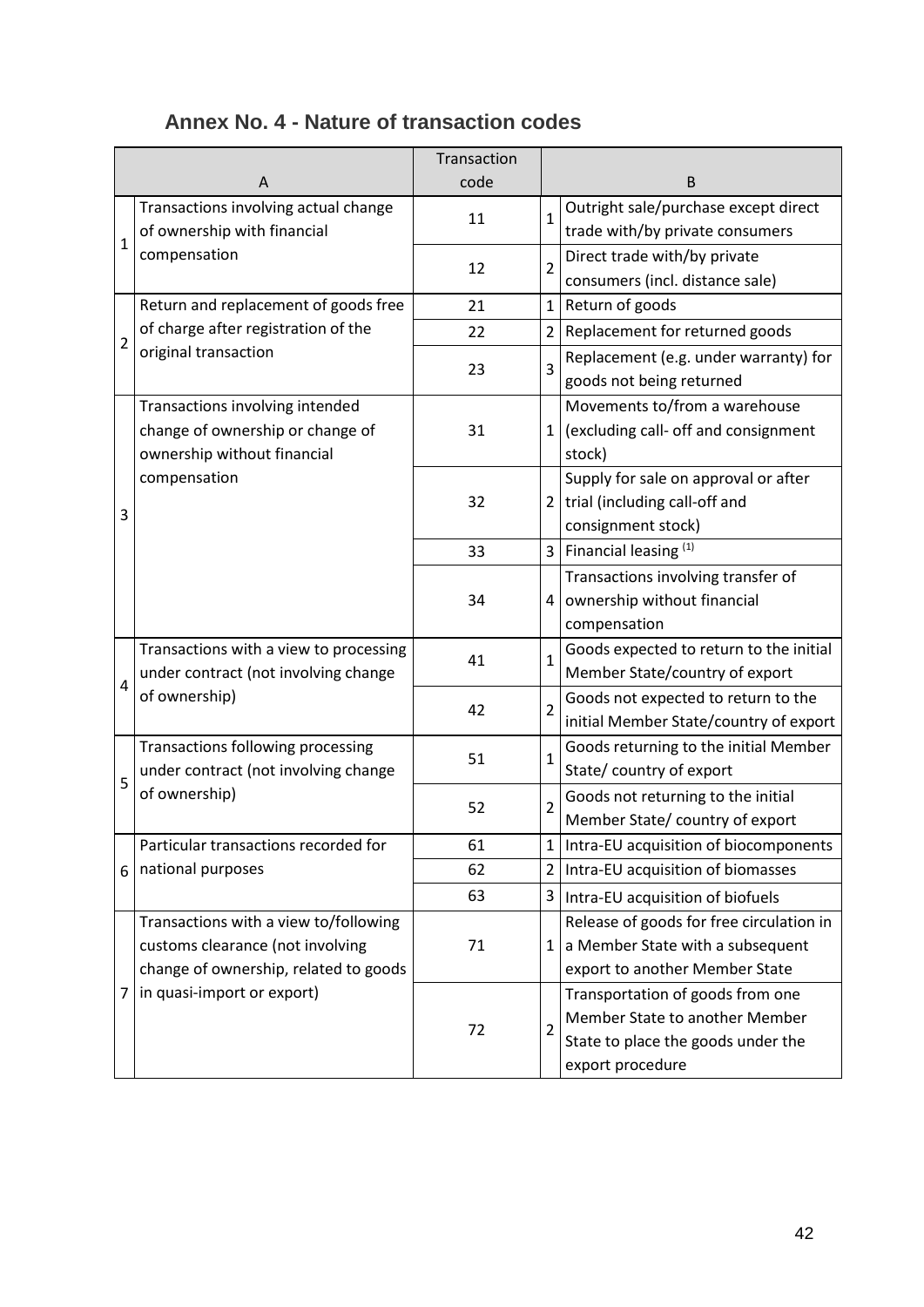## Annex No. 4 - Nature of transaction codes

| | A | Transaction code | | B |
|---|---|---|---|---|
| 1 | Transactions involving actual change of ownership with financial compensation | 11 | 1 | Outright sale/purchase except direct trade with/by private consumers |
| | | 12 | 2 | Direct trade with/by private consumers (incl. distance sale) |
| 2 | Return and replacement of goods free of charge after registration of the original transaction | 21 | 1 | Return of goods |
| | | 22 | 2 | Replacement for returned goods |
| | | 23 | 3 | Replacement (e.g. under warranty) for goods not being returned |
| 3 | Transactions involving intended change of ownership or change of ownership without financial compensation | 31 | 1 | Movements to/from a warehouse (excluding call- off and consignment stock) |
| | | 32 | 2 | Supply for sale on approval or after trial (including call-off and consignment stock) |
| | | 33 | 3 | Financial leasing (1) |
| | | 34 | 4 | Transactions involving transfer of ownership without financial compensation |
| 4 | Transactions with a view to processing under contract (not involving change of ownership) | 41 | 1 | Goods expected to return to the initial Member State/country of export |
| | | 42 | 2 | Goods not expected to return to the initial Member State/country of export |
| 5 | Transactions following processing under contract (not involving change of ownership) | 51 | 1 | Goods returning to the initial Member State/ country of export |
| | | 52 | 2 | Goods not returning to the initial Member State/ country of export |
| 6 | Particular transactions recorded for national purposes | 61 | 1 | Intra-EU acquisition of biocomponents |
| | | 62 | 2 | Intra-EU acquisition of biomasses |
| | | 63 | 3 | Intra-EU acquisition of biofuels |
| 7 | Transactions with a view to/following customs clearance (not involving change of ownership, related to goods in quasi-import or export) | 71 | 1 | Release of goods for free circulation in a Member State with a subsequent export to another Member State |
| | | 72 | 2 | Transportation of goods from one Member State to another Member State to place the goods under the export procedure |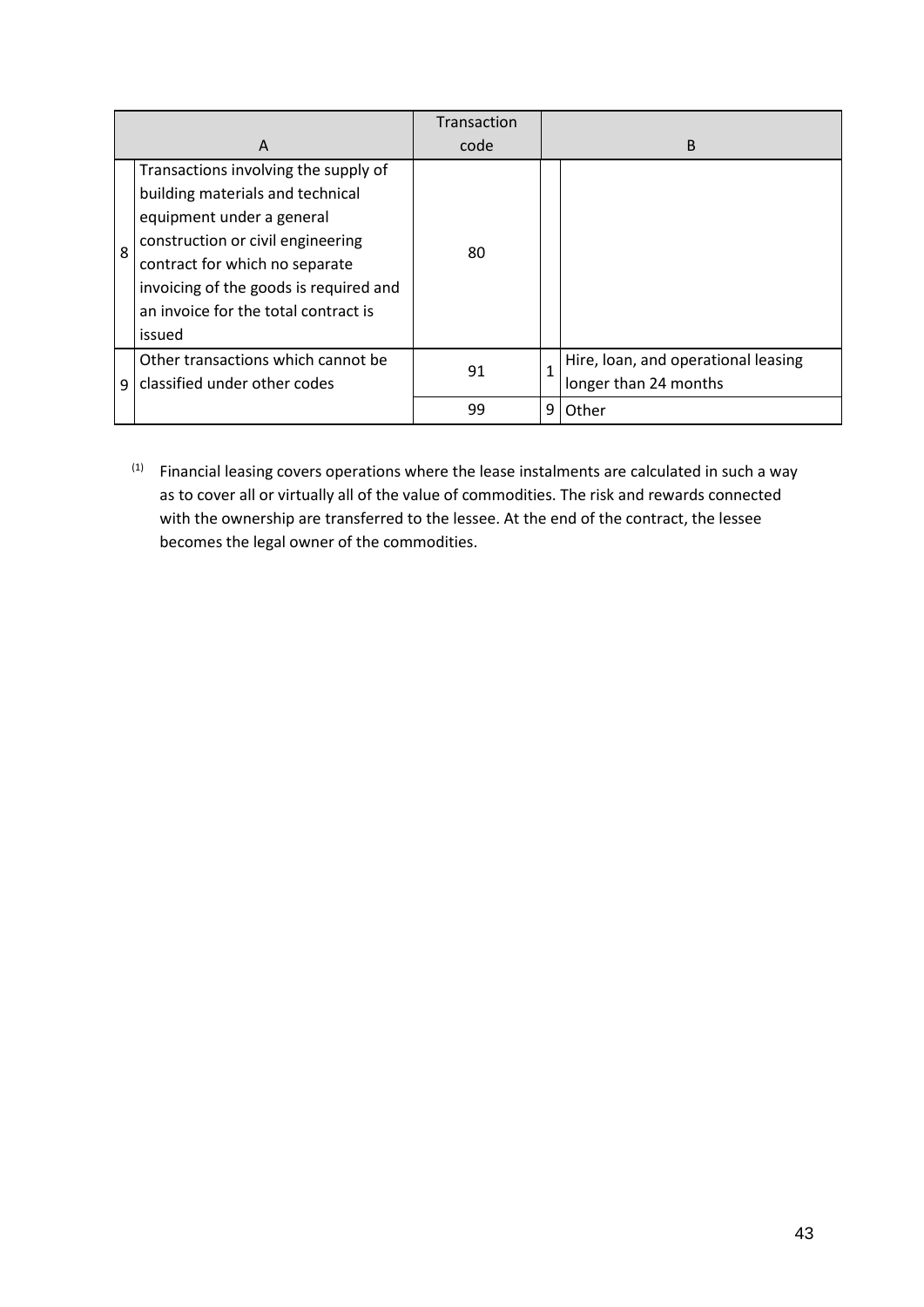| | A | Transaction code | | B |
|---|---|---|---|---|
| 8 | Transactions involving the supply of building materials and technical equipment under a general construction or civil engineering contract for which no separate invoicing of the goods is required and an invoice for the total contract is issued | 80 | | |
| 9 | Other transactions which cannot be classified under other codes | 91 | 1 | Hire, loan, and operational leasing longer than 24 months |
| | | 99 | 9 | Other |

[1] Financial leasing covers operations where the lease instalments are calculated in such a way as to cover all or virtually all of the value of commodities. The risk and rewards connected with the ownership are transferred to the lessee. At the end of the contract, the lessee becomes the legal owner of the commodities.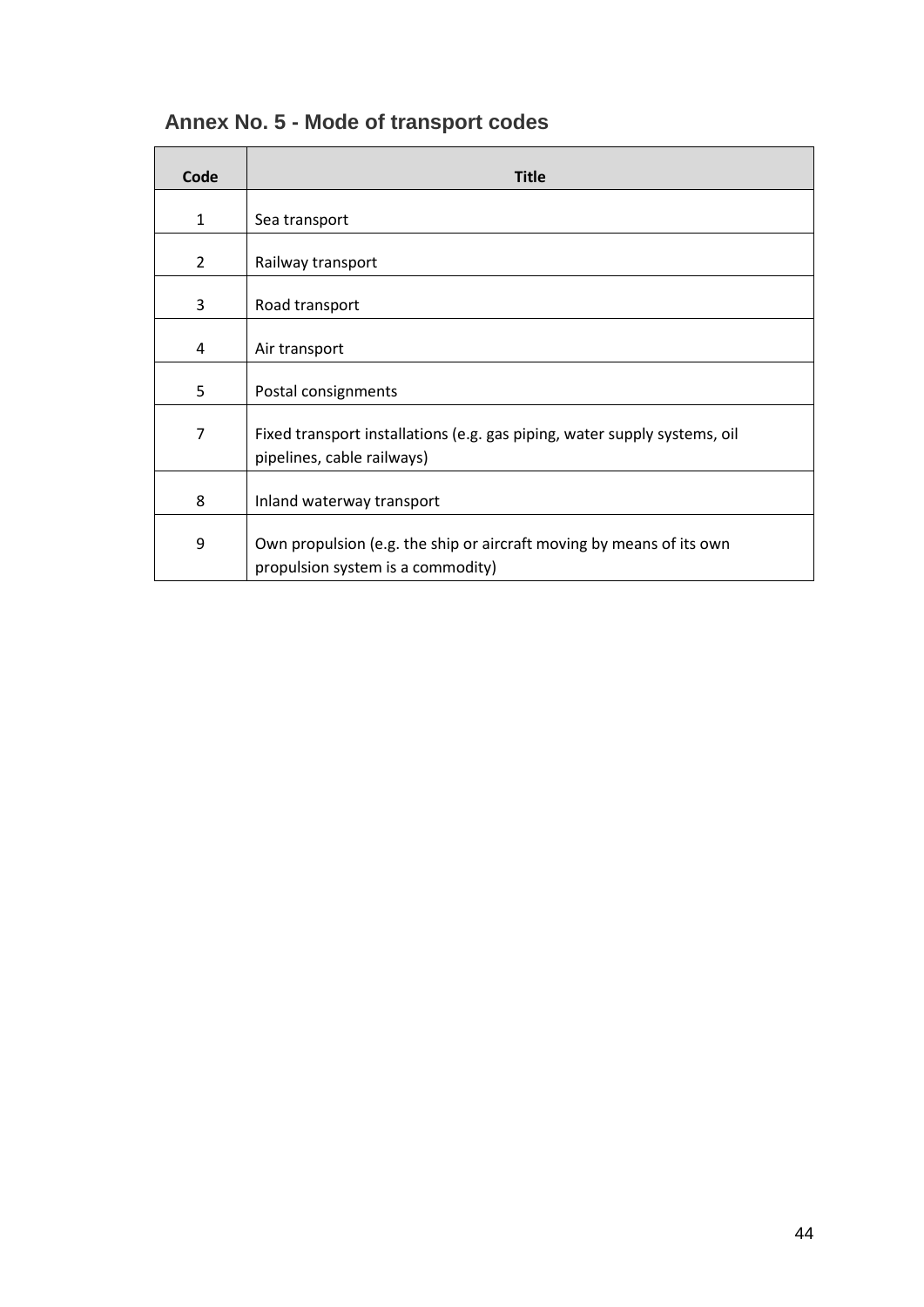## Annex No. 5 - Mode of transport codes

| Code | Title |
|---|---|
| 1 | Sea transport |
| 2 | Railway transport |
| 3 | Road transport |
| 4 | Air transport |
| 5 | Postal consignments |
| 7 | Fixed transport installations (e.g. gas piping, water supply systems, oil pipelines, cable railways) |
| 8 | Inland waterway transport |
| 9 | Own propulsion (e.g. the ship or aircraft moving by means of its own propulsion system is a commodity) |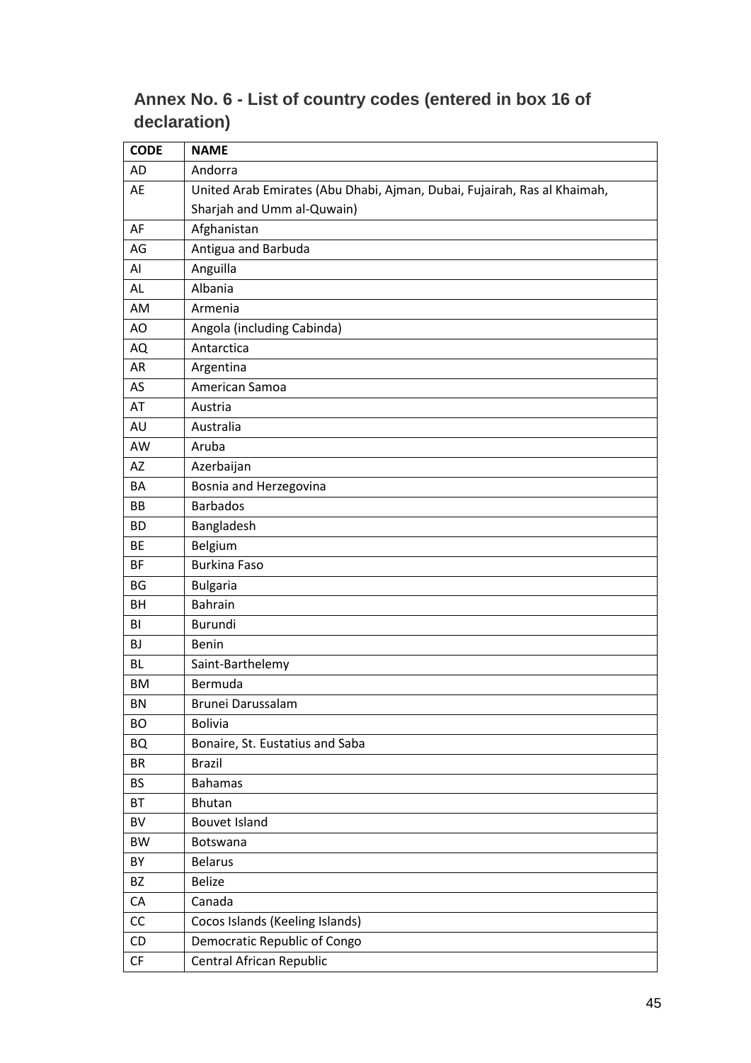## Annex No. 6 - List of country codes (entered in box 16 of declaration)

| CODE | NAME |
|---|---|
| AD | Andorra |
| AE | United Arab Emirates (Abu Dhabi, Ajman, Dubai, Fujairah, Ras al Khaimah, Sharjah and Umm al-Quwain) |
| AF | Afghanistan |
| AG | Antigua and Barbuda |
| AI | Anguilla |
| AL | Albania |
| AM | Armenia |
| AO | Angola (including Cabinda) |
| AQ | Antarctica |
| AR | Argentina |
| AS | American Samoa |
| AT | Austria |
| AU | Australia |
| AW | Aruba |
| AZ | Azerbaijan |
| BA | Bosnia and Herzegovina |
| BB | Barbados |
| BD | Bangladesh |
| BE | Belgium |
| BF | Burkina Faso |
| BG | Bulgaria |
| BH | Bahrain |
| BI | Burundi |
| BJ | Benin |
| BL | Saint-Barthelemy |
| BM | Bermuda |
| BN | Brunei Darussalam |
| BO | Bolivia |
| BQ | Bonaire, St. Eustatius and Saba |
| BR | Brazil |
| BS | Bahamas |
| BT | Bhutan |
| BV | Bouvet Island |
| BW | Botswana |
| BY | Belarus |
| BZ | Belize |
| CA | Canada |
| CC | Cocos Islands (Keeling Islands) |
| CD | Democratic Republic of Congo |
| CF | Central African Republic |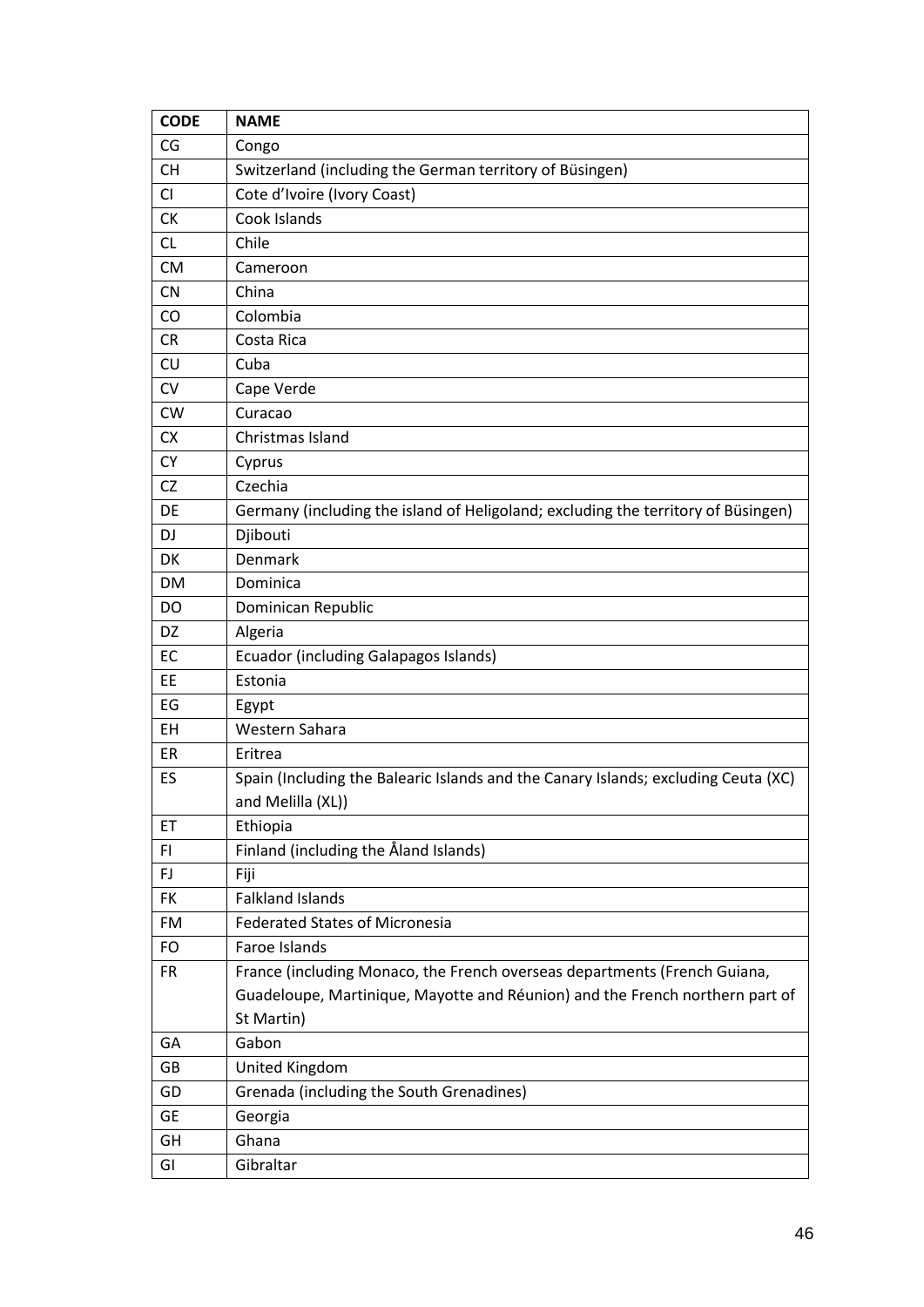| CODE | NAME |
|---|---|
| CG | Congo |
| CH | Switzerland (including the German territory of Büsingen) |
| CI | Cote d'Ivoire (Ivory Coast) |
| CK | Cook Islands |
| CL | Chile |
| CM | Cameroon |
| CN | China |
| CO | Colombia |
| CR | Costa Rica |
| CU | Cuba |
| CV | Cape Verde |
| CW | Curacao |
| CX | Christmas Island |
| CY | Cyprus |
| CZ | Czechia |
| DE | Germany (including the island of Heligoland; excluding the territory of Büsingen) |
| DJ | Djibouti |
| DK | Denmark |
| DM | Dominica |
| DO | Dominican Republic |
| DZ | Algeria |
| EC | Ecuador (including Galapagos Islands) |
| EE | Estonia |
| EG | Egypt |
| EH | Western Sahara |
| ER | Eritrea |
| ES | Spain (Including the Balearic Islands and the Canary Islands; excluding Ceuta (XC) and Melilla (XL)) |
| ET | Ethiopia |
| FI | Finland (including the Åland Islands) |
| FJ | Fiji |
| FK | Falkland Islands |
| FM | Federated States of Micronesia |
| FO | Faroe Islands |
| FR | France (including Monaco, the French overseas departments (French Guiana, Guadeloupe, Martinique, Mayotte and Réunion) and the French northern part of St Martin) |
| GA | Gabon |
| GB | United Kingdom |
| GD | Grenada (including the South Grenadines) |
| GE | Georgia |
| GH | Ghana |
| GI | Gibraltar |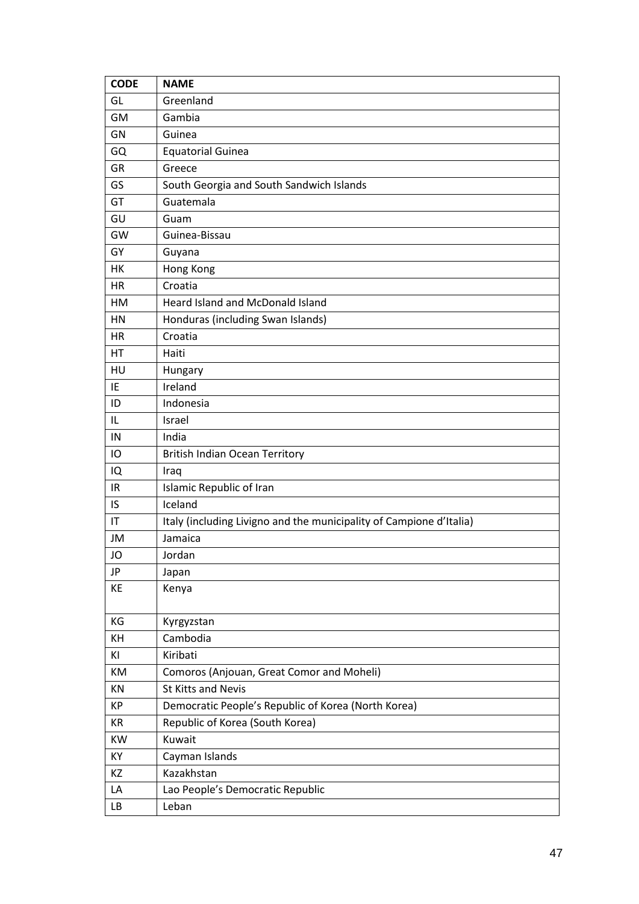| CODE | NAME |
| --- | --- |
| GL | Greenland |
| GM | Gambia |
| GN | Guinea |
| GQ | Equatorial Guinea |
| GR | Greece |
| GS | South Georgia and South Sandwich Islands |
| GT | Guatemala |
| GU | Guam |
| GW | Guinea-Bissau |
| GY | Guyana |
| HK | Hong Kong |
| HR | Croatia |
| HM | Heard Island and McDonald Island |
| HN | Honduras (including Swan Islands) |
| HR | Croatia |
| HT | Haiti |
| HU | Hungary |
| IE | Ireland |
| ID | Indonesia |
| IL | Israel |
| IN | India |
| IO | British Indian Ocean Territory |
| IQ | Iraq |
| IR | Islamic Republic of Iran |
| IS | Iceland |
| IT | Italy (including Livigno and the municipality of Campione d'Italia) |
| JM | Jamaica |
| JO | Jordan |
| JP | Japan |
| KE | Kenya |
| KG | Kyrgyzstan |
| KH | Cambodia |
| KI | Kiribati |
| KM | Comoros (Anjouan, Great Comor and Moheli) |
| KN | St Kitts and Nevis |
| KP | Democratic People's Republic of Korea (North Korea) |
| KR | Republic of Korea (South Korea) |
| KW | Kuwait |
| KY | Cayman Islands |
| KZ | Kazakhstan |
| LA | Lao People's Democratic Republic |
| LB | Leban |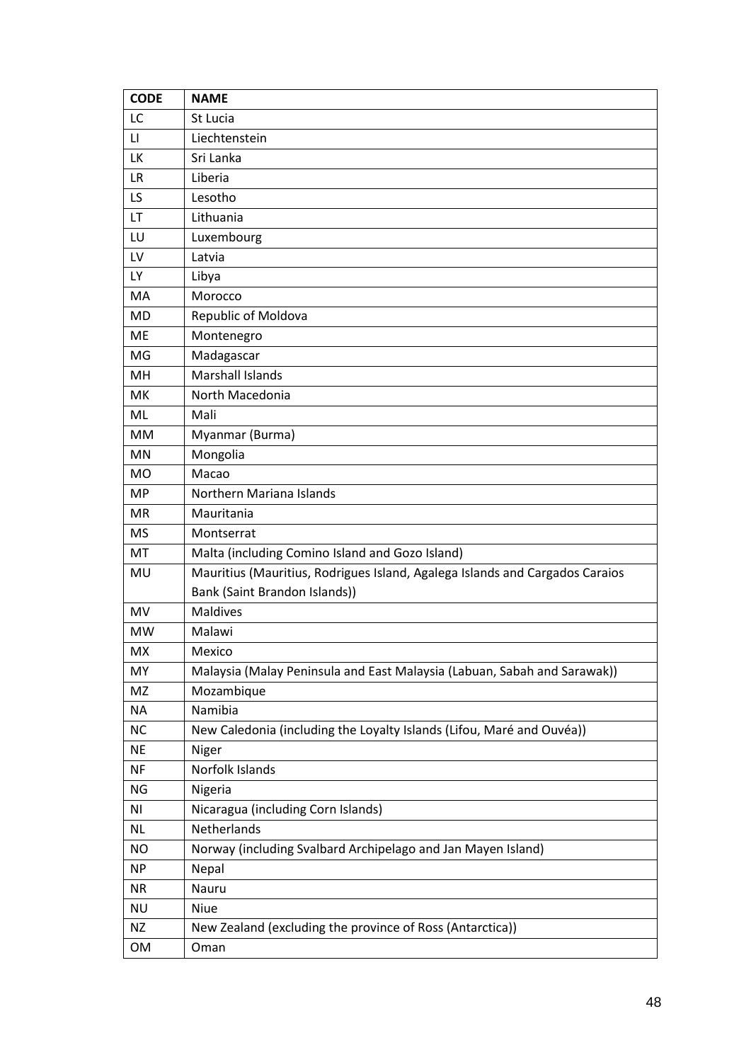| CODE | NAME |
| --- | --- |
| LC | St Lucia |
| LI | Liechtenstein |
| LK | Sri Lanka |
| LR | Liberia |
| LS | Lesotho |
| LT | Lithuania |
| LU | Luxembourg |
| LV | Latvia |
| LY | Libya |
| MA | Morocco |
| MD | Republic of Moldova |
| ME | Montenegro |
| MG | Madagascar |
| MH | Marshall Islands |
| MK | North Macedonia |
| ML | Mali |
| MM | Myanmar (Burma) |
| MN | Mongolia |
| MO | Macao |
| MP | Northern Mariana Islands |
| MR | Mauritania |
| MS | Montserrat |
| MT | Malta (including Comino Island and Gozo Island) |
| MU | Mauritius (Mauritius, Rodrigues Island, Agalega Islands and Cargados Caraios Bank (Saint Brandon Islands)) |
| MV | Maldives |
| MW | Malawi |
| MX | Mexico |
| MY | Malaysia (Malay Peninsula and East Malaysia (Labuan, Sabah and Sarawak)) |
| MZ | Mozambique |
| NA | Namibia |
| NC | New Caledonia (including the Loyalty Islands (Lifou, Maré and Ouvéa)) |
| NE | Niger |
| NF | Norfolk Islands |
| NG | Nigeria |
| NI | Nicaragua (including Corn Islands) |
| NL | Netherlands |
| NO | Norway (including Svalbard Archipelago and Jan Mayen Island) |
| NP | Nepal |
| NR | Nauru |
| NU | Niue |
| NZ | New Zealand (excluding the province of Ross (Antarctica)) |
| OM | Oman |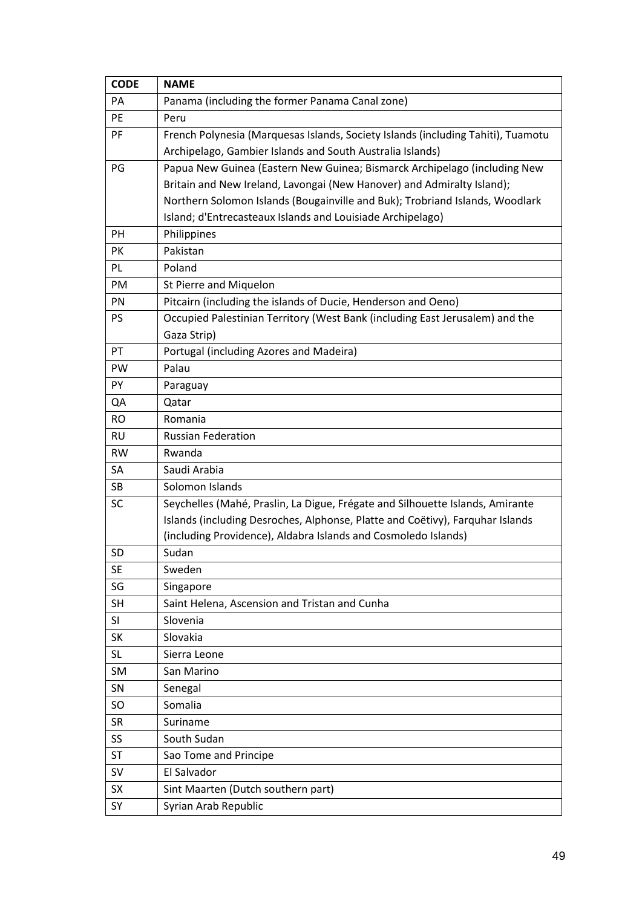| CODE | NAME |
|---|---|
| PA | Panama (including the former Panama Canal zone) |
| PE | Peru |
| PF | French Polynesia (Marquesas Islands, Society Islands (including Tahiti), Tuamotu Archipelago, Gambier Islands and South Australia Islands) |
| PG | Papua New Guinea (Eastern New Guinea; Bismarck Archipelago (including New Britain and New Ireland, Lavongai (New Hanover) and Admiralty Island); Northern Solomon Islands (Bougainville and Buk); Trobriand Islands, Woodlark Island; d'Entrecasteaux Islands and Louisiade Archipelago) |
| PH | Philippines |
| PK | Pakistan |
| PL | Poland |
| PM | St Pierre and Miquelon |
| PN | Pitcairn (including the islands of Ducie, Henderson and Oeno) |
| PS | Occupied Palestinian Territory (West Bank (including East Jerusalem) and the Gaza Strip) |
| PT | Portugal (including Azores and Madeira) |
| PW | Palau |
| PY | Paraguay |
| QA | Qatar |
| RO | Romania |
| RU | Russian Federation |
| RW | Rwanda |
| SA | Saudi Arabia |
| SB | Solomon Islands |
| SC | Seychelles (Mahé, Praslin, La Digue, Frégate and Silhouette Islands, Amirante Islands (including Desroches, Alphonse, Platte and Coëtivy), Farquhar Islands (including Providence), Aldabra Islands and Cosmoledo Islands) |
| SD | Sudan |
| SE | Sweden |
| SG | Singapore |
| SH | Saint Helena, Ascension and Tristan and Cunha |
| SI | Slovenia |
| SK | Slovakia |
| SL | Sierra Leone |
| SM | San Marino |
| SN | Senegal |
| SO | Somalia |
| SR | Suriname |
| SS | South Sudan |
| ST | Sao Tome and Principe |
| SV | El Salvador |
| SX | Sint Maarten (Dutch southern part) |
| SY | Syrian Arab Republic |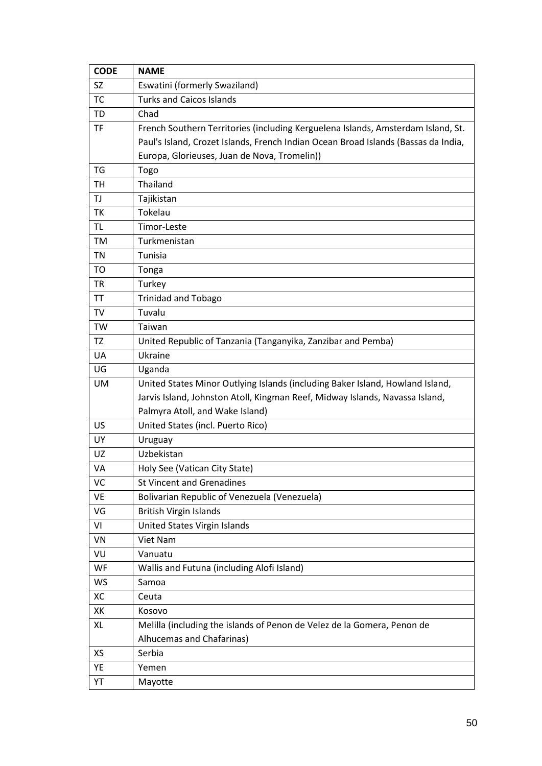| CODE | NAME |
| --- | --- |
| SZ | Eswatini (formerly Swaziland) |
| TC | Turks and Caicos Islands |
| TD | Chad |
| TF | French Southern Territories (including Kerguelena Islands, Amsterdam Island, St. Paul's Island, Crozet Islands, French Indian Ocean Broad Islands (Bassas da India, Europa, Glorieuses, Juan de Nova, Tromelin)) |
| TG | Togo |
| TH | Thailand |
| TJ | Tajikistan |
| TK | Tokelau |
| TL | Timor-Leste |
| TM | Turkmenistan |
| TN | Tunisia |
| TO | Tonga |
| TR | Turkey |
| TT | Trinidad and Tobago |
| TV | Tuvalu |
| TW | Taiwan |
| TZ | United Republic of Tanzania (Tanganyika, Zanzibar and Pemba) |
| UA | Ukraine |
| UG | Uganda |
| UM | United States Minor Outlying Islands (including Baker Island, Howland Island, Jarvis Island, Johnston Atoll, Kingman Reef, Midway Islands, Navassa Island, Palmyra Atoll, and Wake Island) |
| US | United States (incl. Puerto Rico) |
| UY | Uruguay |
| UZ | Uzbekistan |
| VA | Holy See (Vatican City State) |
| VC | St Vincent and Grenadines |
| VE | Bolivarian Republic of Venezuela (Venezuela) |
| VG | British Virgin Islands |
| VI | United States Virgin Islands |
| VN | Viet Nam |
| VU | Vanuatu |
| WF | Wallis and Futuna (including Alofi Island) |
| WS | Samoa |
| XC | Ceuta |
| XK | Kosovo |
| XL | Melilla (including the islands of Penon de Velez de la Gomera, Penon de Alhucemas and Chafarinas) |
| XS | Serbia |
| YE | Yemen |
| YT | Mayotte |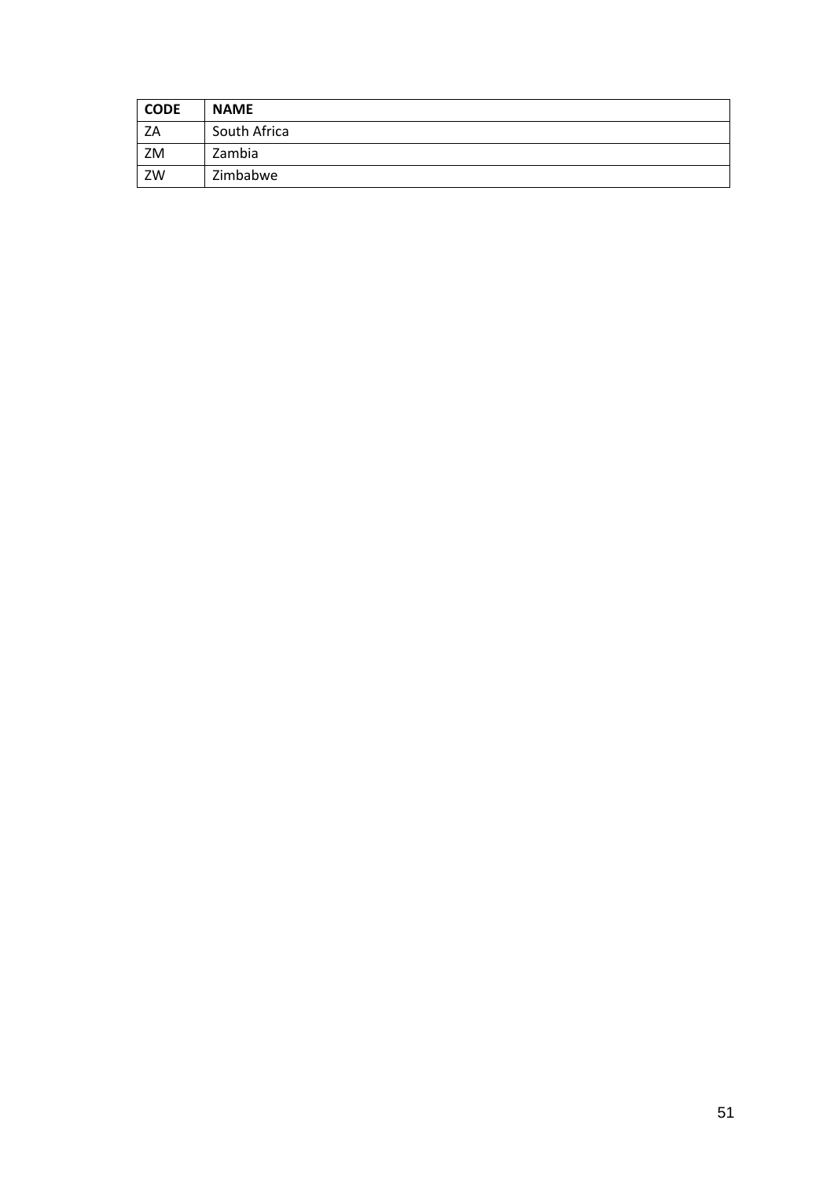| CODE | NAME |
| --- | --- |
| ZA | South Africa |
| ZM | Zambia |
| ZW | Zimbabwe |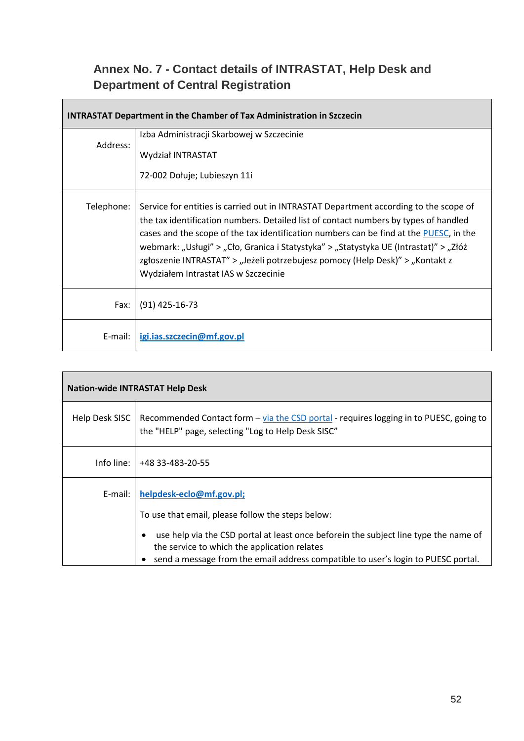## Annex No. 7 - Contact details of INTRASTAT, Help Desk and Department of Central Registration

| INTRASTAT Department in the Chamber of Tax Administration in Szczecin | |
|---|---|
| Address: | Izba Administracji Skarbowej w Szczecinie<br><br>Wydział INTRASTAT<br><br>72-002 Dołuje; Lubieszyn 11i |
| Telephone: | Service for entities is carried out in INTRASTAT Department according to the scope of the tax identification numbers. Detailed list of contact numbers by types of handled cases and the scope of the tax identification numbers can be find at the PUESC, in the webmark: „Usługi" > „Cło, Granica i Statystyka" > „Statystyka UE (Intrastat)" > „Złóż zgłoszenie INTRASTAT" > „Jeżeli potrzebujesz pomocy (Help Desk)" > „Kontakt z Wydziałem Intrastat IAS w Szczecinie |
| Fax: | (91) 425-16-73 |
| E-mail: | **igi.ias.szczecin@mf.gov.pl** |

| Nation-wide INTRASTAT Help Desk | |
|---|---|
| Help Desk SISC | Recommended Contact form – via the CSD portal - requires logging in to PUESC, going to the "HELP" page, selecting "Log to Help Desk SISC" |
| Info line: | +48 33-483-20-55 |
| E-mail: | **helpdesk-eclo@mf.gov.pl;**<br><br>To use that email, please follow the steps below:<br><br>• use help via the CSD portal at least once beforein the subject line type the name of the service to which the application relates<br>• send a message from the email address compatible to user's login to PUESC portal. |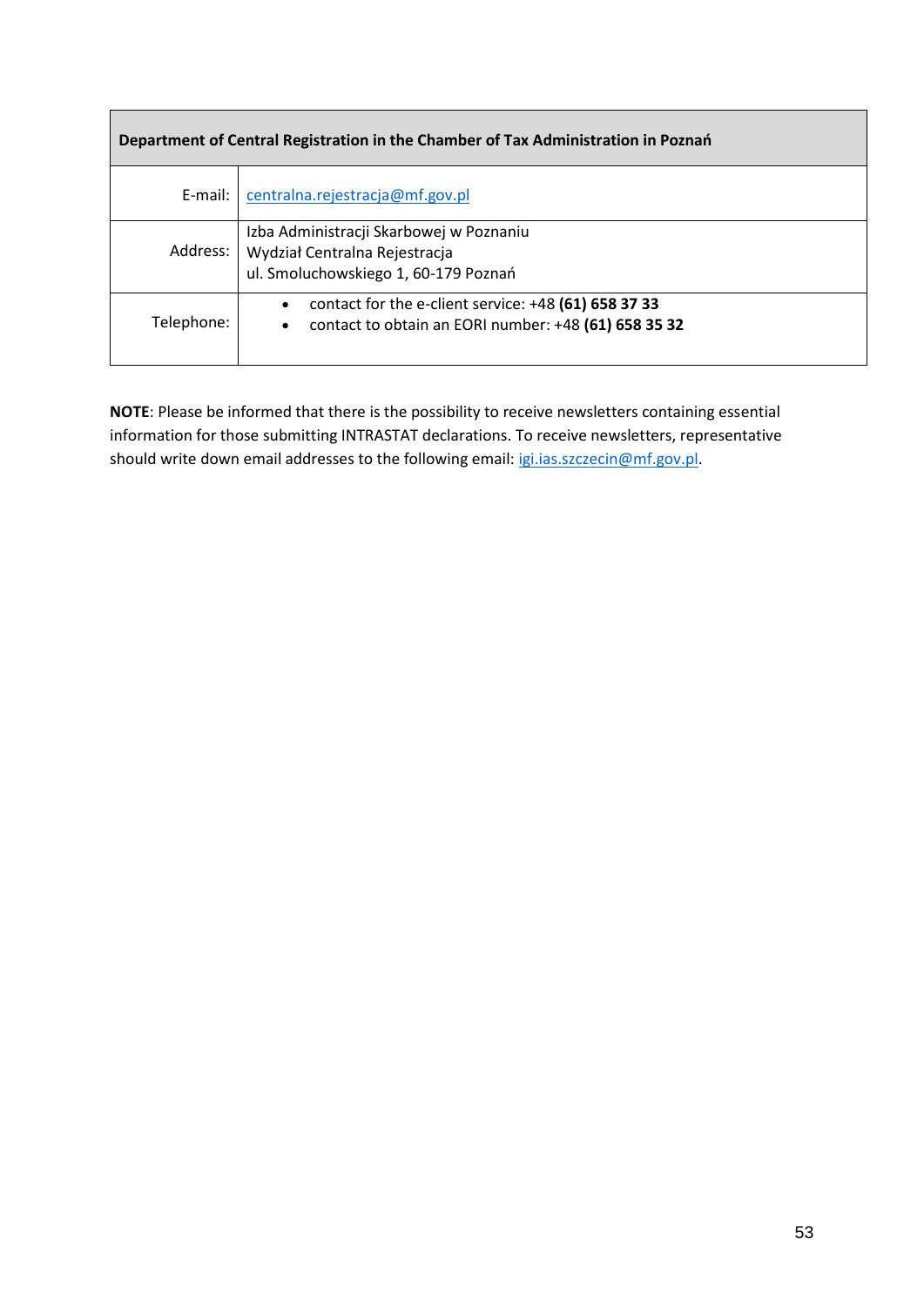| Department of Central Registration in the Chamber of Tax Administration in Poznań | |
|---|---|
| E-mail: | centralna.rejestracja@mf.gov.pl |
| Address: | Izba Administracji Skarbowej w Poznaniu<br>Wydział Centralna Rejestracja<br>ul. Smoluchowskiego 1, 60-179 Poznań |
| Telephone: | • contact for the e-client service: +48 **(61) 658 37 33**<br>• contact to obtain an EORI number: +48 **(61) 658 35 32** |

**NOTE**: Please be informed that there is the possibility to receive newsletters containing essential information for those submitting INTRASTAT declarations. To receive newsletters, representative should write down email addresses to the following email: igi.ias.szczecin@mf.gov.pl.